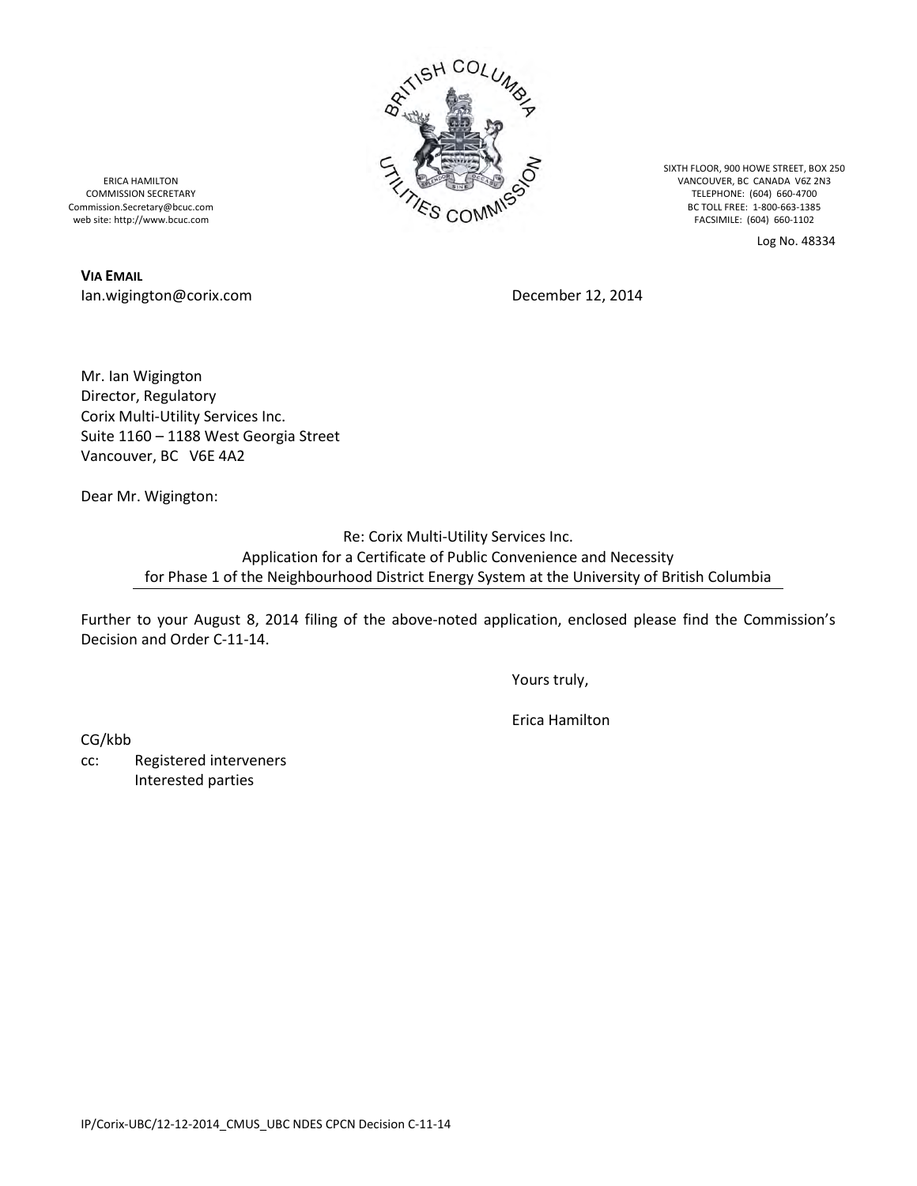ERICA HAMILTON
COMMISSION SECRETARY
Commission.Secretary@bcuc.com
web site: http://www.bcuc.com

SIXTH FLOOR, 900 HOWE STREET, BOX 250
VANCOUVER, BC CANADA V6Z 2N3
TELEPHONE: (604) 660-4700
BC TOLL FREE: 1-800-663-1385
FACSIMILE: (604) 660-1102

Log No. 48334

**VIA EMAIL**
Ian.wigington@corix.com

December 12, 2014

Mr. Ian Wigington
Director, Regulatory
Corix Multi-Utility Services Inc.
Suite 1160 – 1188 West Georgia Street
Vancouver, BC V6E 4A2

Dear Mr. Wigington:

Re: Corix Multi-Utility Services Inc.
Application for a Certificate of Public Convenience and Necessity
for Phase 1 of the Neighbourhood District Energy System at the University of British Columbia

Further to your August 8, 2014 filing of the above-noted application, enclosed please find the Commission's Decision and Order C-11-14.

Yours truly,

Erica Hamilton

CG/kbb
cc: Registered interveners
Interested parties

IP/Corix-UBC/12-12-2014_CMUS_UBC NDES CPCN Decision C-11-14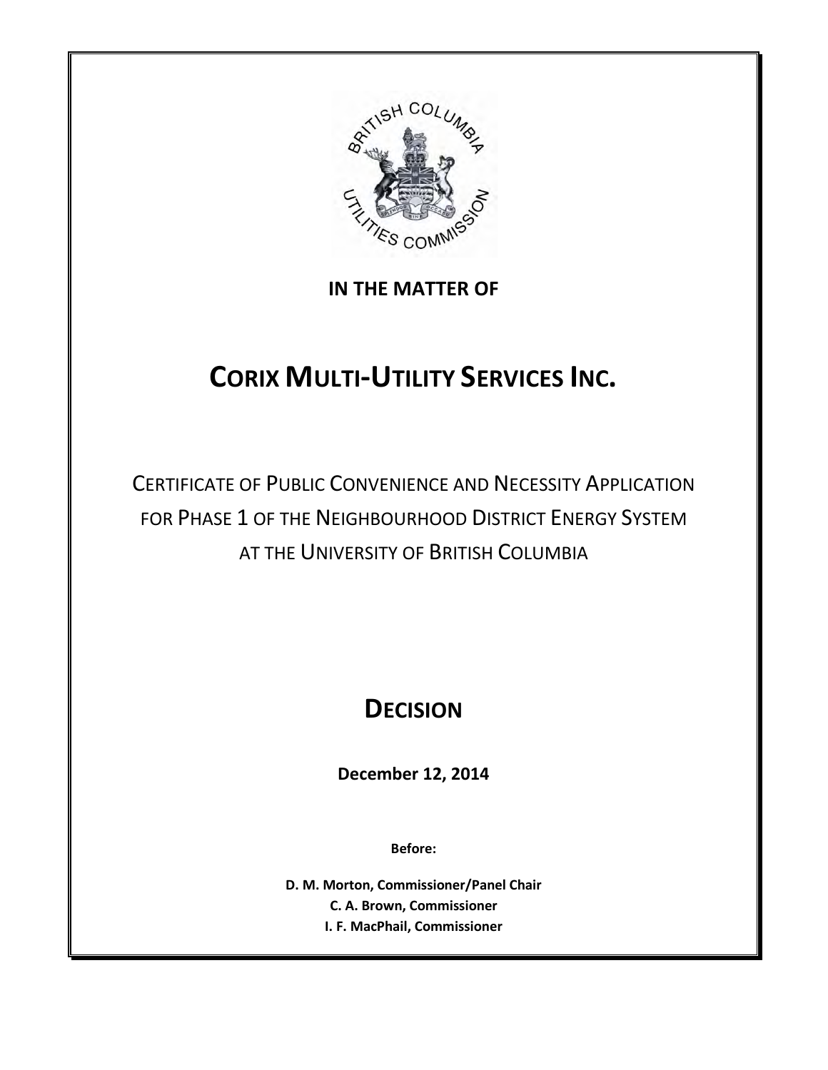**IN THE MATTER OF**

# CORIX MULTI-UTILITY SERVICES INC.

CERTIFICATE OF PUBLIC CONVENIENCE AND NECESSITY APPLICATION FOR PHASE 1 OF THE NEIGHBOURHOOD DISTRICT ENERGY SYSTEM AT THE UNIVERSITY OF BRITISH COLUMBIA

## DECISION

**December 12, 2014**

**Before:**

**D. M. Morton, Commissioner/Panel Chair**
**C. A. Brown, Commissioner**
**I. F. MacPhail, Commissioner**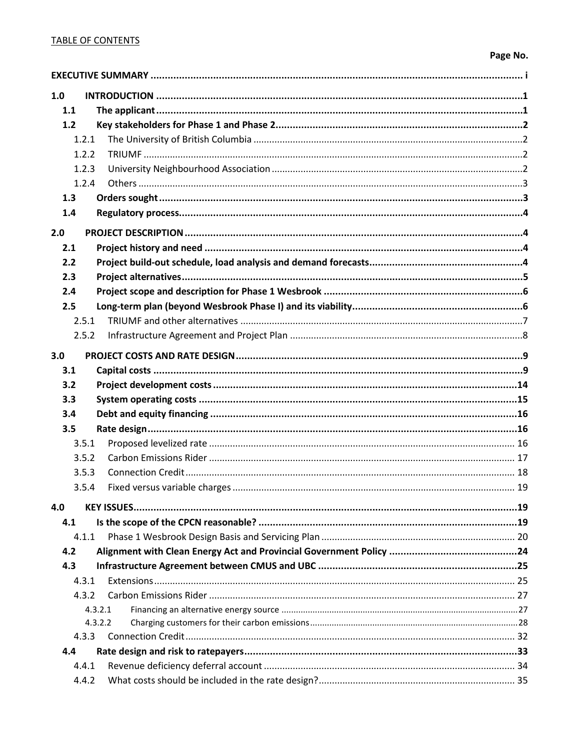TABLE OF CONTENTS

| | Page No. |
|---|---|
| **EXECUTIVE SUMMARY** | **i** |
| **1.0 INTRODUCTION** | **1** |
| **1.1 The applicant** | **1** |
| **1.2 Key stakeholders for Phase 1 and Phase 2** | **2** |
| 1.2.1 The University of British Columbia | 2 |
| 1.2.2 TRIUMF | 2 |
| 1.2.3 University Neighbourhood Association | 2 |
| 1.2.4 Others | 3 |
| **1.3 Orders sought** | **3** |
| **1.4 Regulatory process** | **4** |
| **2.0 PROJECT DESCRIPTION** | **4** |
| **2.1 Project history and need** | **4** |
| **2.2 Project build-out schedule, load analysis and demand forecasts** | **4** |
| **2.3 Project alternatives** | **5** |
| **2.4 Project scope and description for Phase 1 Wesbrook** | **6** |
| **2.5 Long-term plan (beyond Wesbrook Phase I) and its viability** | **6** |
| 2.5.1 TRIUMF and other alternatives | 7 |
| 2.5.2 Infrastructure Agreement and Project Plan | 8 |
| **3.0 PROJECT COSTS AND RATE DESIGN** | **9** |
| **3.1 Capital costs** | **9** |
| **3.2 Project development costs** | **14** |
| **3.3 System operating costs** | **15** |
| **3.4 Debt and equity financing** | **16** |
| **3.5 Rate design** | **16** |
| 3.5.1 Proposed levelized rate | 16 |
| 3.5.2 Carbon Emissions Rider | 17 |
| 3.5.3 Connection Credit | 18 |
| 3.5.4 Fixed versus variable charges | 19 |
| **4.0 KEY ISSUES** | **19** |
| **4.1 Is the scope of the CPCN reasonable?** | **19** |
| 4.1.1 Phase 1 Wesbrook Design Basis and Servicing Plan | 20 |
| **4.2 Alignment with Clean Energy Act and Provincial Government Policy** | **24** |
| **4.3 Infrastructure Agreement between CMUS and UBC** | **25** |
| 4.3.1 Extensions | 25 |
| 4.3.2 Carbon Emissions Rider | 27 |
| 4.3.2.1 Financing an alternative energy source | 27 |
| 4.3.2.2 Charging customers for their carbon emissions | 28 |
| 4.3.3 Connection Credit | 32 |
| **4.4 Rate design and risk to ratepayers** | **33** |
| 4.4.1 Revenue deficiency deferral account | 34 |
| 4.4.2 What costs should be included in the rate design? | 35 |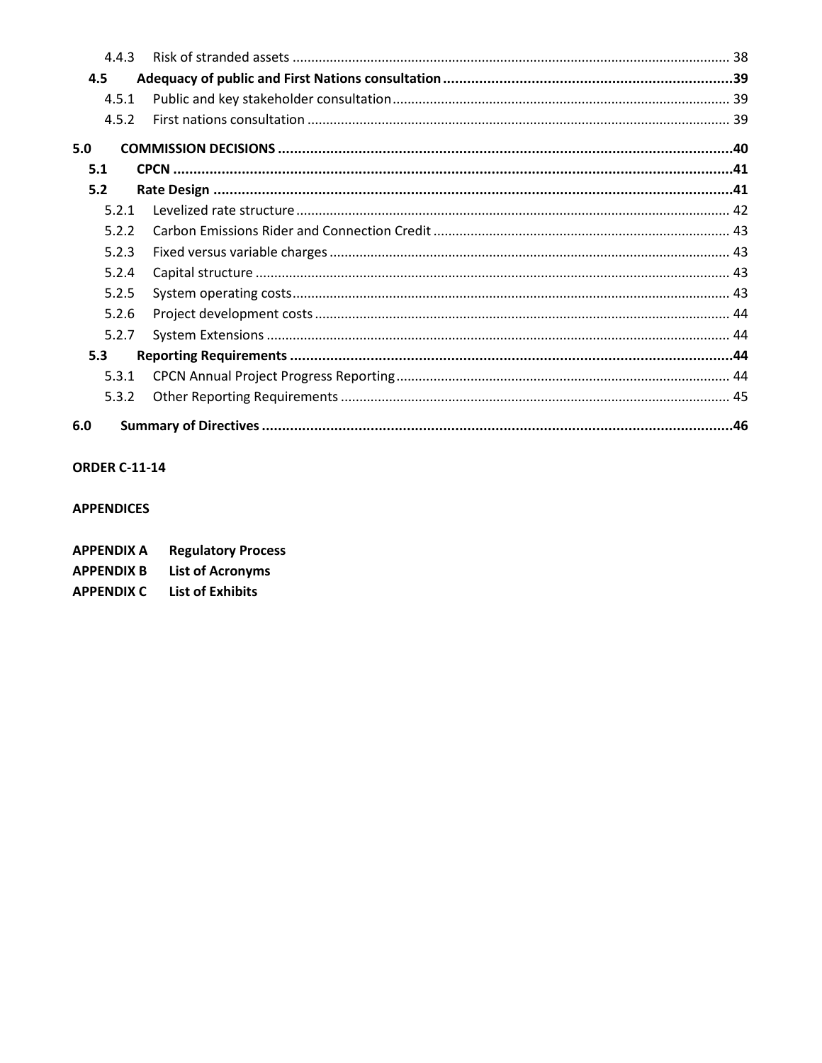| | | |
|---|---|---|
| 4.4.3 | Risk of stranded assets | 38 |
| **4.5** | **Adequacy of public and First Nations consultation** | **39** |
| 4.5.1 | Public and key stakeholder consultation | 39 |
| 4.5.2 | First nations consultation | 39 |
| **5.0** | **COMMISSION DECISIONS** | **40** |
| **5.1** | **CPCN** | **41** |
| **5.2** | **Rate Design** | **41** |
| 5.2.1 | Levelized rate structure | 42 |
| 5.2.2 | Carbon Emissions Rider and Connection Credit | 43 |
| 5.2.3 | Fixed versus variable charges | 43 |
| 5.2.4 | Capital structure | 43 |
| 5.2.5 | System operating costs | 43 |
| 5.2.6 | Project development costs | 44 |
| 5.2.7 | System Extensions | 44 |
| **5.3** | **Reporting Requirements** | **44** |
| 5.3.1 | CPCN Annual Project Progress Reporting | 44 |
| 5.3.2 | Other Reporting Requirements | 45 |
| **6.0** | **Summary of Directives** | **46** |

**ORDER C-11-14**

**APPENDICES**

**APPENDIX A** **Regulatory Process**
**APPENDIX B** **List of Acronyms**
**APPENDIX C** **List of Exhibits**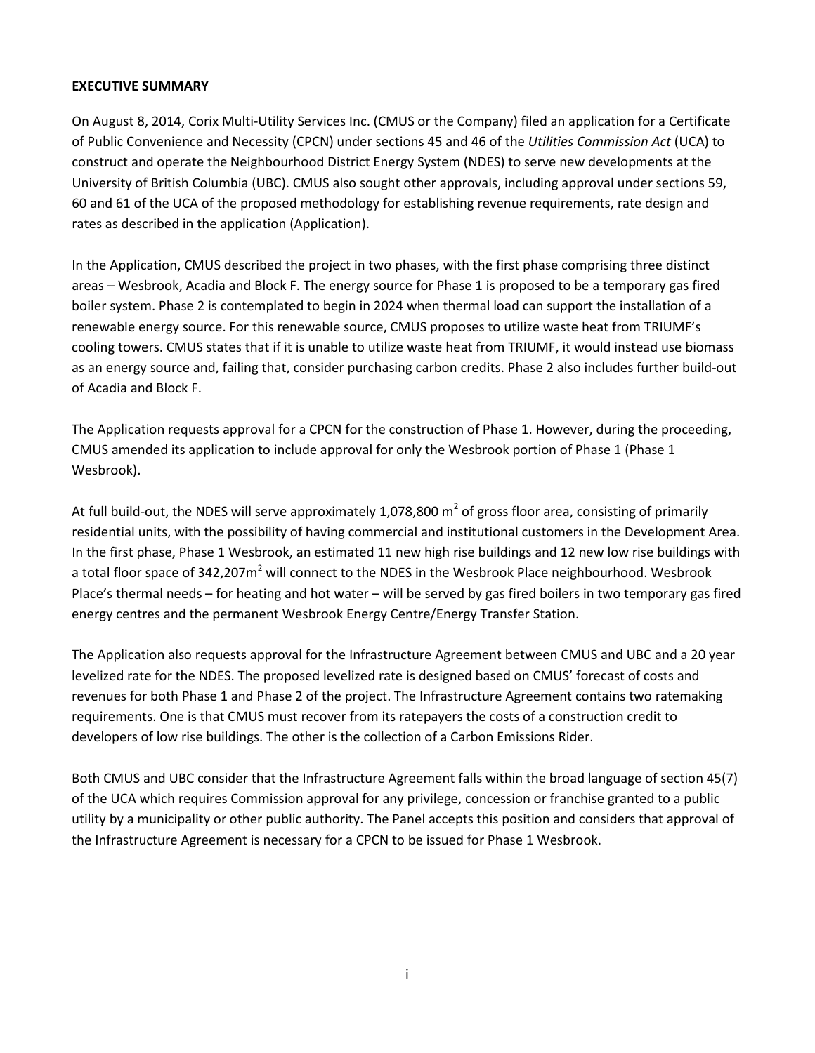**EXECUTIVE SUMMARY**

On August 8, 2014, Corix Multi-Utility Services Inc. (CMUS or the Company) filed an application for a Certificate of Public Convenience and Necessity (CPCN) under sections 45 and 46 of the *Utilities Commission Act* (UCA) to construct and operate the Neighbourhood District Energy System (NDES) to serve new developments at the University of British Columbia (UBC). CMUS also sought other approvals, including approval under sections 59, 60 and 61 of the UCA of the proposed methodology for establishing revenue requirements, rate design and rates as described in the application (Application).

In the Application, CMUS described the project in two phases, with the first phase comprising three distinct areas – Wesbrook, Acadia and Block F. The energy source for Phase 1 is proposed to be a temporary gas fired boiler system. Phase 2 is contemplated to begin in 2024 when thermal load can support the installation of a renewable energy source. For this renewable source, CMUS proposes to utilize waste heat from TRIUMF's cooling towers. CMUS states that if it is unable to utilize waste heat from TRIUMF, it would instead use biomass as an energy source and, failing that, consider purchasing carbon credits. Phase 2 also includes further build-out of Acadia and Block F.

The Application requests approval for a CPCN for the construction of Phase 1. However, during the proceeding, CMUS amended its application to include approval for only the Wesbrook portion of Phase 1 (Phase 1 Wesbrook).

At full build-out, the NDES will serve approximately 1,078,800 $m^2$ of gross floor area, consisting of primarily residential units, with the possibility of having commercial and institutional customers in the Development Area. In the first phase, Phase 1 Wesbrook, an estimated 11 new high rise buildings and 12 new low rise buildings with a total floor space of 342,207$m^2$ will connect to the NDES in the Wesbrook Place neighbourhood. Wesbrook Place's thermal needs – for heating and hot water – will be served by gas fired boilers in two temporary gas fired energy centres and the permanent Wesbrook Energy Centre/Energy Transfer Station.

The Application also requests approval for the Infrastructure Agreement between CMUS and UBC and a 20 year levelized rate for the NDES. The proposed levelized rate is designed based on CMUS' forecast of costs and revenues for both Phase 1 and Phase 2 of the project. The Infrastructure Agreement contains two ratemaking requirements. One is that CMUS must recover from its ratepayers the costs of a construction credit to developers of low rise buildings. The other is the collection of a Carbon Emissions Rider.

Both CMUS and UBC consider that the Infrastructure Agreement falls within the broad language of section 45(7) of the UCA which requires Commission approval for any privilege, concession or franchise granted to a public utility by a municipality or other public authority. The Panel accepts this position and considers that approval of the Infrastructure Agreement is necessary for a CPCN to be issued for Phase 1 Wesbrook.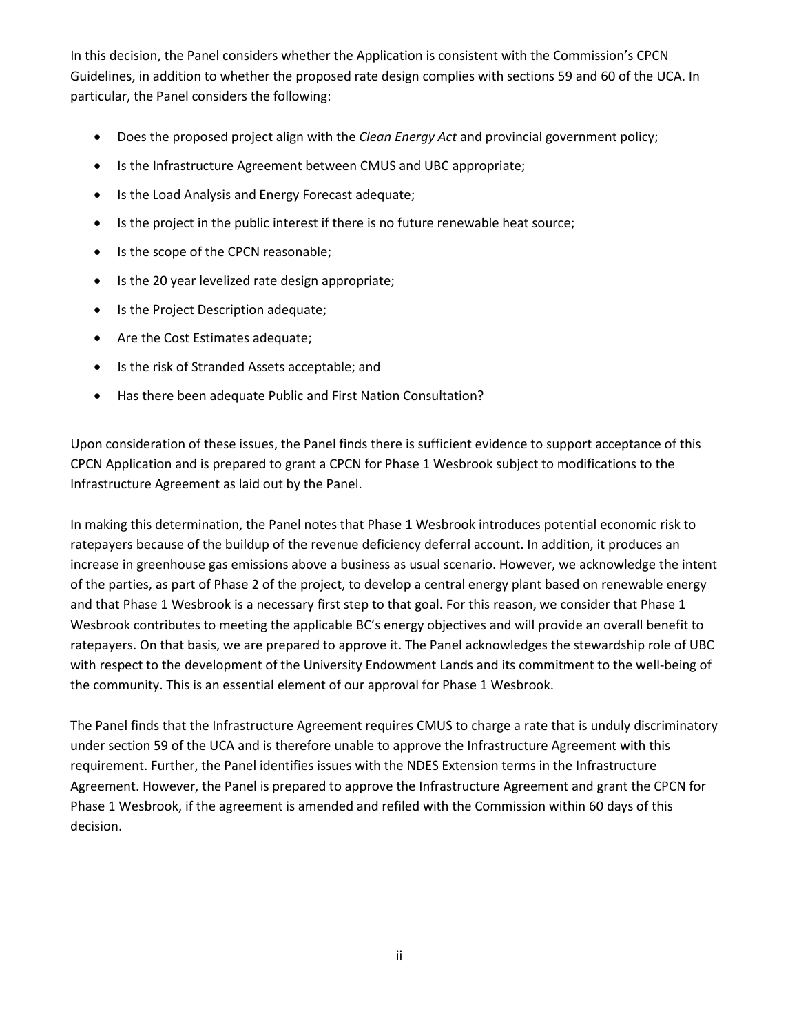In this decision, the Panel considers whether the Application is consistent with the Commission's CPCN Guidelines, in addition to whether the proposed rate design complies with sections 59 and 60 of the UCA. In particular, the Panel considers the following:

- Does the proposed project align with the *Clean Energy Act* and provincial government policy;
- Is the Infrastructure Agreement between CMUS and UBC appropriate;
- Is the Load Analysis and Energy Forecast adequate;
- Is the project in the public interest if there is no future renewable heat source;
- Is the scope of the CPCN reasonable;
- Is the 20 year levelized rate design appropriate;
- Is the Project Description adequate;
- Are the Cost Estimates adequate;
- Is the risk of Stranded Assets acceptable; and
- Has there been adequate Public and First Nation Consultation?

Upon consideration of these issues, the Panel finds there is sufficient evidence to support acceptance of this CPCN Application and is prepared to grant a CPCN for Phase 1 Wesbrook subject to modifications to the Infrastructure Agreement as laid out by the Panel.

In making this determination, the Panel notes that Phase 1 Wesbrook introduces potential economic risk to ratepayers because of the buildup of the revenue deficiency deferral account. In addition, it produces an increase in greenhouse gas emissions above a business as usual scenario. However, we acknowledge the intent of the parties, as part of Phase 2 of the project, to develop a central energy plant based on renewable energy and that Phase 1 Wesbrook is a necessary first step to that goal. For this reason, we consider that Phase 1 Wesbrook contributes to meeting the applicable BC's energy objectives and will provide an overall benefit to ratepayers. On that basis, we are prepared to approve it. The Panel acknowledges the stewardship role of UBC with respect to the development of the University Endowment Lands and its commitment to the well-being of the community. This is an essential element of our approval for Phase 1 Wesbrook.

The Panel finds that the Infrastructure Agreement requires CMUS to charge a rate that is unduly discriminatory under section 59 of the UCA and is therefore unable to approve the Infrastructure Agreement with this requirement. Further, the Panel identifies issues with the NDES Extension terms in the Infrastructure Agreement. However, the Panel is prepared to approve the Infrastructure Agreement and grant the CPCN for Phase 1 Wesbrook, if the agreement is amended and refiled with the Commission within 60 days of this decision.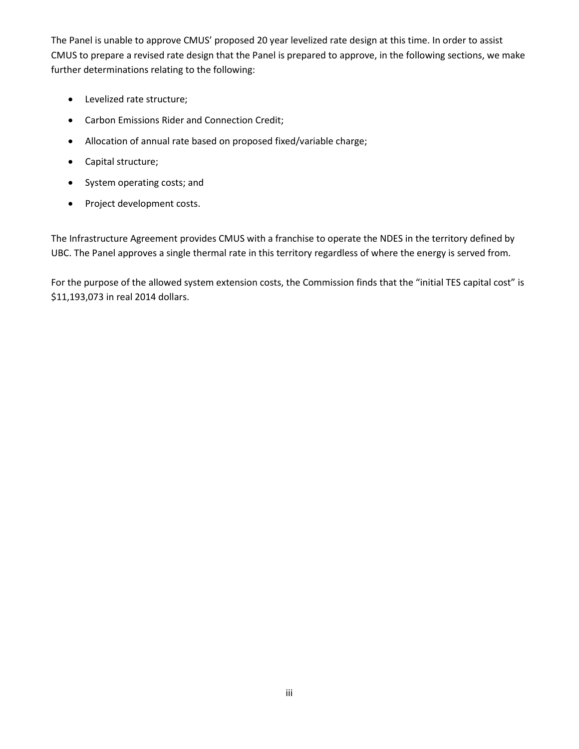The Panel is unable to approve CMUS' proposed 20 year levelized rate design at this time. In order to assist CMUS to prepare a revised rate design that the Panel is prepared to approve, in the following sections, we make further determinations relating to the following:

- Levelized rate structure;
- Carbon Emissions Rider and Connection Credit;
- Allocation of annual rate based on proposed fixed/variable charge;
- Capital structure;
- System operating costs; and
- Project development costs.

The Infrastructure Agreement provides CMUS with a franchise to operate the NDES in the territory defined by UBC. The Panel approves a single thermal rate in this territory regardless of where the energy is served from.

For the purpose of the allowed system extension costs, the Commission finds that the "initial TES capital cost" is $11,193,073 in real 2014 dollars.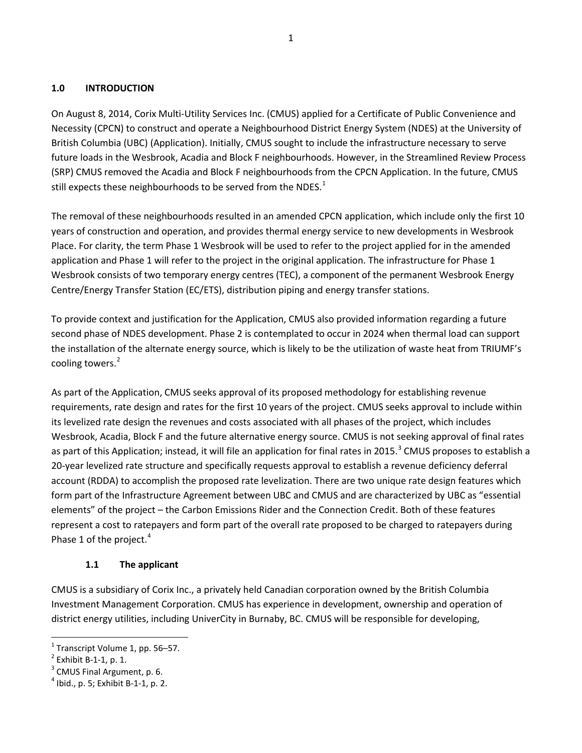## 1.0 INTRODUCTION

On August 8, 2014, Corix Multi-Utility Services Inc. (CMUS) applied for a Certificate of Public Convenience and Necessity (CPCN) to construct and operate a Neighbourhood District Energy System (NDES) at the University of British Columbia (UBC) (Application). Initially, CMUS sought to include the infrastructure necessary to serve future loads in the Wesbrook, Acadia and Block F neighbourhoods. However, in the Streamlined Review Process (SRP) CMUS removed the Acadia and Block F neighbourhoods from the CPCN Application. In the future, CMUS still expects these neighbourhoods to be served from the NDES.[1]

The removal of these neighbourhoods resulted in an amended CPCN application, which include only the first 10 years of construction and operation, and provides thermal energy service to new developments in Wesbrook Place. For clarity, the term Phase 1 Wesbrook will be used to refer to the project applied for in the amended application and Phase 1 will refer to the project in the original application. The infrastructure for Phase 1 Wesbrook consists of two temporary energy centres (TEC), a component of the permanent Wesbrook Energy Centre/Energy Transfer Station (EC/ETS), distribution piping and energy transfer stations.

To provide context and justification for the Application, CMUS also provided information regarding a future second phase of NDES development. Phase 2 is contemplated to occur in 2024 when thermal load can support the installation of the alternate energy source, which is likely to be the utilization of waste heat from TRIUMF's cooling towers.[2]

As part of the Application, CMUS seeks approval of its proposed methodology for establishing revenue requirements, rate design and rates for the first 10 years of the project. CMUS seeks approval to include within its levelized rate design the revenues and costs associated with all phases of the project, which includes Wesbrook, Acadia, Block F and the future alternative energy source. CMUS is not seeking approval of final rates as part of this Application; instead, it will file an application for final rates in 2015.[3] CMUS proposes to establish a 20-year levelized rate structure and specifically requests approval to establish a revenue deficiency deferral account (RDDA) to accomplish the proposed rate levelization. There are two unique rate design features which form part of the Infrastructure Agreement between UBC and CMUS and are characterized by UBC as "essential elements" of the project – the Carbon Emissions Rider and the Connection Credit. Both of these features represent a cost to ratepayers and form part of the overall rate proposed to be charged to ratepayers during Phase 1 of the project.[4]

### 1.1 The applicant

CMUS is a subsidiary of Corix Inc., a privately held Canadian corporation owned by the British Columbia Investment Management Corporation. CMUS has experience in development, ownership and operation of district energy utilities, including UniverCity in Burnaby, BC. CMUS will be responsible for developing,

---

[1] Transcript Volume 1, pp. 56–57.
[2] Exhibit B-1-1, p. 1.
[3] CMUS Final Argument, p. 6.
[4] Ibid., p. 5; Exhibit B-1-1, p. 2.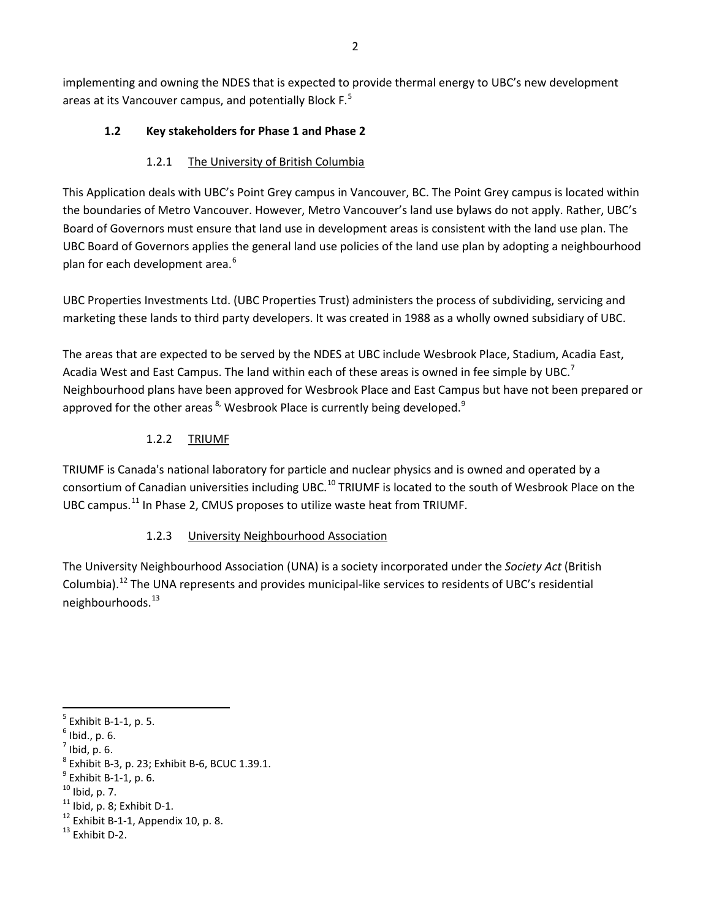implementing and owning the NDES that is expected to provide thermal energy to UBC's new development areas at its Vancouver campus, and potentially Block F.[5]

### 1.2 Key stakeholders for Phase 1 and Phase 2

#### 1.2.1 The University of British Columbia

This Application deals with UBC's Point Grey campus in Vancouver, BC. The Point Grey campus is located within the boundaries of Metro Vancouver. However, Metro Vancouver's land use bylaws do not apply. Rather, UBC's Board of Governors must ensure that land use in development areas is consistent with the land use plan. The UBC Board of Governors applies the general land use policies of the land use plan by adopting a neighbourhood plan for each development area.[6]

UBC Properties Investments Ltd. (UBC Properties Trust) administers the process of subdividing, servicing and marketing these lands to third party developers. It was created in 1988 as a wholly owned subsidiary of UBC.

The areas that are expected to be served by the NDES at UBC include Wesbrook Place, Stadium, Acadia East, Acadia West and East Campus. The land within each of these areas is owned in fee simple by UBC.[7] Neighbourhood plans have been approved for Wesbrook Place and East Campus but have not been prepared or approved for the other areas [8], Wesbrook Place is currently being developed.[9]

#### 1.2.2 TRIUMF

TRIUMF is Canada's national laboratory for particle and nuclear physics and is owned and operated by a consortium of Canadian universities including UBC.[10] TRIUMF is located to the south of Wesbrook Place on the UBC campus.[11] In Phase 2, CMUS proposes to utilize waste heat from TRIUMF.

#### 1.2.3 University Neighbourhood Association

The University Neighbourhood Association (UNA) is a society incorporated under the *Society Act* (British Columbia).[12] The UNA represents and provides municipal-like services to residents of UBC's residential neighbourhoods.[13]

---

[5] Exhibit B-1-1, p. 5.
[6] Ibid., p. 6.
[7] Ibid, p. 6.
[8] Exhibit B-3, p. 23; Exhibit B-6, BCUC 1.39.1.
[9] Exhibit B-1-1, p. 6.
[10] Ibid, p. 7.
[11] Ibid, p. 8; Exhibit D-1.
[12] Exhibit B-1-1, Appendix 10, p. 8.
[13] Exhibit D-2.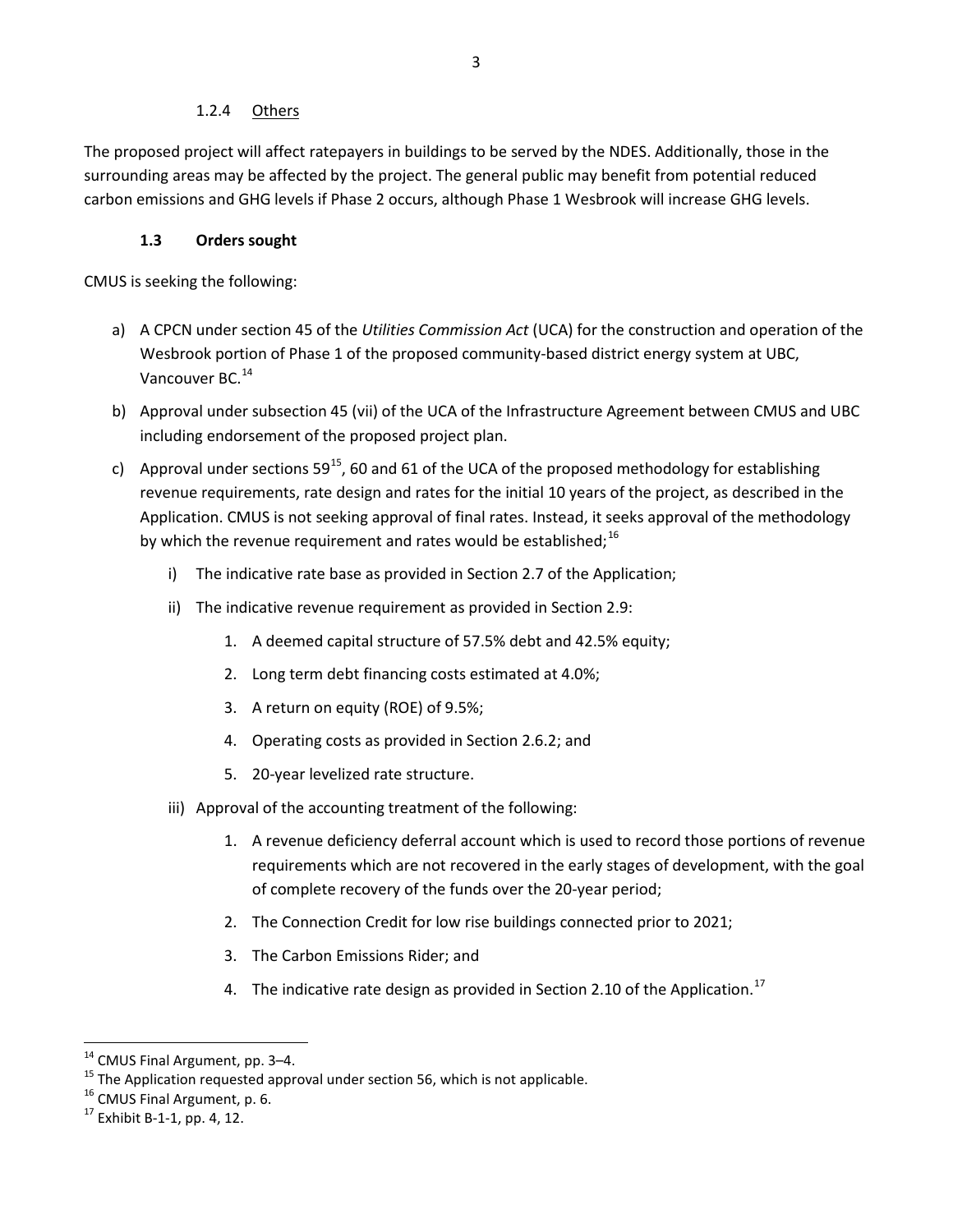#### 1.2.4 Others

The proposed project will affect ratepayers in buildings to be served by the NDES. Additionally, those in the surrounding areas may be affected by the project. The general public may benefit from potential reduced carbon emissions and GHG levels if Phase 2 occurs, although Phase 1 Wesbrook will increase GHG levels.

### 1.3 Orders sought

CMUS is seeking the following:

a) A CPCN under section 45 of the *Utilities Commission Act* (UCA) for the construction and operation of the Wesbrook portion of Phase 1 of the proposed community-based district energy system at UBC, Vancouver BC.[14]

b) Approval under subsection 45 (vii) of the UCA of the Infrastructure Agreement between CMUS and UBC including endorsement of the proposed project plan.

c) Approval under sections 59[15], 60 and 61 of the UCA of the proposed methodology for establishing revenue requirements, rate design and rates for the initial 10 years of the project, as described in the Application. CMUS is not seeking approval of final rates. Instead, it seeks approval of the methodology by which the revenue requirement and rates would be established;[16]

   i) The indicative rate base as provided in Section 2.7 of the Application;

   ii) The indicative revenue requirement as provided in Section 2.9:

      1. A deemed capital structure of 57.5% debt and 42.5% equity;

      2. Long term debt financing costs estimated at 4.0%;

      3. A return on equity (ROE) of 9.5%;

      4. Operating costs as provided in Section 2.6.2; and

      5. 20-year levelized rate structure.

   iii) Approval of the accounting treatment of the following:

      1. A revenue deficiency deferral account which is used to record those portions of revenue requirements which are not recovered in the early stages of development, with the goal of complete recovery of the funds over the 20-year period;

      2. The Connection Credit for low rise buildings connected prior to 2021;

      3. The Carbon Emissions Rider; and

      4. The indicative rate design as provided in Section 2.10 of the Application.[17]

---

[14] CMUS Final Argument, pp. 3–4.

[15] The Application requested approval under section 56, which is not applicable.

[16] CMUS Final Argument, p. 6.

[17] Exhibit B-1-1, pp. 4, 12.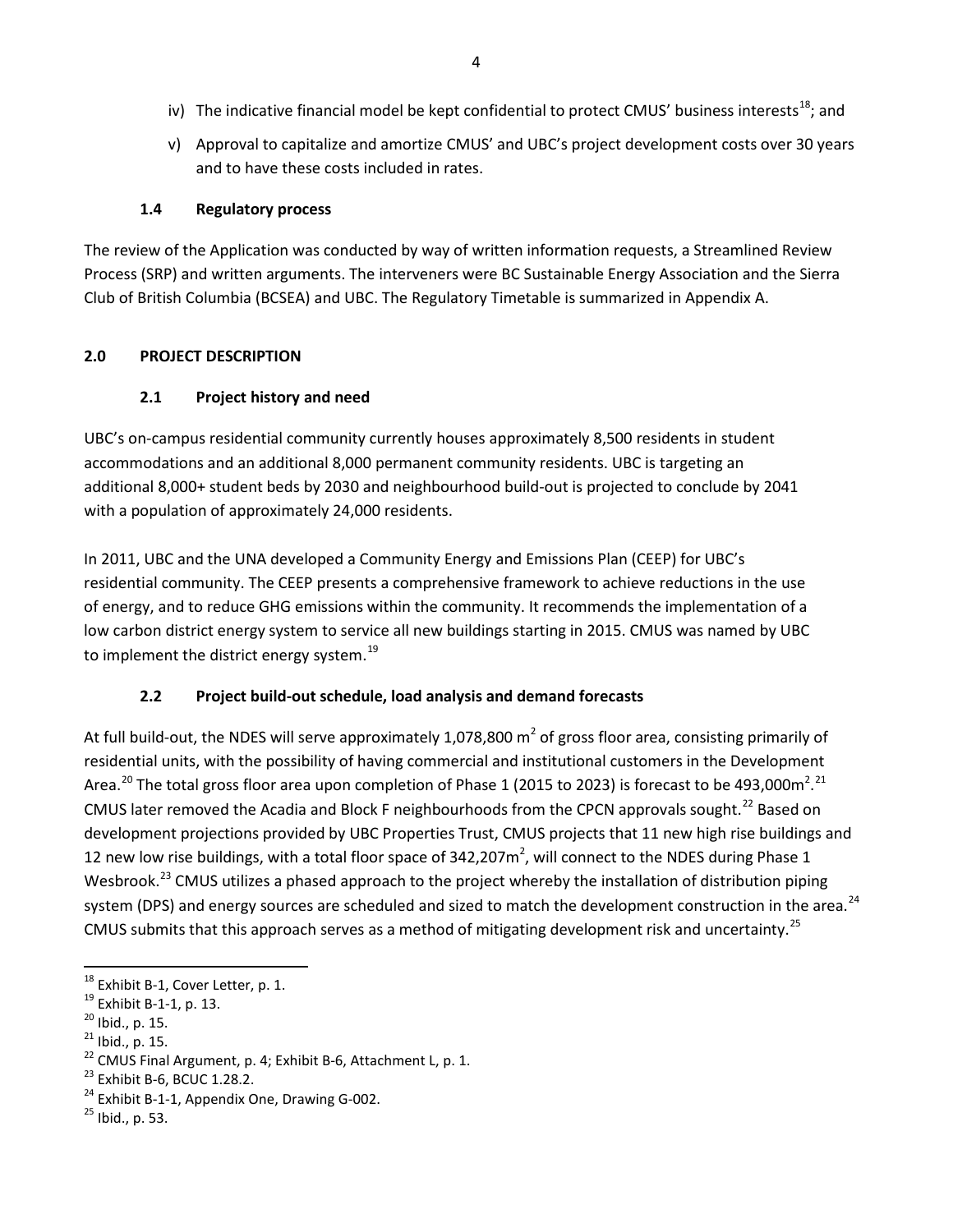iv) The indicative financial model be kept confidential to protect CMUS' business interests[18]; and

v) Approval to capitalize and amortize CMUS' and UBC's project development costs over 30 years and to have these costs included in rates.

### 1.4 Regulatory process

The review of the Application was conducted by way of written information requests, a Streamlined Review Process (SRP) and written arguments. The interveners were BC Sustainable Energy Association and the Sierra Club of British Columbia (BCSEA) and UBC. The Regulatory Timetable is summarized in Appendix A.

## 2.0 PROJECT DESCRIPTION

### 2.1 Project history and need

UBC's on-campus residential community currently houses approximately 8,500 residents in student accommodations and an additional 8,000 permanent community residents. UBC is targeting an additional 8,000+ student beds by 2030 and neighbourhood build-out is projected to conclude by 2041 with a population of approximately 24,000 residents.

In 2011, UBC and the UNA developed a Community Energy and Emissions Plan (CEEP) for UBC's residential community. The CEEP presents a comprehensive framework to achieve reductions in the use of energy, and to reduce GHG emissions within the community. It recommends the implementation of a low carbon district energy system to service all new buildings starting in 2015. CMUS was named by UBC to implement the district energy system.[19]

### 2.2 Project build-out schedule, load analysis and demand forecasts

At full build-out, the NDES will serve approximately 1,078,800 $m^2$ of gross floor area, consisting primarily of residential units, with the possibility of having commercial and institutional customers in the Development Area.[20] The total gross floor area upon completion of Phase 1 (2015 to 2023) is forecast to be 493,000$m^2$.[21] CMUS later removed the Acadia and Block F neighbourhoods from the CPCN approvals sought.[22] Based on development projections provided by UBC Properties Trust, CMUS projects that 11 new high rise buildings and 12 new low rise buildings, with a total floor space of 342,207$m^2$, will connect to the NDES during Phase 1 Wesbrook.[23] CMUS utilizes a phased approach to the project whereby the installation of distribution piping system (DPS) and energy sources are scheduled and sized to match the development construction in the area.[24] CMUS submits that this approach serves as a method of mitigating development risk and uncertainty.[25]

---

[18] Exhibit B-1, Cover Letter, p. 1.
[19] Exhibit B-1-1, p. 13.
[20] Ibid., p. 15.
[21] Ibid., p. 15.
[22] CMUS Final Argument, p. 4; Exhibit B-6, Attachment L, p. 1.
[23] Exhibit B-6, BCUC 1.28.2.
[24] Exhibit B-1-1, Appendix One, Drawing G-002.
[25] Ibid., p. 53.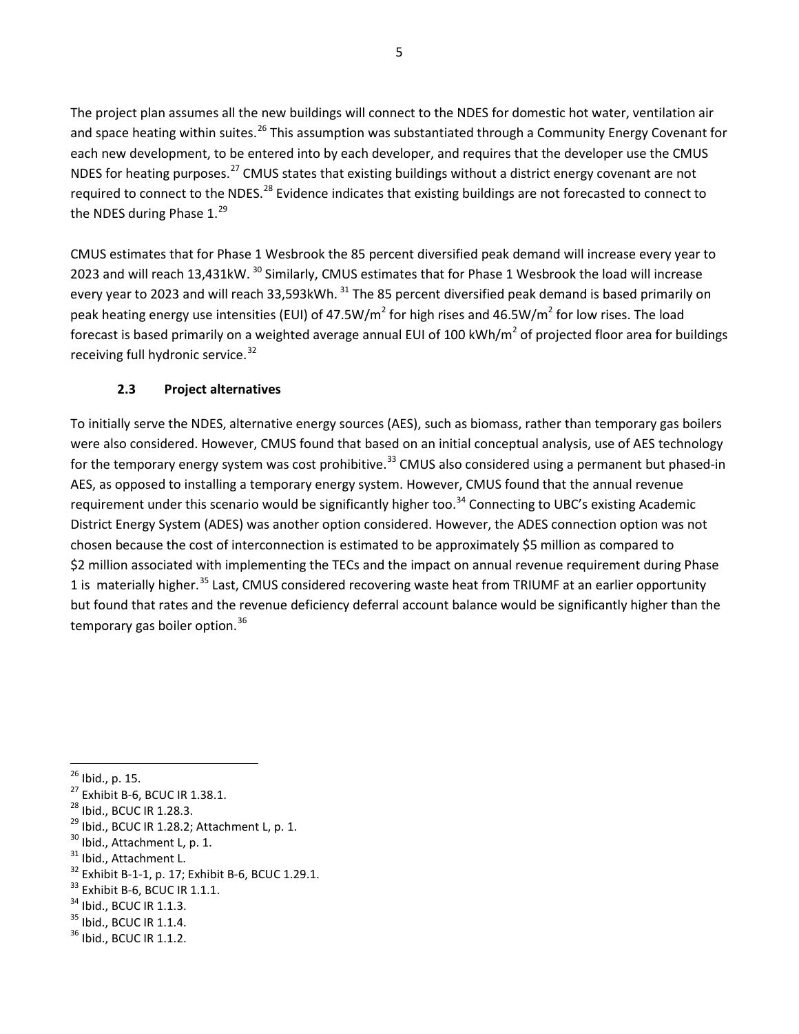The project plan assumes all the new buildings will connect to the NDES for domestic hot water, ventilation air and space heating within suites.[26] This assumption was substantiated through a Community Energy Covenant for each new development, to be entered into by each developer, and requires that the developer use the CMUS NDES for heating purposes.[27] CMUS states that existing buildings without a district energy covenant are not required to connect to the NDES.[28] Evidence indicates that existing buildings are not forecasted to connect to the NDES during Phase 1.[29]

CMUS estimates that for Phase 1 Wesbrook the 85 percent diversified peak demand will increase every year to 2023 and will reach 13,431kW. [30] Similarly, CMUS estimates that for Phase 1 Wesbrook the load will increase every year to 2023 and will reach 33,593kWh. [31] The 85 percent diversified peak demand is based primarily on peak heating energy use intensities (EUI) of 47.5W/$m^2$ for high rises and 46.5W/$m^2$ for low rises. The load forecast is based primarily on a weighted average annual EUI of 100 kWh/$m^2$ of projected floor area for buildings receiving full hydronic service.[32]

### 2.3 Project alternatives

To initially serve the NDES, alternative energy sources (AES), such as biomass, rather than temporary gas boilers were also considered. However, CMUS found that based on an initial conceptual analysis, use of AES technology for the temporary energy system was cost prohibitive.[33] CMUS also considered using a permanent but phased-in AES, as opposed to installing a temporary energy system. However, CMUS found that the annual revenue requirement under this scenario would be significantly higher too.[34] Connecting to UBC's existing Academic District Energy System (ADES) was another option considered. However, the ADES connection option was not chosen because the cost of interconnection is estimated to be approximately \$5 million as compared to \$2 million associated with implementing the TECs and the impact on annual revenue requirement during Phase 1 is materially higher.[35] Last, CMUS considered recovering waste heat from TRIUMF at an earlier opportunity but found that rates and the revenue deficiency deferral account balance would be significantly higher than the temporary gas boiler option.[36]

---

[26] Ibid., p. 15.
[27] Exhibit B-6, BCUC IR 1.38.1.
[28] Ibid., BCUC IR 1.28.3.
[29] Ibid., BCUC IR 1.28.2; Attachment L, p. 1.
[30] Ibid., Attachment L, p. 1.
[31] Ibid., Attachment L.
[32] Exhibit B-1-1, p. 17; Exhibit B-6, BCUC 1.29.1.
[33] Exhibit B-6, BCUC IR 1.1.1.
[34] Ibid., BCUC IR 1.1.3.
[35] Ibid., BCUC IR 1.1.4.
[36] Ibid., BCUC IR 1.1.2.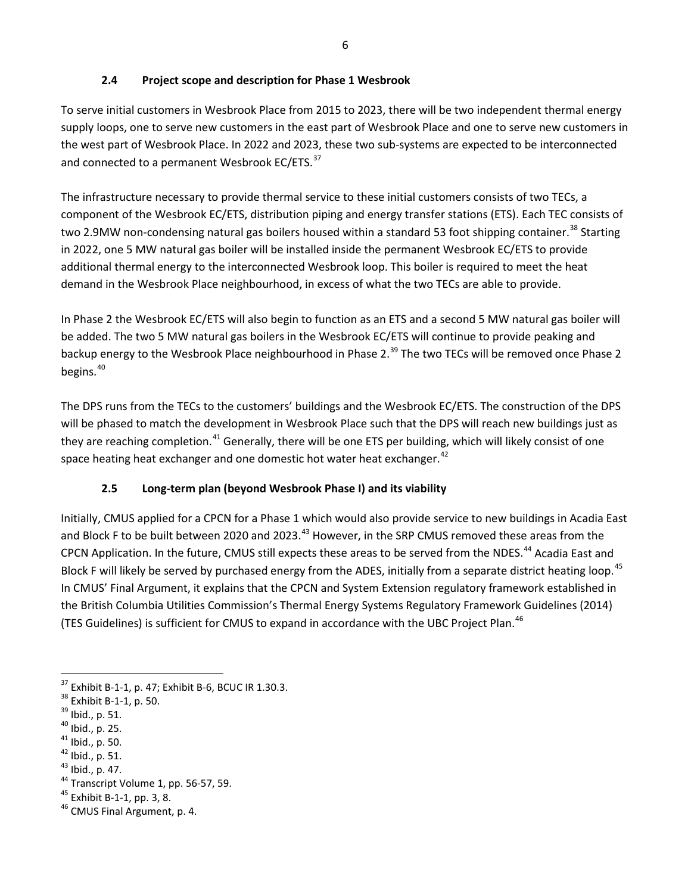### 2.4 Project scope and description for Phase 1 Wesbrook

To serve initial customers in Wesbrook Place from 2015 to 2023, there will be two independent thermal energy supply loops, one to serve new customers in the east part of Wesbrook Place and one to serve new customers in the west part of Wesbrook Place. In 2022 and 2023, these two sub-systems are expected to be interconnected and connected to a permanent Wesbrook EC/ETS.[37]

The infrastructure necessary to provide thermal service to these initial customers consists of two TECs, a component of the Wesbrook EC/ETS, distribution piping and energy transfer stations (ETS). Each TEC consists of two 2.9MW non-condensing natural gas boilers housed within a standard 53 foot shipping container.[38] Starting in 2022, one 5 MW natural gas boiler will be installed inside the permanent Wesbrook EC/ETS to provide additional thermal energy to the interconnected Wesbrook loop. This boiler is required to meet the heat demand in the Wesbrook Place neighbourhood, in excess of what the two TECs are able to provide.

In Phase 2 the Wesbrook EC/ETS will also begin to function as an ETS and a second 5 MW natural gas boiler will be added. The two 5 MW natural gas boilers in the Wesbrook EC/ETS will continue to provide peaking and backup energy to the Wesbrook Place neighbourhood in Phase 2.[39] The two TECs will be removed once Phase 2 begins.[40]

The DPS runs from the TECs to the customers' buildings and the Wesbrook EC/ETS. The construction of the DPS will be phased to match the development in Wesbrook Place such that the DPS will reach new buildings just as they are reaching completion.[41] Generally, there will be one ETS per building, which will likely consist of one space heating heat exchanger and one domestic hot water heat exchanger.[42]

### 2.5 Long-term plan (beyond Wesbrook Phase I) and its viability

Initially, CMUS applied for a CPCN for a Phase 1 which would also provide service to new buildings in Acadia East and Block F to be built between 2020 and 2023.[43] However, in the SRP CMUS removed these areas from the CPCN Application. In the future, CMUS still expects these areas to be served from the NDES.[44] Acadia East and Block F will likely be served by purchased energy from the ADES, initially from a separate district heating loop.[45] In CMUS' Final Argument, it explains that the CPCN and System Extension regulatory framework established in the British Columbia Utilities Commission's Thermal Energy Systems Regulatory Framework Guidelines (2014) (TES Guidelines) is sufficient for CMUS to expand in accordance with the UBC Project Plan.[46]

---

[37] Exhibit B-1-1, p. 47; Exhibit B-6, BCUC IR 1.30.3.
[38] Exhibit B-1-1, p. 50.
[39] Ibid., p. 51.
[40] Ibid., p. 25.
[41] Ibid., p. 50.
[42] Ibid., p. 51.
[43] Ibid., p. 47.
[44] Transcript Volume 1, pp. 56-57, 59.
[45] Exhibit B-1-1, pp. 3, 8.
[46] CMUS Final Argument, p. 4.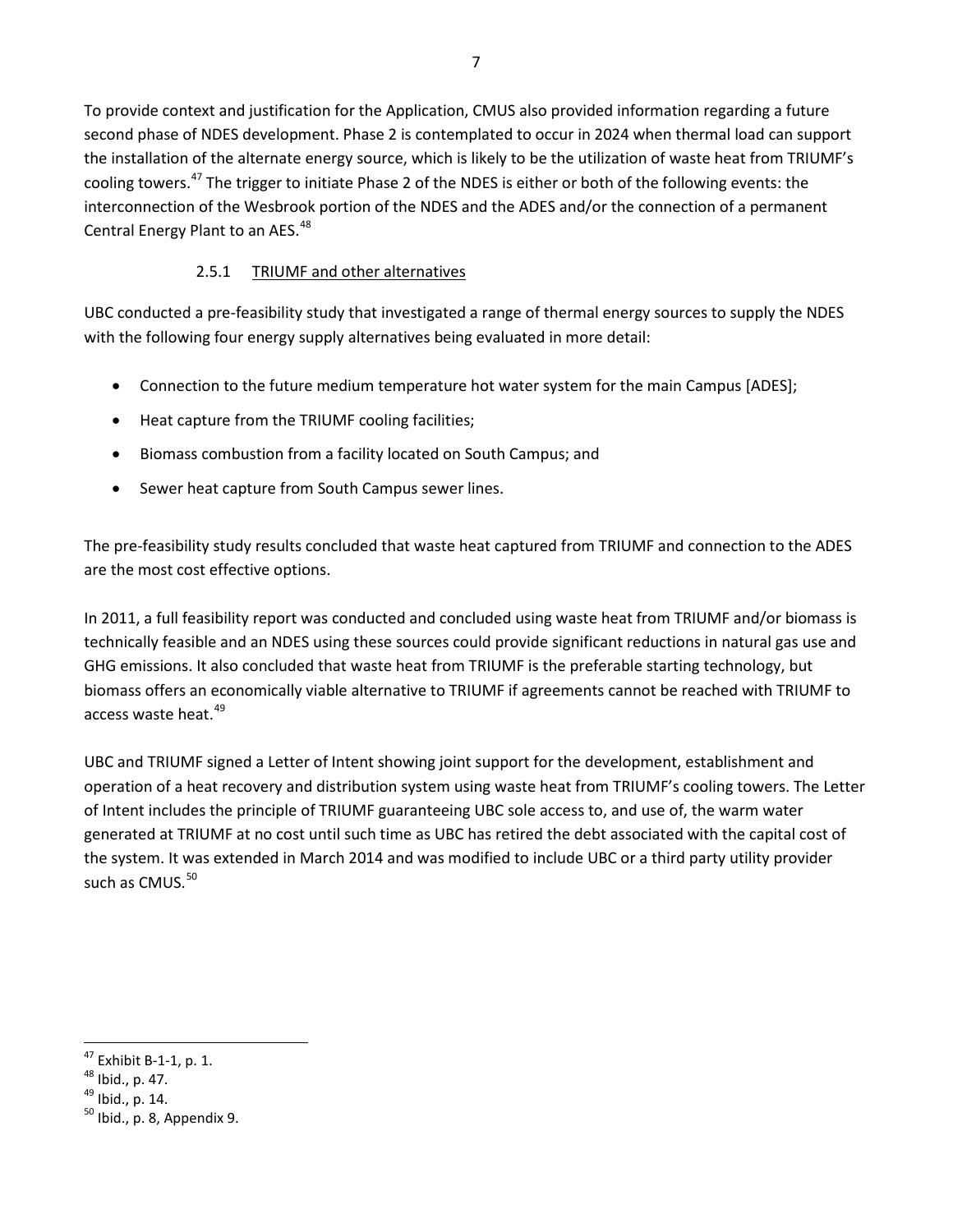To provide context and justification for the Application, CMUS also provided information regarding a future second phase of NDES development. Phase 2 is contemplated to occur in 2024 when thermal load can support the installation of the alternate energy source, which is likely to be the utilization of waste heat from TRIUMF's cooling towers.[47] The trigger to initiate Phase 2 of the NDES is either or both of the following events: the interconnection of the Wesbrook portion of the NDES and the ADES and/or the connection of a permanent Central Energy Plant to an AES.[48]

### 2.5.1 TRIUMF and other alternatives

UBC conducted a pre-feasibility study that investigated a range of thermal energy sources to supply the NDES with the following four energy supply alternatives being evaluated in more detail:

- Connection to the future medium temperature hot water system for the main Campus [ADES];
- Heat capture from the TRIUMF cooling facilities;
- Biomass combustion from a facility located on South Campus; and
- Sewer heat capture from South Campus sewer lines.

The pre-feasibility study results concluded that waste heat captured from TRIUMF and connection to the ADES are the most cost effective options.

In 2011, a full feasibility report was conducted and concluded using waste heat from TRIUMF and/or biomass is technically feasible and an NDES using these sources could provide significant reductions in natural gas use and GHG emissions. It also concluded that waste heat from TRIUMF is the preferable starting technology, but biomass offers an economically viable alternative to TRIUMF if agreements cannot be reached with TRIUMF to access waste heat.[49]

UBC and TRIUMF signed a Letter of Intent showing joint support for the development, establishment and operation of a heat recovery and distribution system using waste heat from TRIUMF's cooling towers. The Letter of Intent includes the principle of TRIUMF guaranteeing UBC sole access to, and use of, the warm water generated at TRIUMF at no cost until such time as UBC has retired the debt associated with the capital cost of the system. It was extended in March 2014 and was modified to include UBC or a third party utility provider such as CMUS.[50]

---

[47] Exhibit B-1-1, p. 1.
[48] Ibid., p. 47.
[49] Ibid., p. 14.
[50] Ibid., p. 8, Appendix 9.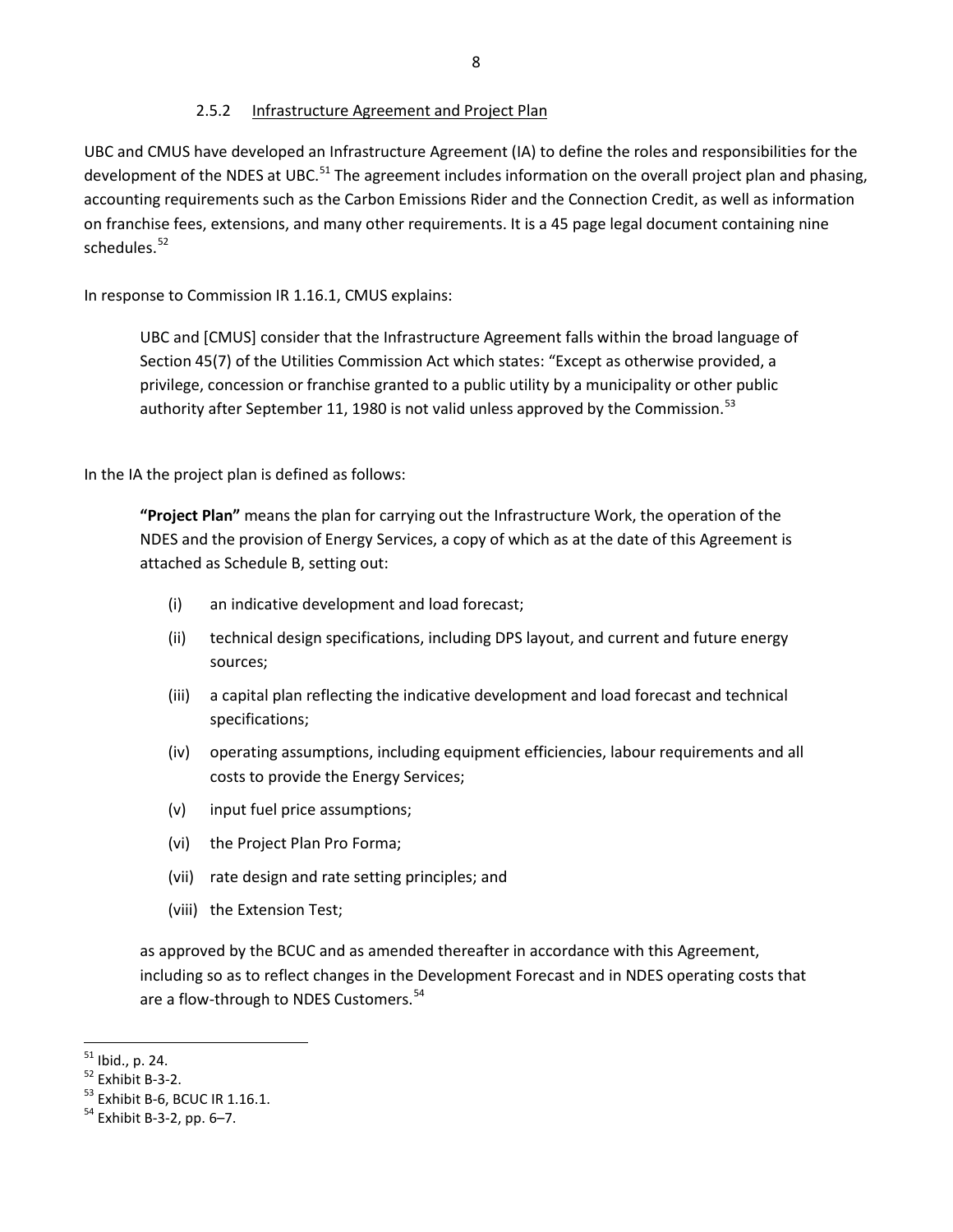### 2.5.2 Infrastructure Agreement and Project Plan

UBC and CMUS have developed an Infrastructure Agreement (IA) to define the roles and responsibilities for the development of the NDES at UBC.[51] The agreement includes information on the overall project plan and phasing, accounting requirements such as the Carbon Emissions Rider and the Connection Credit, as well as information on franchise fees, extensions, and many other requirements. It is a 45 page legal document containing nine schedules.[52]

In response to Commission IR 1.16.1, CMUS explains:

> UBC and [CMUS] consider that the Infrastructure Agreement falls within the broad language of Section 45(7) of the Utilities Commission Act which states: "Except as otherwise provided, a privilege, concession or franchise granted to a public utility by a municipality or other public authority after September 11, 1980 is not valid unless approved by the Commission.[53]

In the IA the project plan is defined as follows:

> **"Project Plan"** means the plan for carrying out the Infrastructure Work, the operation of the NDES and the provision of Energy Services, a copy of which as at the date of this Agreement is attached as Schedule B, setting out:
>
> (i) an indicative development and load forecast;
>
> (ii) technical design specifications, including DPS layout, and current and future energy sources;
>
> (iii) a capital plan reflecting the indicative development and load forecast and technical specifications;
>
> (iv) operating assumptions, including equipment efficiencies, labour requirements and all costs to provide the Energy Services;
>
> (v) input fuel price assumptions;
>
> (vi) the Project Plan Pro Forma;
>
> (vii) rate design and rate setting principles; and
>
> (viii) the Extension Test;
>
> as approved by the BCUC and as amended thereafter in accordance with this Agreement, including so as to reflect changes in the Development Forecast and in NDES operating costs that are a flow-through to NDES Customers.[54]

---

[51] Ibid., p. 24.

[52] Exhibit B-3-2.

[53] Exhibit B-6, BCUC IR 1.16.1.

[54] Exhibit B-3-2, pp. 6–7.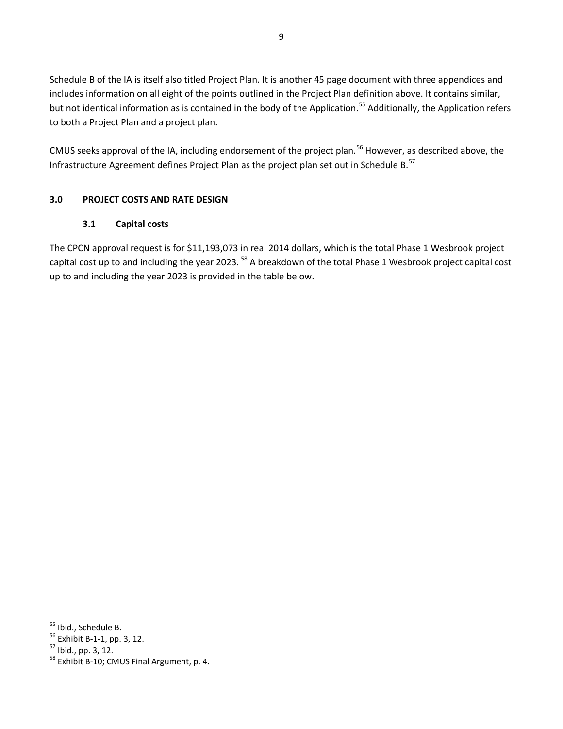Schedule B of the IA is itself also titled Project Plan. It is another 45 page document with three appendices and includes information on all eight of the points outlined in the Project Plan definition above. It contains similar, but not identical information as is contained in the body of the Application.[55] Additionally, the Application refers to both a Project Plan and a project plan.

CMUS seeks approval of the IA, including endorsement of the project plan.[56] However, as described above, the Infrastructure Agreement defines Project Plan as the project plan set out in Schedule B.[57]

## 3.0 PROJECT COSTS AND RATE DESIGN

### 3.1 Capital costs

The CPCN approval request is for $11,193,073 in real 2014 dollars, which is the total Phase 1 Wesbrook project capital cost up to and including the year 2023.[58] A breakdown of the total Phase 1 Wesbrook project capital cost up to and including the year 2023 is provided in the table below.

---

[55] Ibid., Schedule B.

[56] Exhibit B-1-1, pp. 3, 12.

[57] Ibid., pp. 3, 12.

[58] Exhibit B-10; CMUS Final Argument, p. 4.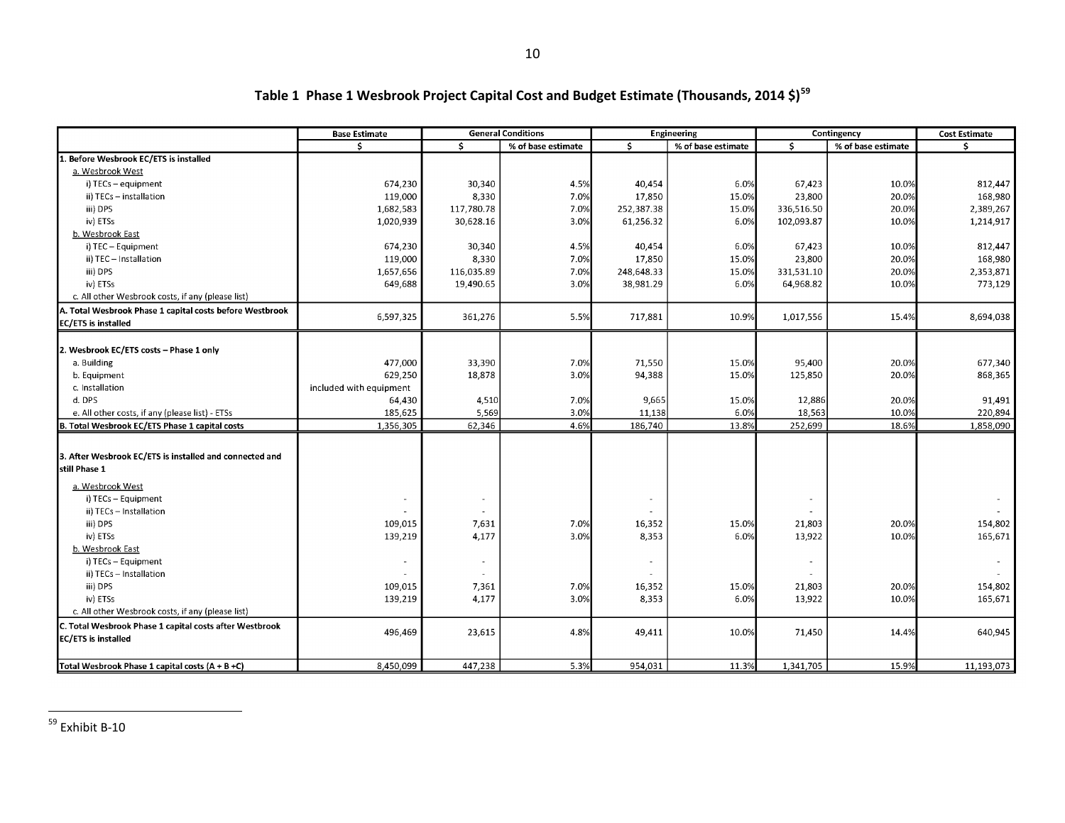**Table 1 Phase 1 Wesbrook Project Capital Cost and Budget Estimate (Thousands, 2014 $)[59]**

| | Base Estimate | General Conditions | | Engineering | | Contingency | | Cost Estimate |
|---|---|---|---|---|---|---|---|---|
| | $ | $ | % of base estimate | $ | % of base estimate | $ | % of base estimate | $ |
| **1. Before Wesbrook EC/ETS is installed** | | | | | | | | |
| a. Wesbrook West | | | | | | | | |
| i) TECs – equipment | 674,230 | 30,340 | 4.5% | 40,454 | 6.0% | 67,423 | 10.0% | 812,447 |
| ii) TECs – installation | 119,000 | 8,330 | 7.0% | 17,850 | 15.0% | 23,800 | 20.0% | 168,980 |
| iii) DPS | 1,682,583 | 117,780.78 | 7.0% | 252,387.38 | 15.0% | 336,516.50 | 20.0% | 2,389,267 |
| iv) ETSs | 1,020,939 | 30,628.16 | 3.0% | 61,256.32 | 6.0% | 102,093.87 | 10.0% | 1,214,917 |
| b. Wesbrook East | | | | | | | | |
| i) TEC – Equipment | 674,230 | 30,340 | 4.5% | 40,454 | 6.0% | 67,423 | 10.0% | 812,447 |
| ii) TEC – Installation | 119,000 | 8,330 | 7.0% | 17,850 | 15.0% | 23,800 | 20.0% | 168,980 |
| iii) DPS | 1,657,656 | 116,035.89 | 7.0% | 248,648.33 | 15.0% | 331,531.10 | 20.0% | 2,353,871 |
| iv) ETSs | 649,688 | 19,490.65 | 3.0% | 38,981.29 | 6.0% | 64,968.82 | 10.0% | 773,129 |
| c. All other Wesbrook costs, if any (please list) | | | | | | | | |
| **A. Total Wesbrook Phase 1 capital costs before Westbrook EC/ETS is installed** | 6,597,325 | 361,276 | 5.5% | 717,881 | 10.9% | 1,017,556 | 15.4% | 8,694,038 |
| **2. Wesbrook EC/ETS costs – Phase 1 only** | | | | | | | | |
| a. Building | 477,000 | 33,390 | 7.0% | 71,550 | 15.0% | 95,400 | 20.0% | 677,340 |
| b. Equipment | 629,250 | 18,878 | 3.0% | 94,388 | 15.0% | 125,850 | 20.0% | 868,365 |
| c. Installation | included with equipment | | | | | | | |
| d. DPS | 64,430 | 4,510 | 7.0% | 9,665 | 15.0% | 12,886 | 20.0% | 91,491 |
| e. All other costs, if any (please list) - ETSs | 185,625 | 5,569 | 3.0% | 11,138 | 6.0% | 18,563 | 10.0% | 220,894 |
| **B. Total Wesbrook EC/ETS Phase 1 capital costs** | 1,356,305 | 62,346 | 4.6% | 186,740 | 13.8% | 252,699 | 18.6% | 1,858,090 |
| **3. After Wesbrook EC/ETS is installed and connected and still Phase 1** | | | | | | | | |
| a. Wesbrook West | | | | | | | | |
| i) TECs – Equipment | - | - | | - | | - | | - |
| ii) TECs – Installation | - | - | | - | | - | | - |
| iii) DPS | 109,015 | 7,631 | 7.0% | 16,352 | 15.0% | 21,803 | 20.0% | 154,802 |
| iv) ETSs | 139,219 | 4,177 | 3.0% | 8,353 | 6.0% | 13,922 | 10.0% | 165,671 |
| b. Wesbrook East | | | | | | | | |
| i) TECs – Equipment | - | - | | - | | - | | - |
| ii) TECs – Installation | - | - | | - | | - | | - |
| iii) DPS | 109,015 | 7,361 | 7.0% | 16,352 | 15.0% | 21,803 | 20.0% | 154,802 |
| iv) ETSs | 139,219 | 4,177 | 3.0% | 8,353 | 6.0% | 13,922 | 10.0% | 165,671 |
| c. All other Wesbrook costs, if any (please list) | | | | | | | | |
| **C. Total Wesbrook Phase 1 capital costs after Westbrook EC/ETS is installed** | 496,469 | 23,615 | 4.8% | 49,411 | 10.0% | 71,450 | 14.4% | 640,945 |
| **Total Wesbrook Phase 1 capital costs (A + B +C)** | 8,450,099 | 447,238 | 5.3% | 954,031 | 11.3% | 1,341,705 | 15.9% | 11,193,073 |

[59] Exhibit B-10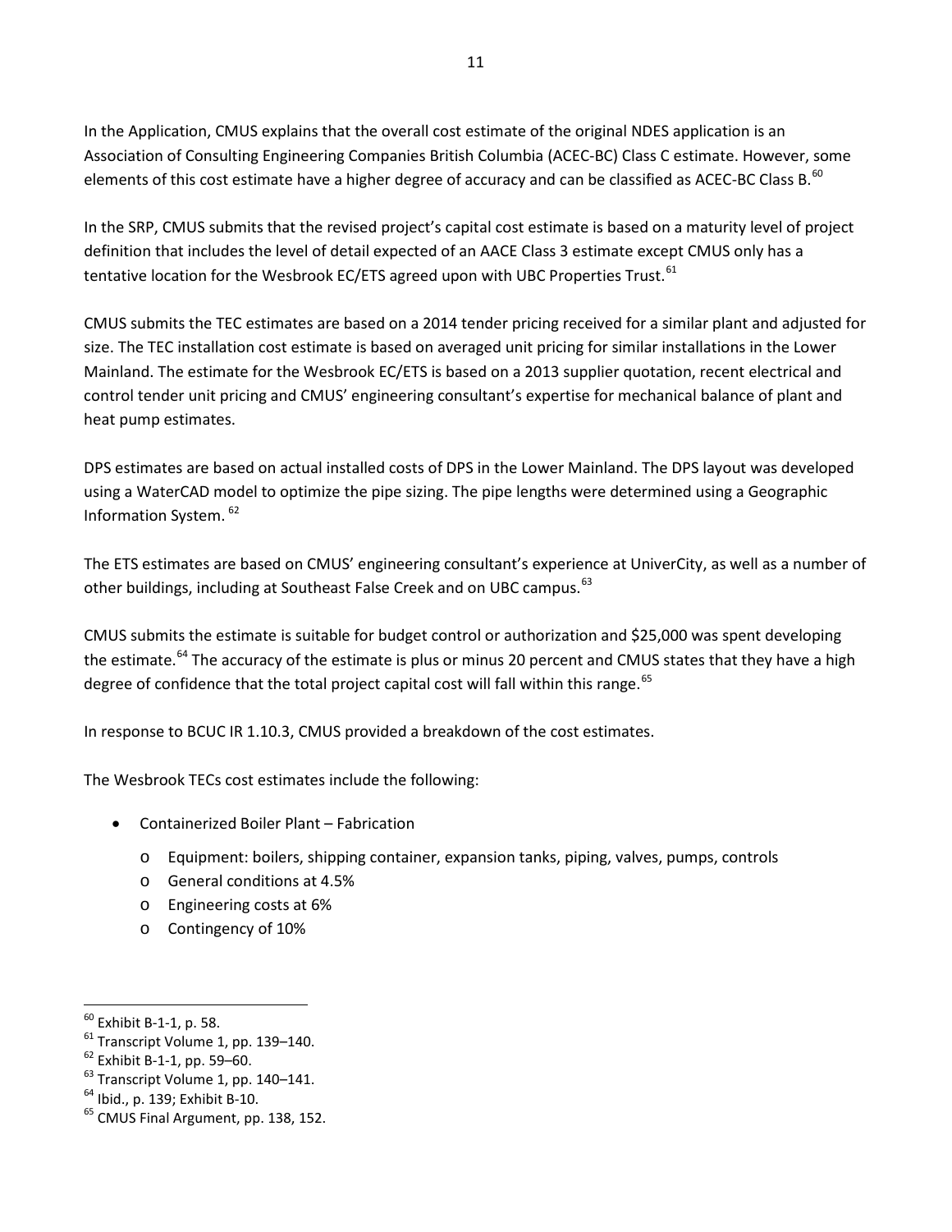In the Application, CMUS explains that the overall cost estimate of the original NDES application is an Association of Consulting Engineering Companies British Columbia (ACEC-BC) Class C estimate. However, some elements of this cost estimate have a higher degree of accuracy and can be classified as ACEC-BC Class B.[60]

In the SRP, CMUS submits that the revised project's capital cost estimate is based on a maturity level of project definition that includes the level of detail expected of an AACE Class 3 estimate except CMUS only has a tentative location for the Wesbrook EC/ETS agreed upon with UBC Properties Trust.[61]

CMUS submits the TEC estimates are based on a 2014 tender pricing received for a similar plant and adjusted for size. The TEC installation cost estimate is based on averaged unit pricing for similar installations in the Lower Mainland. The estimate for the Wesbrook EC/ETS is based on a 2013 supplier quotation, recent electrical and control tender unit pricing and CMUS' engineering consultant's expertise for mechanical balance of plant and heat pump estimates.

DPS estimates are based on actual installed costs of DPS in the Lower Mainland. The DPS layout was developed using a WaterCAD model to optimize the pipe sizing. The pipe lengths were determined using a Geographic Information System.[62]

The ETS estimates are based on CMUS' engineering consultant's experience at UniverCity, as well as a number of other buildings, including at Southeast False Creek and on UBC campus.[63]

CMUS submits the estimate is suitable for budget control or authorization and $25,000 was spent developing the estimate.[64] The accuracy of the estimate is plus or minus 20 percent and CMUS states that they have a high degree of confidence that the total project capital cost will fall within this range.[65]

In response to BCUC IR 1.10.3, CMUS provided a breakdown of the cost estimates.

The Wesbrook TECs cost estimates include the following:

- Containerized Boiler Plant – Fabrication
  - Equipment: boilers, shipping container, expansion tanks, piping, valves, pumps, controls
  - General conditions at 4.5%
  - Engineering costs at 6%
  - Contingency of 10%

---

[60] Exhibit B-1-1, p. 58.
[61] Transcript Volume 1, pp. 139–140.
[62] Exhibit B-1-1, pp. 59–60.
[63] Transcript Volume 1, pp. 140–141.
[64] Ibid., p. 139; Exhibit B-10.
[65] CMUS Final Argument, pp. 138, 152.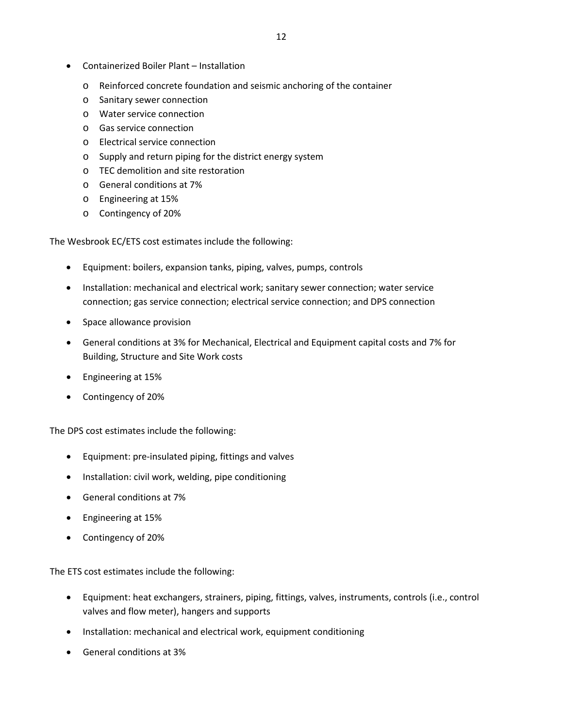- Containerized Boiler Plant – Installation
  - Reinforced concrete foundation and seismic anchoring of the container
  - Sanitary sewer connection
  - Water service connection
  - Gas service connection
  - Electrical service connection
  - Supply and return piping for the district energy system
  - TEC demolition and site restoration
  - General conditions at 7%
  - Engineering at 15%
  - Contingency of 20%

The Wesbrook EC/ETS cost estimates include the following:

- Equipment: boilers, expansion tanks, piping, valves, pumps, controls
- Installation: mechanical and electrical work; sanitary sewer connection; water service connection; gas service connection; electrical service connection; and DPS connection
- Space allowance provision
- General conditions at 3% for Mechanical, Electrical and Equipment capital costs and 7% for Building, Structure and Site Work costs
- Engineering at 15%
- Contingency of 20%

The DPS cost estimates include the following:

- Equipment: pre-insulated piping, fittings and valves
- Installation: civil work, welding, pipe conditioning
- General conditions at 7%
- Engineering at 15%
- Contingency of 20%

The ETS cost estimates include the following:

- Equipment: heat exchangers, strainers, piping, fittings, valves, instruments, controls (i.e., control valves and flow meter), hangers and supports
- Installation: mechanical and electrical work, equipment conditioning
- General conditions at 3%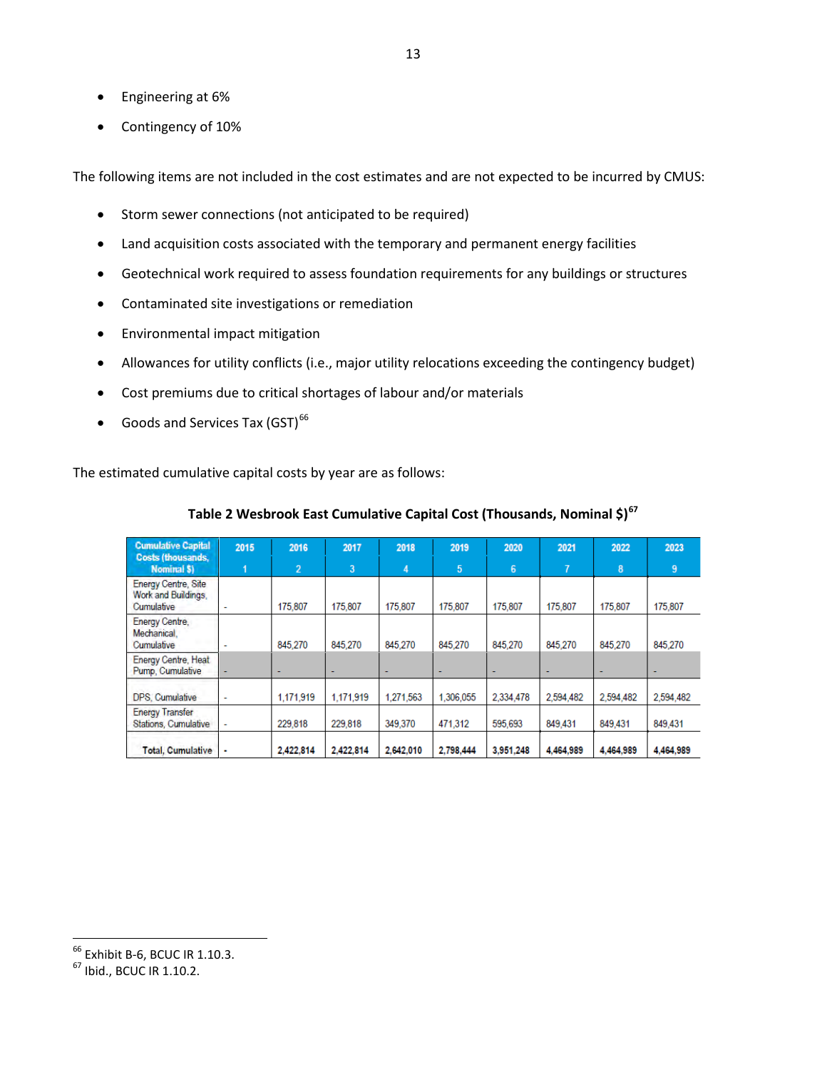- Engineering at 6%
- Contingency of 10%

The following items are not included in the cost estimates and are not expected to be incurred by CMUS:

- Storm sewer connections (not anticipated to be required)
- Land acquisition costs associated with the temporary and permanent energy facilities
- Geotechnical work required to assess foundation requirements for any buildings or structures
- Contaminated site investigations or remediation
- Environmental impact mitigation
- Allowances for utility conflicts (i.e., major utility relocations exceeding the contingency budget)
- Cost premiums due to critical shortages of labour and/or materials
- Goods and Services Tax (GST)[66]

The estimated cumulative capital costs by year are as follows:

**Table 2 Wesbrook East Cumulative Capital Cost (Thousands, Nominal $)[67]**

| Cumulative Capital Costs (thousands, Nominal $) | 2015<br>1 | 2016<br>2 | 2017<br>3 | 2018<br>4 | 2019<br>5 | 2020<br>6 | 2021<br>7 | 2022<br>8 | 2023<br>9 |
|---|---|---|---|---|---|---|---|---|---|
| Energy Centre, Site Work and Buildings, Cumulative | - | 175,807 | 175,807 | 175,807 | 175,807 | 175,807 | 175,807 | 175,807 | 175,807 |
| Energy Centre, Mechanical, Cumulative | - | 845,270 | 845,270 | 845,270 | 845,270 | 845,270 | 845,270 | 845,270 | 845,270 |
| Energy Centre, Heat Pump, Cumulative | - | - | - | - | - | - | - | - | - |
| DPS, Cumulative | - | 1,171,919 | 1,171,919 | 1,271,563 | 1,306,055 | 2,334,478 | 2,594,482 | 2,594,482 | 2,594,482 |
| Energy Transfer Stations, Cumulative | - | 229,818 | 229,818 | 349,370 | 471,312 | 595,693 | 849,431 | 849,431 | 849,431 |
| **Total, Cumulative** | - | **2,422,814** | **2,422,814** | **2,642,010** | **2,798,444** | **3,951,248** | **4,464,989** | **4,464,989** | **4,464,989** |

---

[66] Exhibit B-6, BCUC IR 1.10.3.
[67] Ibid., BCUC IR 1.10.2.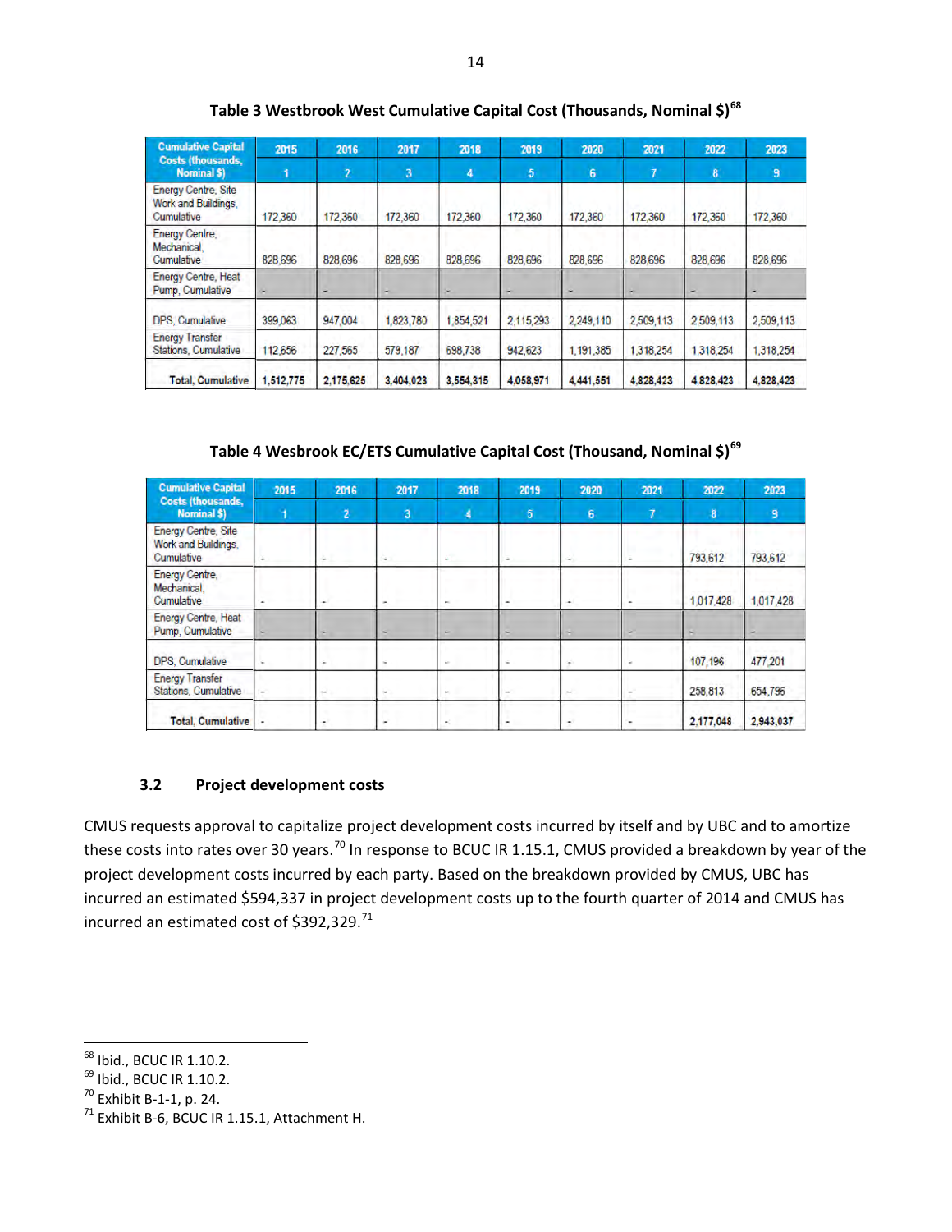Table 3 Westbrook West Cumulative Capital Cost (Thousands, Nominal $)[68]

| Cumulative Capital Costs (thousands, Nominal $) | 2015 | 2016 | 2017 | 2018 | 2019 | 2020 | 2021 | 2022 | 2023 |
|---|---|---|---|---|---|---|---|---|---|
| | 1 | 2 | 3 | 4 | 5 | 6 | 7 | 8 | 9 |
| Energy Centre, Site Work and Buildings, Cumulative | 172,360 | 172,360 | 172,360 | 172,360 | 172,360 | 172,360 | 172,360 | 172,360 | 172,360 |
| Energy Centre, Mechanical, Cumulative | 828,696 | 828,696 | 828,696 | 828,696 | 828,696 | 828,696 | 828,696 | 828,696 | 828,696 |
| Energy Centre, Heat Pump, Cumulative | - | - | - | - | - | - | - | - | - |
| DPS, Cumulative | 399,063 | 947,004 | 1,823,780 | 1,854,521 | 2,115,293 | 2,249,110 | 2,509,113 | 2,509,113 | 2,509,113 |
| Energy Transfer Stations, Cumulative | 112,656 | 227,565 | 579,187 | 698,738 | 942,623 | 1,191,385 | 1,318,254 | 1,318,254 | 1,318,254 |
| **Total, Cumulative** | **1,512,775** | **2,175,625** | **3,404,023** | **3,554,315** | **4,058,971** | **4,441,551** | **4,828,423** | **4,828,423** | **4,828,423** |

Table 4 Wesbrook EC/ETS Cumulative Capital Cost (Thousand, Nominal $)[69]

| Cumulative Capital Costs (thousands, Nominal $) | 2015 | 2016 | 2017 | 2018 | 2019 | 2020 | 2021 | 2022 | 2023 |
|---|---|---|---|---|---|---|---|---|---|
| | 1 | 2 | 3 | 4 | 5 | 6 | 7 | 8 | 9 |
| Energy Centre, Site Work and Buildings, Cumulative | - | - | - | - | - | - | - | 793,612 | 793,612 |
| Energy Centre, Mechanical, Cumulative | - | - | - | - | - | - | - | 1,017,428 | 1,017,428 |
| Energy Centre, Heat Pump, Cumulative | - | - | - | - | - | - | - | - | - |
| DPS, Cumulative | - | - | - | - | - | - | - | 107,196 | 477,201 |
| Energy Transfer Stations, Cumulative | - | - | - | - | - | - | - | 258,813 | 654,796 |
| **Total, Cumulative** | - | - | - | - | - | - | - | **2,177,048** | **2,943,037** |

### 3.2 Project development costs

CMUS requests approval to capitalize project development costs incurred by itself and by UBC and to amortize these costs into rates over 30 years.[70] In response to BCUC IR 1.15.1, CMUS provided a breakdown by year of the project development costs incurred by each party. Based on the breakdown provided by CMUS, UBC has incurred an estimated $594,337 in project development costs up to the fourth quarter of 2014 and CMUS has incurred an estimated cost of $392,329.[71]

---

[68] Ibid., BCUC IR 1.10.2.

[69] Ibid., BCUC IR 1.10.2.

[70] Exhibit B-1-1, p. 24.

[71] Exhibit B-6, BCUC IR 1.15.1, Attachment H.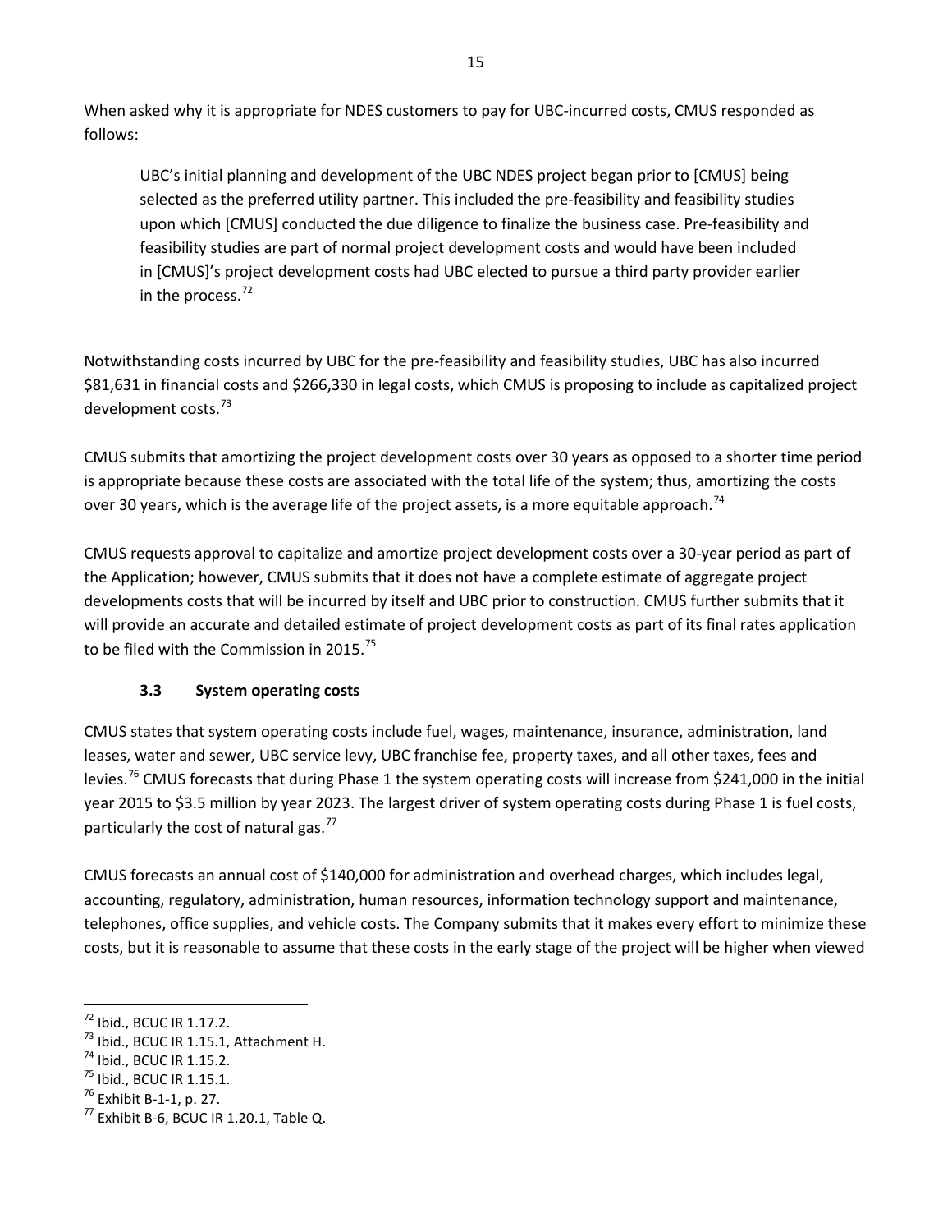When asked why it is appropriate for NDES customers to pay for UBC-incurred costs, CMUS responded as follows:

> UBC's initial planning and development of the UBC NDES project began prior to [CMUS] being selected as the preferred utility partner. This included the pre-feasibility and feasibility studies upon which [CMUS] conducted the due diligence to finalize the business case. Pre-feasibility and feasibility studies are part of normal project development costs and would have been included in [CMUS]'s project development costs had UBC elected to pursue a third party provider earlier in the process.[72]

Notwithstanding costs incurred by UBC for the pre-feasibility and feasibility studies, UBC has also incurred \$81,631 in financial costs and \$266,330 in legal costs, which CMUS is proposing to include as capitalized project development costs.[73]

CMUS submits that amortizing the project development costs over 30 years as opposed to a shorter time period is appropriate because these costs are associated with the total life of the system; thus, amortizing the costs over 30 years, which is the average life of the project assets, is a more equitable approach.[74]

CMUS requests approval to capitalize and amortize project development costs over a 30-year period as part of the Application; however, CMUS submits that it does not have a complete estimate of aggregate project developments costs that will be incurred by itself and UBC prior to construction. CMUS further submits that it will provide an accurate and detailed estimate of project development costs as part of its final rates application to be filed with the Commission in 2015.[75]

### 3.3 System operating costs

CMUS states that system operating costs include fuel, wages, maintenance, insurance, administration, land leases, water and sewer, UBC service levy, UBC franchise fee, property taxes, and all other taxes, fees and levies.[76] CMUS forecasts that during Phase 1 the system operating costs will increase from \$241,000 in the initial year 2015 to \$3.5 million by year 2023. The largest driver of system operating costs during Phase 1 is fuel costs, particularly the cost of natural gas.[77]

CMUS forecasts an annual cost of \$140,000 for administration and overhead charges, which includes legal, accounting, regulatory, administration, human resources, information technology support and maintenance, telephones, office supplies, and vehicle costs. The Company submits that it makes every effort to minimize these costs, but it is reasonable to assume that these costs in the early stage of the project will be higher when viewed

---

[72] Ibid., BCUC IR 1.17.2.
[73] Ibid., BCUC IR 1.15.1, Attachment H.
[74] Ibid., BCUC IR 1.15.2.
[75] Ibid., BCUC IR 1.15.1.
[76] Exhibit B-1-1, p. 27.
[77] Exhibit B-6, BCUC IR 1.20.1, Table Q.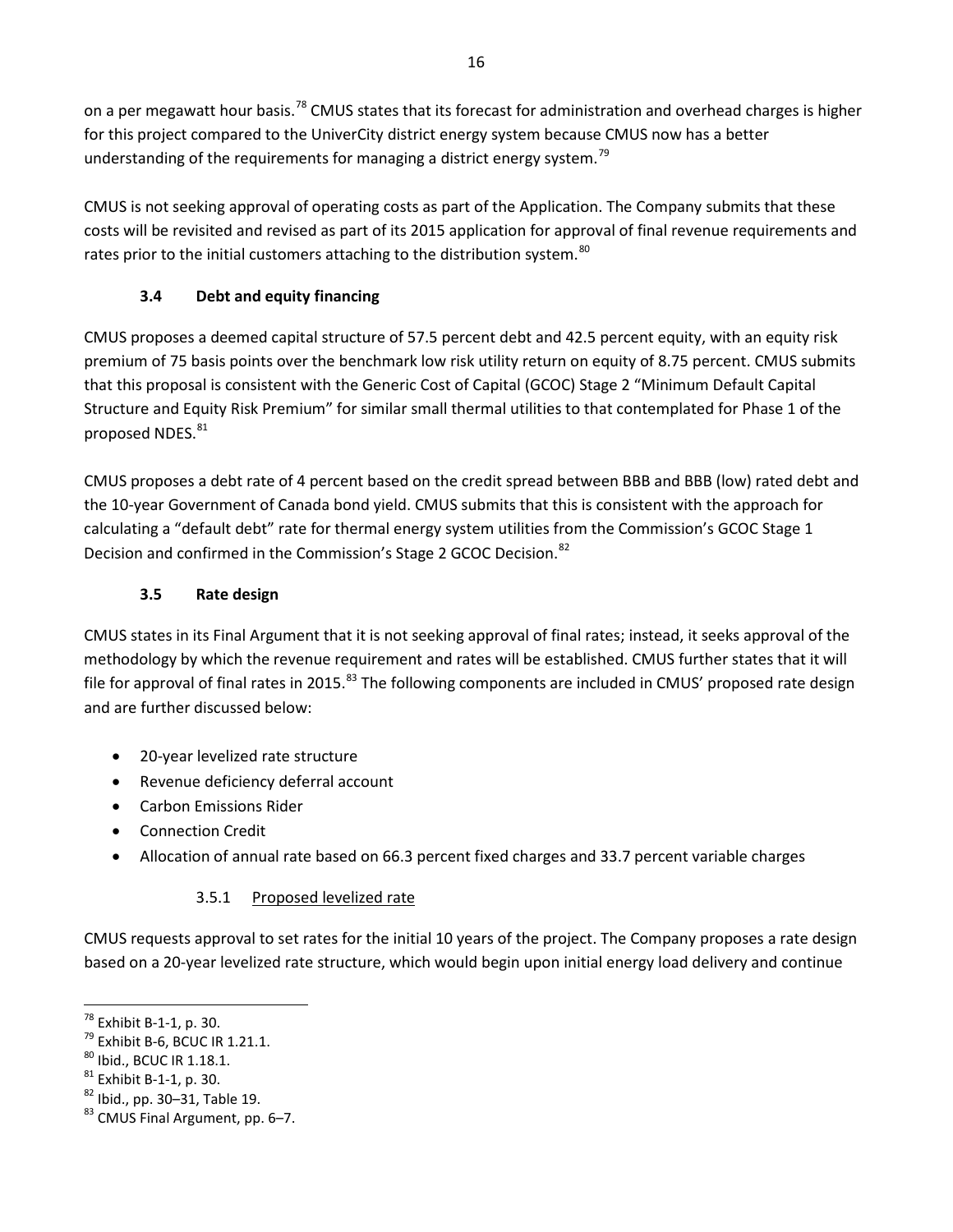on a per megawatt hour basis.[78] CMUS states that its forecast for administration and overhead charges is higher for this project compared to the UniverCity district energy system because CMUS now has a better understanding of the requirements for managing a district energy system.[79]

CMUS is not seeking approval of operating costs as part of the Application. The Company submits that these costs will be revisited and revised as part of its 2015 application for approval of final revenue requirements and rates prior to the initial customers attaching to the distribution system.[80]

### 3.4 Debt and equity financing

CMUS proposes a deemed capital structure of 57.5 percent debt and 42.5 percent equity, with an equity risk premium of 75 basis points over the benchmark low risk utility return on equity of 8.75 percent. CMUS submits that this proposal is consistent with the Generic Cost of Capital (GCOC) Stage 2 "Minimum Default Capital Structure and Equity Risk Premium" for similar small thermal utilities to that contemplated for Phase 1 of the proposed NDES.[81]

CMUS proposes a debt rate of 4 percent based on the credit spread between BBB and BBB (low) rated debt and the 10-year Government of Canada bond yield. CMUS submits that this is consistent with the approach for calculating a "default debt" rate for thermal energy system utilities from the Commission's GCOC Stage 1 Decision and confirmed in the Commission's Stage 2 GCOC Decision.[82]

### 3.5 Rate design

CMUS states in its Final Argument that it is not seeking approval of final rates; instead, it seeks approval of the methodology by which the revenue requirement and rates will be established. CMUS further states that it will file for approval of final rates in 2015.[83] The following components are included in CMUS' proposed rate design and are further discussed below:

- 20-year levelized rate structure
- Revenue deficiency deferral account
- Carbon Emissions Rider
- Connection Credit
- Allocation of annual rate based on 66.3 percent fixed charges and 33.7 percent variable charges

#### 3.5.1 Proposed levelized rate

CMUS requests approval to set rates for the initial 10 years of the project. The Company proposes a rate design based on a 20-year levelized rate structure, which would begin upon initial energy load delivery and continue

---

[78] Exhibit B-1-1, p. 30.
[79] Exhibit B-6, BCUC IR 1.21.1.
[80] Ibid., BCUC IR 1.18.1.
[81] Exhibit B-1-1, p. 30.
[82] Ibid., pp. 30–31, Table 19.
[83] CMUS Final Argument, pp. 6–7.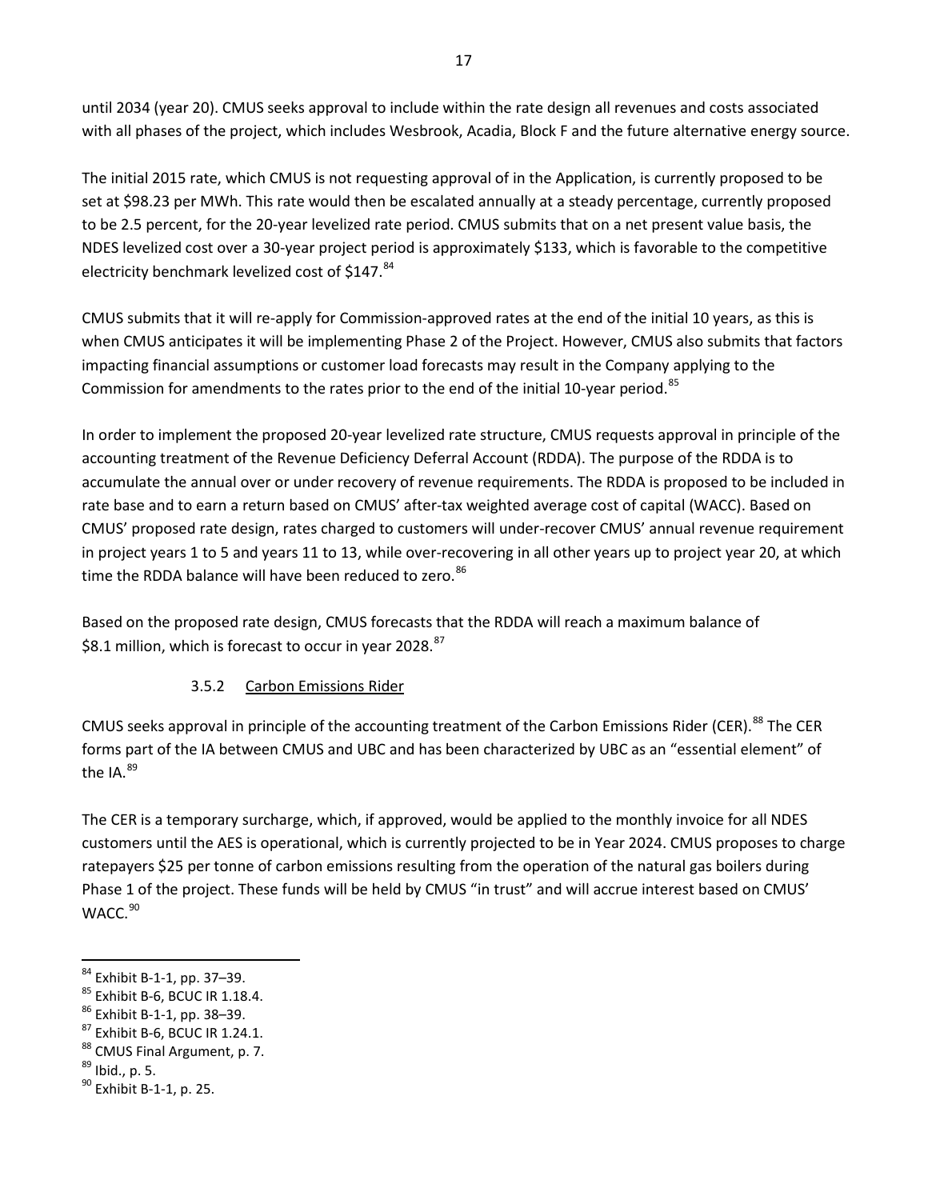until 2034 (year 20). CMUS seeks approval to include within the rate design all revenues and costs associated with all phases of the project, which includes Wesbrook, Acadia, Block F and the future alternative energy source.

The initial 2015 rate, which CMUS is not requesting approval of in the Application, is currently proposed to be set at $98.23 per MWh. This rate would then be escalated annually at a steady percentage, currently proposed to be 2.5 percent, for the 20-year levelized rate period. CMUS submits that on a net present value basis, the NDES levelized cost over a 30-year project period is approximately $133, which is favorable to the competitive electricity benchmark levelized cost of $147.[84]

CMUS submits that it will re-apply for Commission-approved rates at the end of the initial 10 years, as this is when CMUS anticipates it will be implementing Phase 2 of the Project. However, CMUS also submits that factors impacting financial assumptions or customer load forecasts may result in the Company applying to the Commission for amendments to the rates prior to the end of the initial 10-year period.[85]

In order to implement the proposed 20-year levelized rate structure, CMUS requests approval in principle of the accounting treatment of the Revenue Deficiency Deferral Account (RDDA). The purpose of the RDDA is to accumulate the annual over or under recovery of revenue requirements. The RDDA is proposed to be included in rate base and to earn a return based on CMUS' after-tax weighted average cost of capital (WACC). Based on CMUS' proposed rate design, rates charged to customers will under-recover CMUS' annual revenue requirement in project years 1 to 5 and years 11 to 13, while over-recovering in all other years up to project year 20, at which time the RDDA balance will have been reduced to zero.[86]

Based on the proposed rate design, CMUS forecasts that the RDDA will reach a maximum balance of $8.1 million, which is forecast to occur in year 2028.[87]

### 3.5.2 Carbon Emissions Rider

CMUS seeks approval in principle of the accounting treatment of the Carbon Emissions Rider (CER).[88] The CER forms part of the IA between CMUS and UBC and has been characterized by UBC as an "essential element" of the IA.[89]

The CER is a temporary surcharge, which, if approved, would be applied to the monthly invoice for all NDES customers until the AES is operational, which is currently projected to be in Year 2024. CMUS proposes to charge ratepayers $25 per tonne of carbon emissions resulting from the operation of the natural gas boilers during Phase 1 of the project. These funds will be held by CMUS "in trust" and will accrue interest based on CMUS' WACC.[90]

---

[84] Exhibit B-1-1, pp. 37–39.

[85] Exhibit B-6, BCUC IR 1.18.4.

[86] Exhibit B-1-1, pp. 38–39.

[87] Exhibit B-6, BCUC IR 1.24.1.

[88] CMUS Final Argument, p. 7.

[89] Ibid., p. 5.

[90] Exhibit B-1-1, p. 25.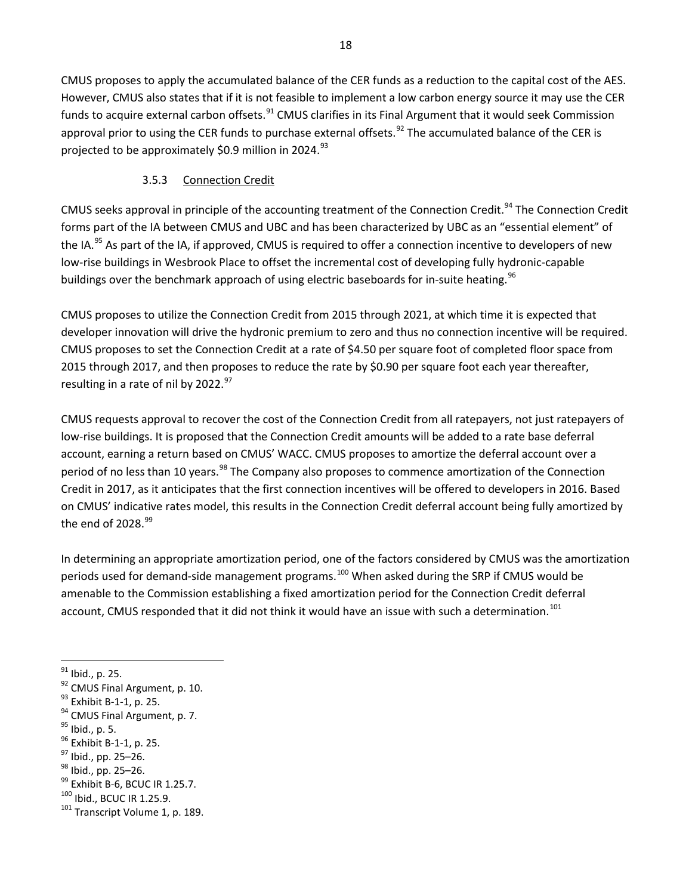CMUS proposes to apply the accumulated balance of the CER funds as a reduction to the capital cost of the AES. However, CMUS also states that if it is not feasible to implement a low carbon energy source it may use the CER funds to acquire external carbon offsets.[91] CMUS clarifies in its Final Argument that it would seek Commission approval prior to using the CER funds to purchase external offsets.[92] The accumulated balance of the CER is projected to be approximately $0.9 million in 2024.[93]

### 3.5.3 Connection Credit

CMUS seeks approval in principle of the accounting treatment of the Connection Credit.[94] The Connection Credit forms part of the IA between CMUS and UBC and has been characterized by UBC as an "essential element" of the IA.[95] As part of the IA, if approved, CMUS is required to offer a connection incentive to developers of new low-rise buildings in Wesbrook Place to offset the incremental cost of developing fully hydronic-capable buildings over the benchmark approach of using electric baseboards for in-suite heating.[96]

CMUS proposes to utilize the Connection Credit from 2015 through 2021, at which time it is expected that developer innovation will drive the hydronic premium to zero and thus no connection incentive will be required. CMUS proposes to set the Connection Credit at a rate of $4.50 per square foot of completed floor space from 2015 through 2017, and then proposes to reduce the rate by $0.90 per square foot each year thereafter, resulting in a rate of nil by 2022.[97]

CMUS requests approval to recover the cost of the Connection Credit from all ratepayers, not just ratepayers of low-rise buildings. It is proposed that the Connection Credit amounts will be added to a rate base deferral account, earning a return based on CMUS' WACC. CMUS proposes to amortize the deferral account over a period of no less than 10 years.[98] The Company also proposes to commence amortization of the Connection Credit in 2017, as it anticipates that the first connection incentives will be offered to developers in 2016. Based on CMUS' indicative rates model, this results in the Connection Credit deferral account being fully amortized by the end of 2028.[99]

In determining an appropriate amortization period, one of the factors considered by CMUS was the amortization periods used for demand-side management programs.[100] When asked during the SRP if CMUS would be amenable to the Commission establishing a fixed amortization period for the Connection Credit deferral account, CMUS responded that it did not think it would have an issue with such a determination.[101]

---

[91] Ibid., p. 25.
[92] CMUS Final Argument, p. 10.
[93] Exhibit B-1-1, p. 25.
[94] CMUS Final Argument, p. 7.
[95] Ibid., p. 5.
[96] Exhibit B-1-1, p. 25.
[97] Ibid., pp. 25–26.
[98] Ibid., pp. 25–26.
[99] Exhibit B-6, BCUC IR 1.25.7.
[100] Ibid., BCUC IR 1.25.9.
[101] Transcript Volume 1, p. 189.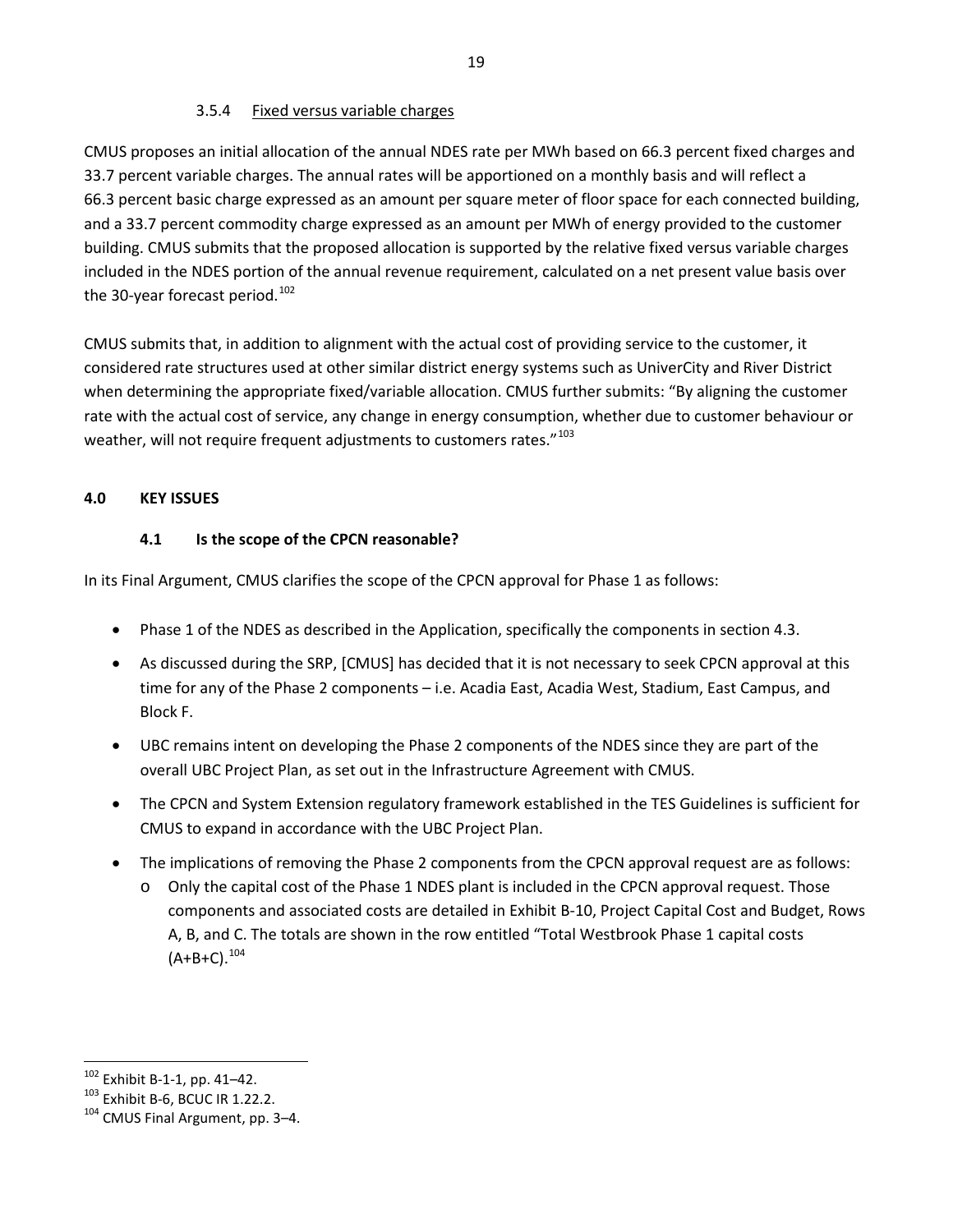#### 3.5.4 Fixed versus variable charges

CMUS proposes an initial allocation of the annual NDES rate per MWh based on 66.3 percent fixed charges and 33.7 percent variable charges. The annual rates will be apportioned on a monthly basis and will reflect a 66.3 percent basic charge expressed as an amount per square meter of floor space for each connected building, and a 33.7 percent commodity charge expressed as an amount per MWh of energy provided to the customer building. CMUS submits that the proposed allocation is supported by the relative fixed versus variable charges included in the NDES portion of the annual revenue requirement, calculated on a net present value basis over the 30-year forecast period.[102]

CMUS submits that, in addition to alignment with the actual cost of providing service to the customer, it considered rate structures used at other similar district energy systems such as UniverCity and River District when determining the appropriate fixed/variable allocation. CMUS further submits: "By aligning the customer rate with the actual cost of service, any change in energy consumption, whether due to customer behaviour or weather, will not require frequent adjustments to customers rates."[103]

## 4.0 KEY ISSUES

### 4.1 Is the scope of the CPCN reasonable?

In its Final Argument, CMUS clarifies the scope of the CPCN approval for Phase 1 as follows:

- Phase 1 of the NDES as described in the Application, specifically the components in section 4.3.
- As discussed during the SRP, [CMUS] has decided that it is not necessary to seek CPCN approval at this time for any of the Phase 2 components – i.e. Acadia East, Acadia West, Stadium, East Campus, and Block F.
- UBC remains intent on developing the Phase 2 components of the NDES since they are part of the overall UBC Project Plan, as set out in the Infrastructure Agreement with CMUS.
- The CPCN and System Extension regulatory framework established in the TES Guidelines is sufficient for CMUS to expand in accordance with the UBC Project Plan.
- The implications of removing the Phase 2 components from the CPCN approval request are as follows:
  - Only the capital cost of the Phase 1 NDES plant is included in the CPCN approval request. Those components and associated costs are detailed in Exhibit B-10, Project Capital Cost and Budget, Rows A, B, and C. The totals are shown in the row entitled "Total Westbrook Phase 1 capital costs (A+B+C).[104]

---

[102] Exhibit B-1-1, pp. 41–42.

[103] Exhibit B-6, BCUC IR 1.22.2.

[104] CMUS Final Argument, pp. 3–4.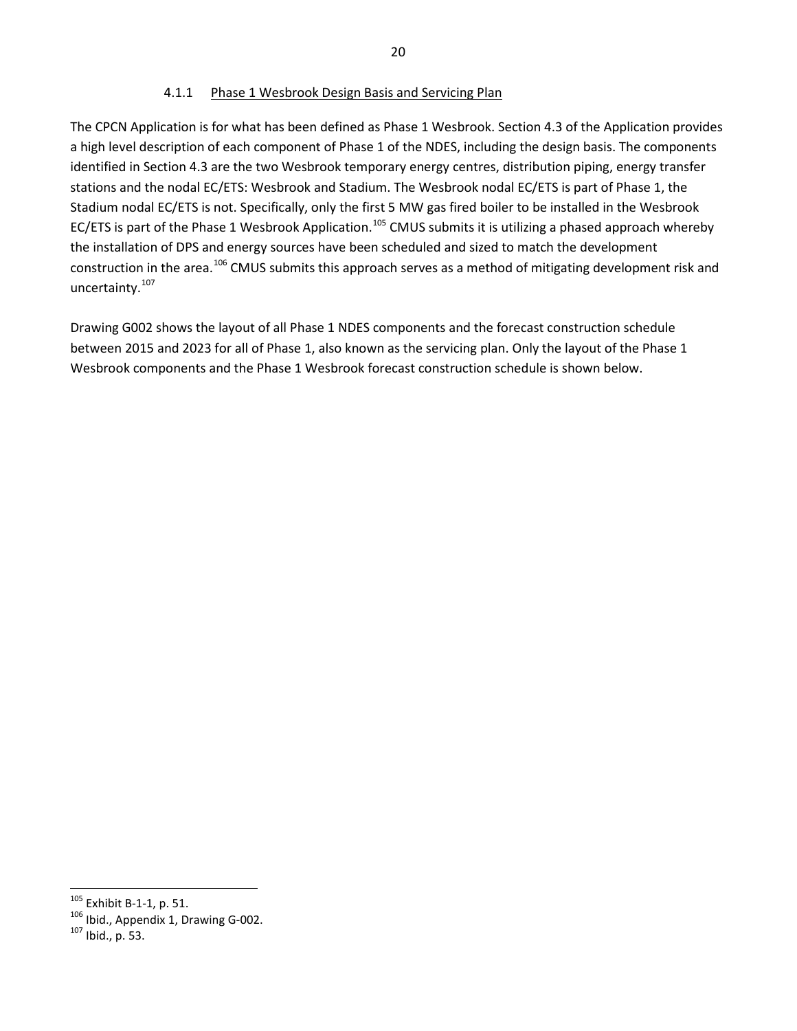#### 4.1.1 Phase 1 Wesbrook Design Basis and Servicing Plan

The CPCN Application is for what has been defined as Phase 1 Wesbrook. Section 4.3 of the Application provides a high level description of each component of Phase 1 of the NDES, including the design basis. The components identified in Section 4.3 are the two Wesbrook temporary energy centres, distribution piping, energy transfer stations and the nodal EC/ETS: Wesbrook and Stadium. The Wesbrook nodal EC/ETS is part of Phase 1, the Stadium nodal EC/ETS is not. Specifically, only the first 5 MW gas fired boiler to be installed in the Wesbrook EC/ETS is part of the Phase 1 Wesbrook Application.[105] CMUS submits it is utilizing a phased approach whereby the installation of DPS and energy sources have been scheduled and sized to match the development construction in the area.[106] CMUS submits this approach serves as a method of mitigating development risk and uncertainty.[107]

Drawing G002 shows the layout of all Phase 1 NDES components and the forecast construction schedule between 2015 and 2023 for all of Phase 1, also known as the servicing plan. Only the layout of the Phase 1 Wesbrook components and the Phase 1 Wesbrook forecast construction schedule is shown below.

[105] Exhibit B-1-1, p. 51.
[106] Ibid., Appendix 1, Drawing G-002.
[107] Ibid., p. 53.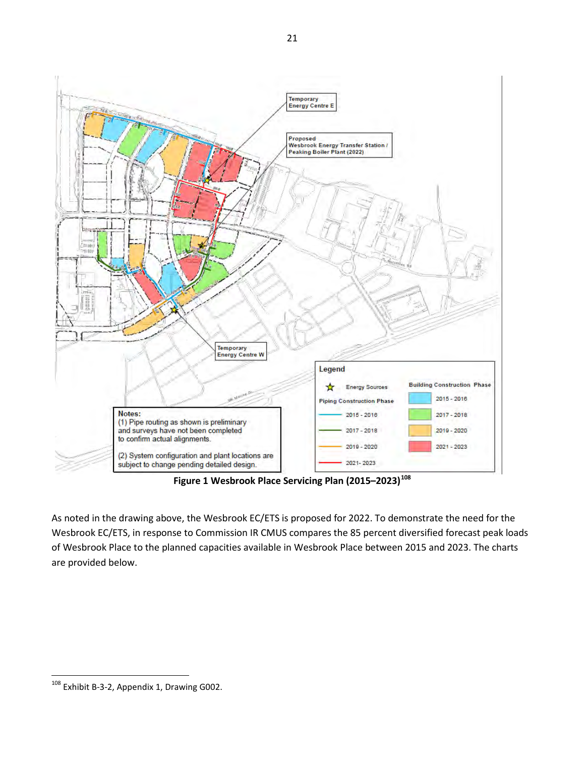**Figure 1 Wesbrook Place Servicing Plan (2015–2023)**[108]

As noted in the drawing above, the Wesbrook EC/ETS is proposed for 2022. To demonstrate the need for the Wesbrook EC/ETS, in response to Commission IR CMUS compares the 85 percent diversified forecast peak loads of Wesbrook Place to the planned capacities available in Wesbrook Place between 2015 and 2023. The charts are provided below.

---

[108] Exhibit B-3-2, Appendix 1, Drawing G002.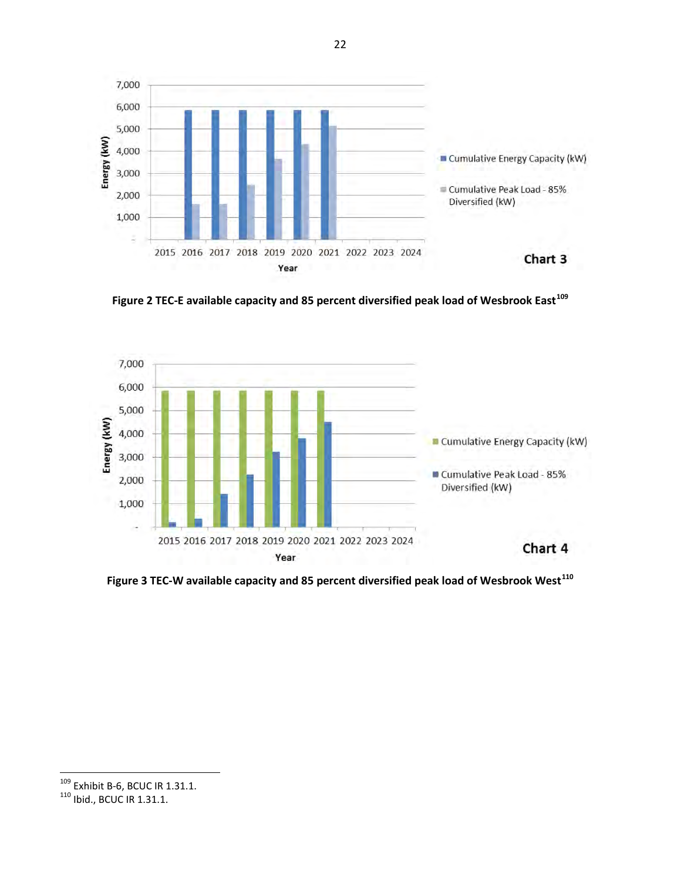Figure 2 TEC-E available capacity and 85 percent diversified peak load of Wesbrook East[109]

Figure 3 TEC-W available capacity and 85 percent diversified peak load of Wesbrook West[110]

---

[109] Exhibit B-6, BCUC IR 1.31.1.

[110] Ibid., BCUC IR 1.31.1.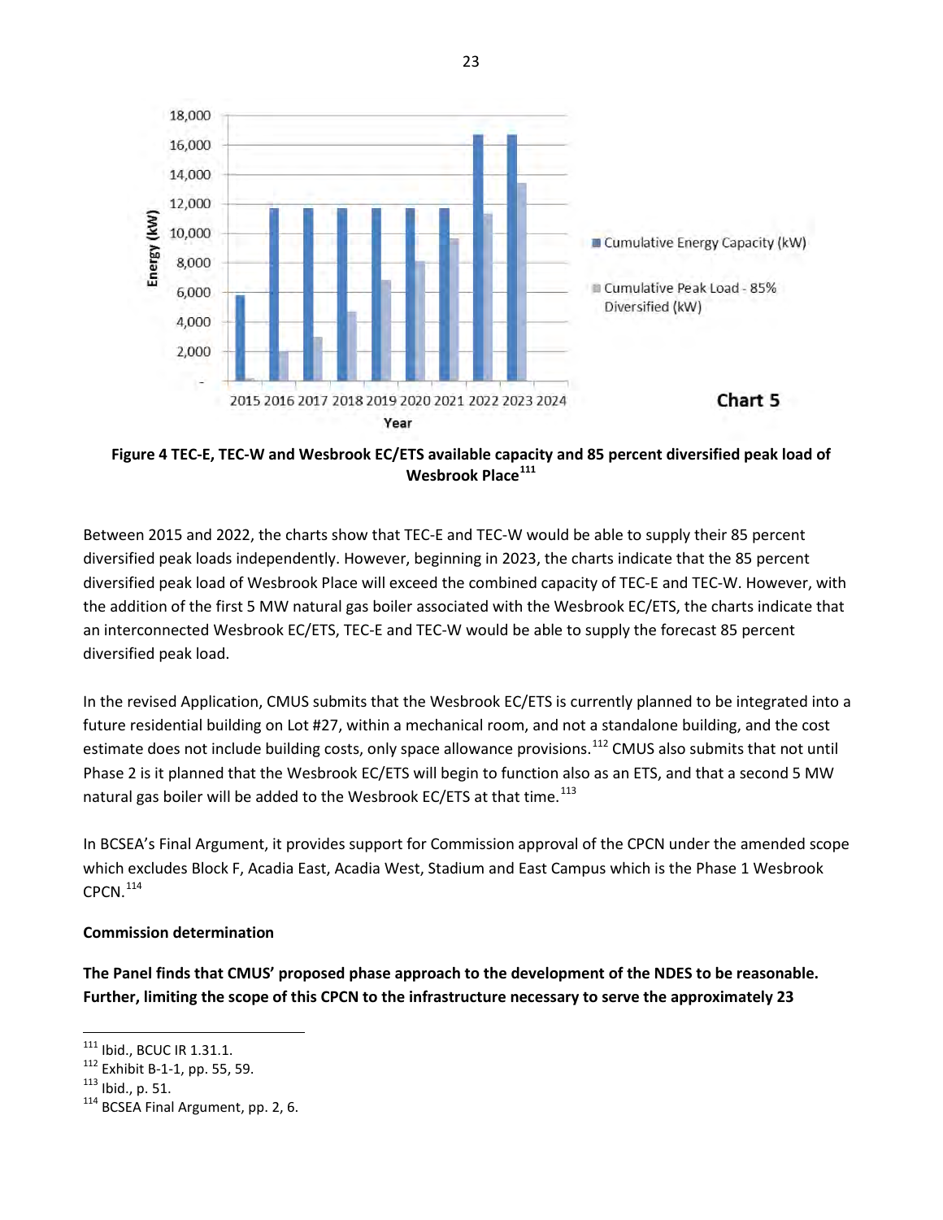Figure 4 TEC-E, TEC-W and Wesbrook EC/ETS available capacity and 85 percent diversified peak load of Wesbrook Place[111]

Between 2015 and 2022, the charts show that TEC-E and TEC-W would be able to supply their 85 percent diversified peak loads independently. However, beginning in 2023, the charts indicate that the 85 percent diversified peak load of Wesbrook Place will exceed the combined capacity of TEC-E and TEC-W. However, with the addition of the first 5 MW natural gas boiler associated with the Wesbrook EC/ETS, the charts indicate that an interconnected Wesbrook EC/ETS, TEC-E and TEC-W would be able to supply the forecast 85 percent diversified peak load.

In the revised Application, CMUS submits that the Wesbrook EC/ETS is currently planned to be integrated into a future residential building on Lot #27, within a mechanical room, and not a standalone building, and the cost estimate does not include building costs, only space allowance provisions.[112] CMUS also submits that not until Phase 2 is it planned that the Wesbrook EC/ETS will begin to function also as an ETS, and that a second 5 MW natural gas boiler will be added to the Wesbrook EC/ETS at that time.[113]

In BCSEA's Final Argument, it provides support for Commission approval of the CPCN under the amended scope which excludes Block F, Acadia East, Acadia West, Stadium and East Campus which is the Phase 1 Wesbrook CPCN.[114]

**Commission determination**

**The Panel finds that CMUS' proposed phase approach to the development of the NDES to be reasonable. Further, limiting the scope of this CPCN to the infrastructure necessary to serve the approximately 23**

---

[111] Ibid., BCUC IR 1.31.1.

[112] Exhibit B-1-1, pp. 55, 59.

[113] Ibid., p. 51.

[114] BCSEA Final Argument, pp. 2, 6.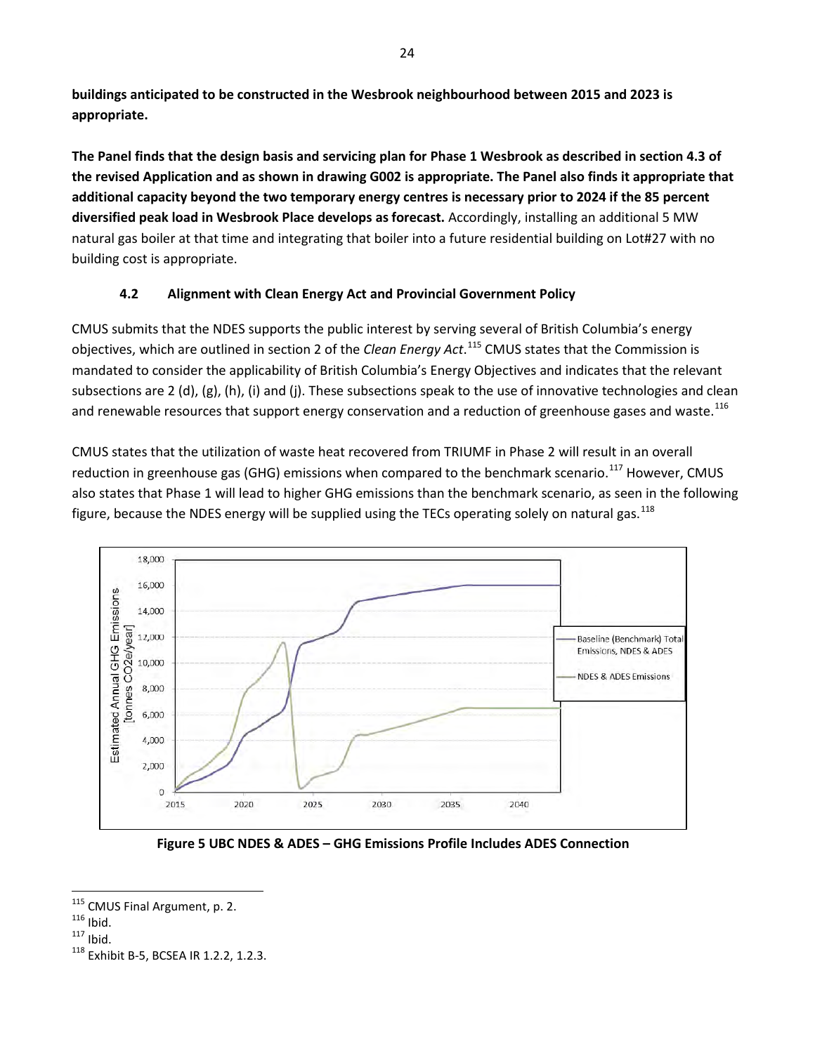**buildings anticipated to be constructed in the Wesbrook neighbourhood between 2015 and 2023 is appropriate.**

**The Panel finds that the design basis and servicing plan for Phase 1 Wesbrook as described in section 4.3 of the revised Application and as shown in drawing G002 is appropriate. The Panel also finds it appropriate that additional capacity beyond the two temporary energy centres is necessary prior to 2024 if the 85 percent diversified peak load in Wesbrook Place develops as forecast.** Accordingly, installing an additional 5 MW natural gas boiler at that time and integrating that boiler into a future residential building on Lot#27 with no building cost is appropriate.

### 4.2 Alignment with Clean Energy Act and Provincial Government Policy

CMUS submits that the NDES supports the public interest by serving several of British Columbia's energy objectives, which are outlined in section 2 of the *Clean Energy Act*.[115] CMUS states that the Commission is mandated to consider the applicability of British Columbia's Energy Objectives and indicates that the relevant subsections are 2 (d), (g), (h), (i) and (j). These subsections speak to the use of innovative technologies and clean and renewable resources that support energy conservation and a reduction of greenhouse gases and waste.[116]

CMUS states that the utilization of waste heat recovered from TRIUMF in Phase 2 will result in an overall reduction in greenhouse gas (GHG) emissions when compared to the benchmark scenario.[117] However, CMUS also states that Phase 1 will lead to higher GHG emissions than the benchmark scenario, as seen in the following figure, because the NDES energy will be supplied using the TECs operating solely on natural gas.[118]

**Figure 5 UBC NDES & ADES – GHG Emissions Profile Includes ADES Connection**

---

[115] CMUS Final Argument, p. 2.
[116] Ibid.
[117] Ibid.
[118] Exhibit B-5, BCSEA IR 1.2.2, 1.2.3.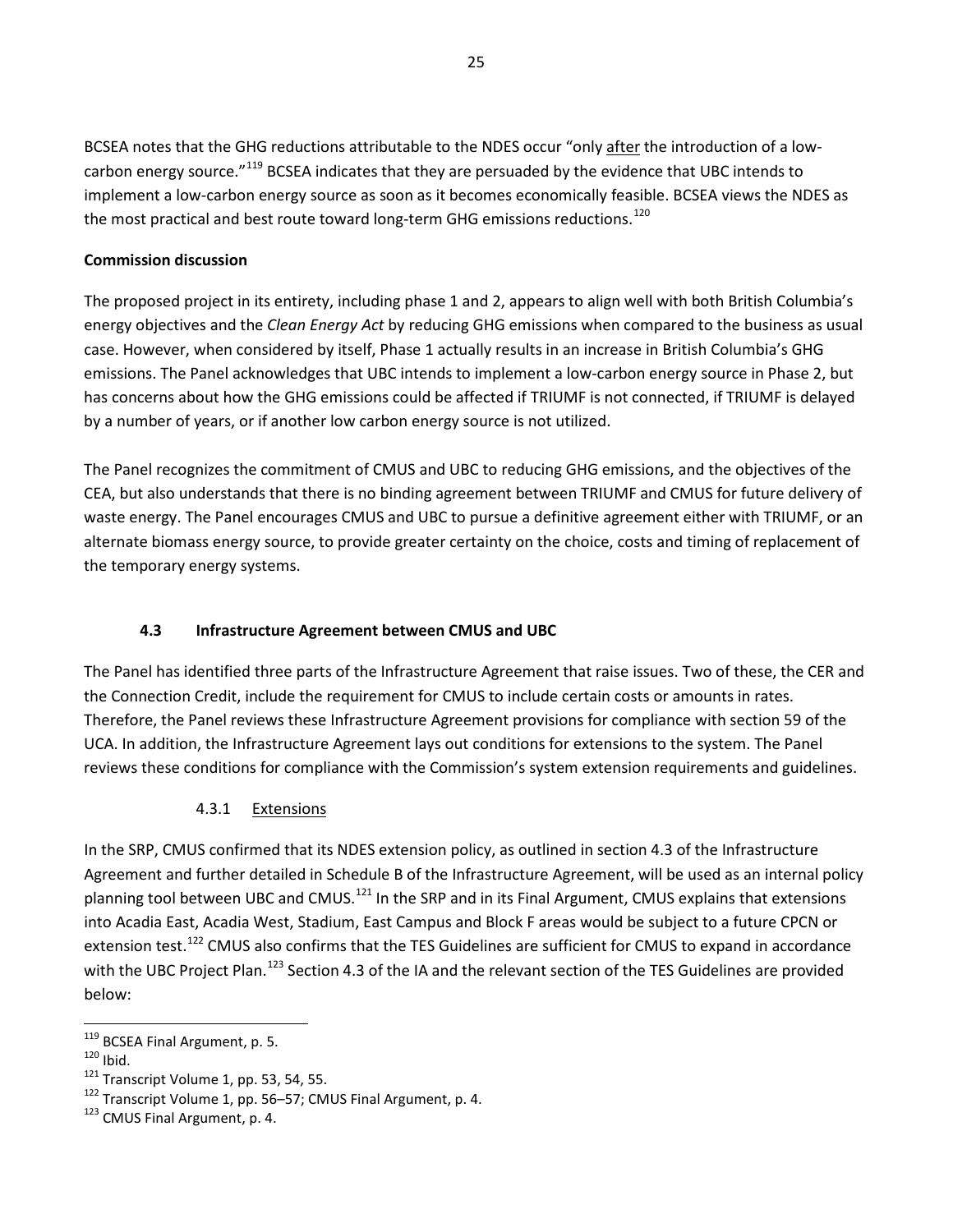BCSEA notes that the GHG reductions attributable to the NDES occur "only after the introduction of a low-carbon energy source."[119] BCSEA indicates that they are persuaded by the evidence that UBC intends to implement a low-carbon energy source as soon as it becomes economically feasible. BCSEA views the NDES as the most practical and best route toward long-term GHG emissions reductions.[120]

**Commission discussion**

The proposed project in its entirety, including phase 1 and 2, appears to align well with both British Columbia's energy objectives and the *Clean Energy Act* by reducing GHG emissions when compared to the business as usual case. However, when considered by itself, Phase 1 actually results in an increase in British Columbia's GHG emissions. The Panel acknowledges that UBC intends to implement a low-carbon energy source in Phase 2, but has concerns about how the GHG emissions could be affected if TRIUMF is not connected, if TRIUMF is delayed by a number of years, or if another low carbon energy source is not utilized.

The Panel recognizes the commitment of CMUS and UBC to reducing GHG emissions, and the objectives of the CEA, but also understands that there is no binding agreement between TRIUMF and CMUS for future delivery of waste energy. The Panel encourages CMUS and UBC to pursue a definitive agreement either with TRIUMF, or an alternate biomass energy source, to provide greater certainty on the choice, costs and timing of replacement of the temporary energy systems.

## 4.3 Infrastructure Agreement between CMUS and UBC

The Panel has identified three parts of the Infrastructure Agreement that raise issues. Two of these, the CER and the Connection Credit, include the requirement for CMUS to include certain costs or amounts in rates. Therefore, the Panel reviews these Infrastructure Agreement provisions for compliance with section 59 of the UCA. In addition, the Infrastructure Agreement lays out conditions for extensions to the system. The Panel reviews these conditions for compliance with the Commission's system extension requirements and guidelines.

### 4.3.1 Extensions

In the SRP, CMUS confirmed that its NDES extension policy, as outlined in section 4.3 of the Infrastructure Agreement and further detailed in Schedule B of the Infrastructure Agreement, will be used as an internal policy planning tool between UBC and CMUS.[121] In the SRP and in its Final Argument, CMUS explains that extensions into Acadia East, Acadia West, Stadium, East Campus and Block F areas would be subject to a future CPCN or extension test.[122] CMUS also confirms that the TES Guidelines are sufficient for CMUS to expand in accordance with the UBC Project Plan.[123] Section 4.3 of the IA and the relevant section of the TES Guidelines are provided below:

---

[119] BCSEA Final Argument, p. 5.

[120] Ibid.

[121] Transcript Volume 1, pp. 53, 54, 55.

[122] Transcript Volume 1, pp. 56–57; CMUS Final Argument, p. 4.

[123] CMUS Final Argument, p. 4.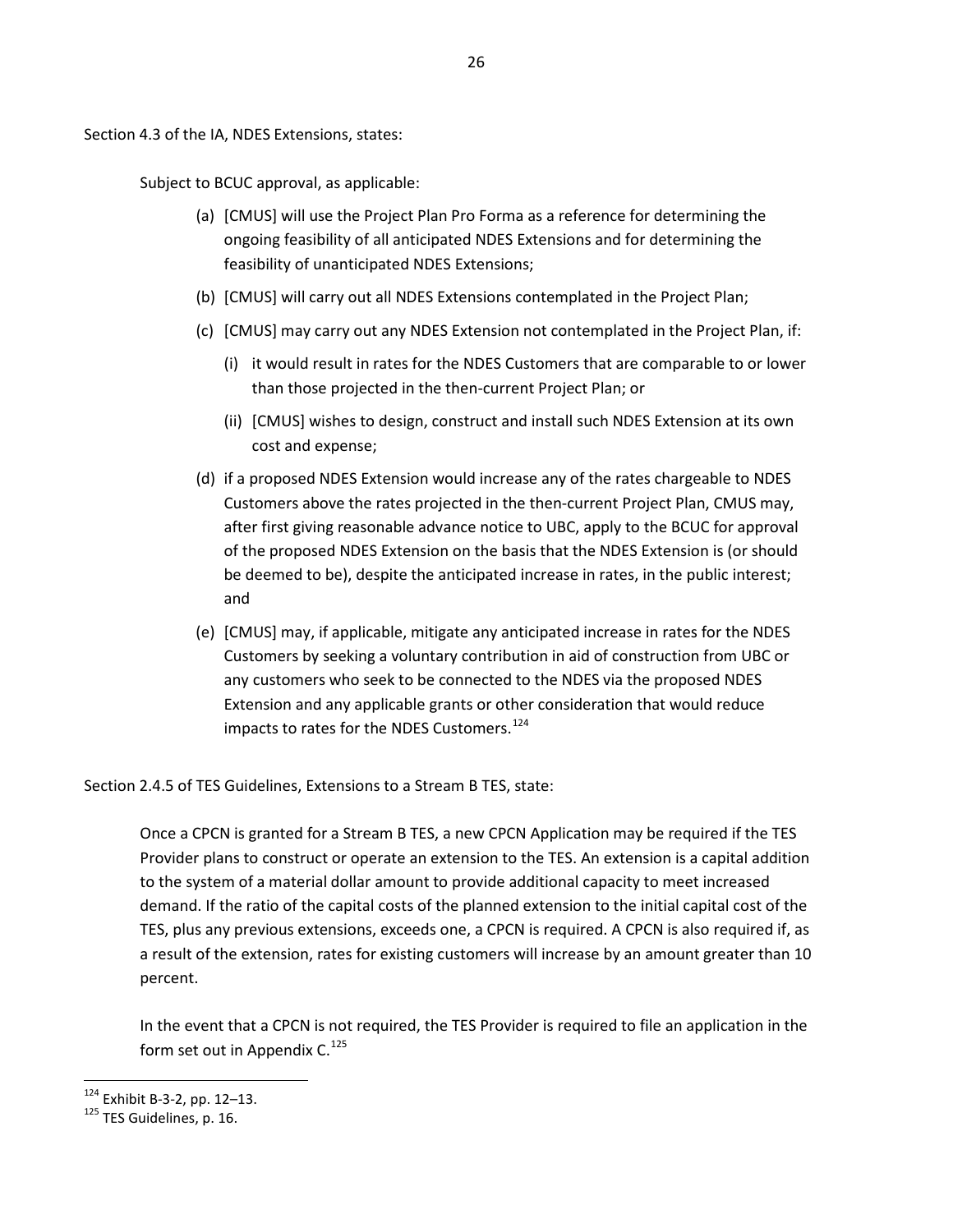Section 4.3 of the IA, NDES Extensions, states:

> Subject to BCUC approval, as applicable:
>
> (a) [CMUS] will use the Project Plan Pro Forma as a reference for determining the ongoing feasibility of all anticipated NDES Extensions and for determining the feasibility of unanticipated NDES Extensions;
>
> (b) [CMUS] will carry out all NDES Extensions contemplated in the Project Plan;
>
> (c) [CMUS] may carry out any NDES Extension not contemplated in the Project Plan, if:
>
> (i) it would result in rates for the NDES Customers that are comparable to or lower than those projected in the then-current Project Plan; or
>
> (ii) [CMUS] wishes to design, construct and install such NDES Extension at its own cost and expense;
>
> (d) if a proposed NDES Extension would increase any of the rates chargeable to NDES Customers above the rates projected in the then-current Project Plan, CMUS may, after first giving reasonable advance notice to UBC, apply to the BCUC for approval of the proposed NDES Extension on the basis that the NDES Extension is (or should be deemed to be), despite the anticipated increase in rates, in the public interest; and
>
> (e) [CMUS] may, if applicable, mitigate any anticipated increase in rates for the NDES Customers by seeking a voluntary contribution in aid of construction from UBC or any customers who seek to be connected to the NDES via the proposed NDES Extension and any applicable grants or other consideration that would reduce impacts to rates for the NDES Customers.[124]

Section 2.4.5 of TES Guidelines, Extensions to a Stream B TES, state:

> Once a CPCN is granted for a Stream B TES, a new CPCN Application may be required if the TES Provider plans to construct or operate an extension to the TES. An extension is a capital addition to the system of a material dollar amount to provide additional capacity to meet increased demand. If the ratio of the capital costs of the planned extension to the initial capital cost of the TES, plus any previous extensions, exceeds one, a CPCN is required. A CPCN is also required if, as a result of the extension, rates for existing customers will increase by an amount greater than 10 percent.
>
> In the event that a CPCN is not required, the TES Provider is required to file an application in the form set out in Appendix C.[125]

---

[124] Exhibit B-3-2, pp. 12–13.

[125] TES Guidelines, p. 16.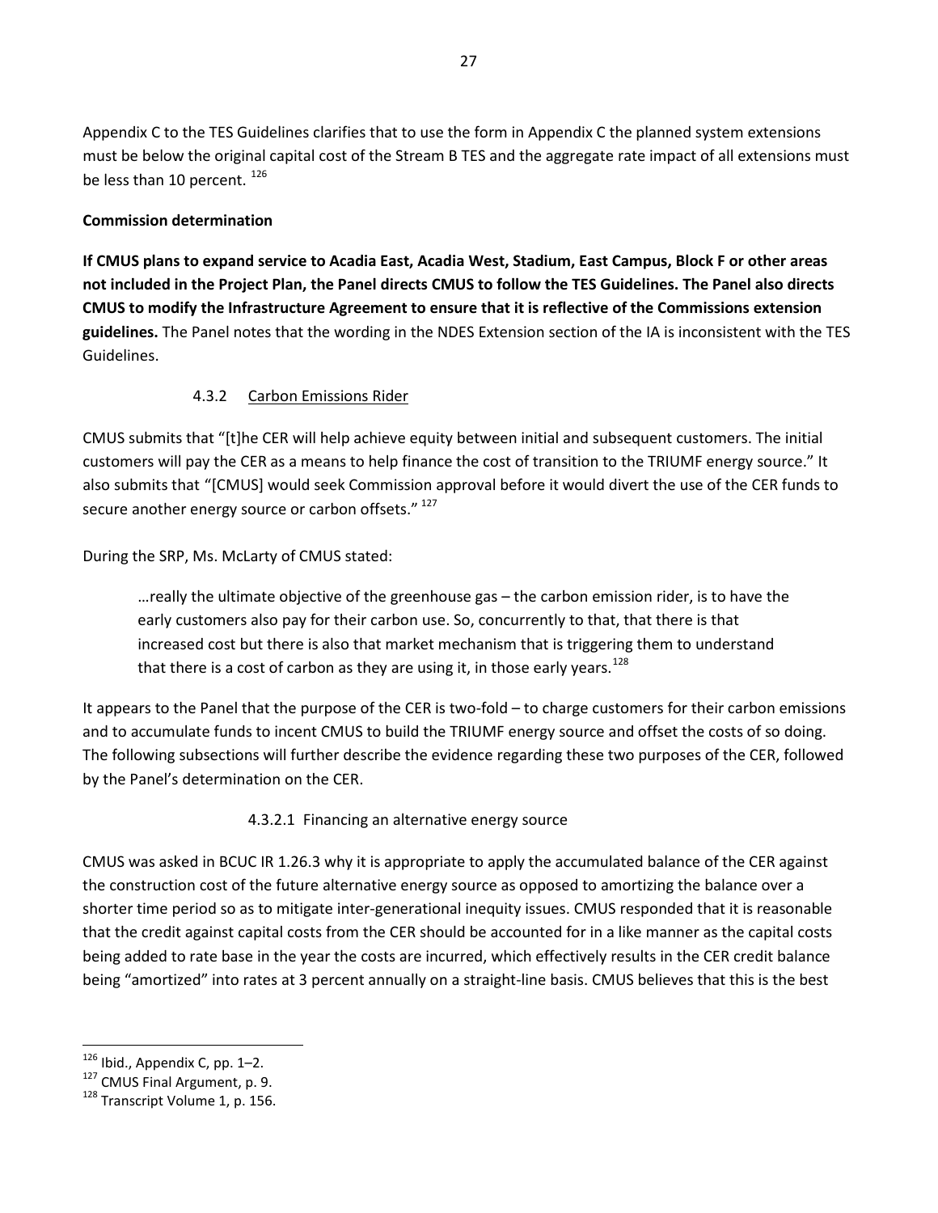Appendix C to the TES Guidelines clarifies that to use the form in Appendix C the planned system extensions must be below the original capital cost of the Stream B TES and the aggregate rate impact of all extensions must be less than 10 percent. [126]

**Commission determination**

**If CMUS plans to expand service to Acadia East, Acadia West, Stadium, East Campus, Block F or other areas not included in the Project Plan, the Panel directs CMUS to follow the TES Guidelines. The Panel also directs CMUS to modify the Infrastructure Agreement to ensure that it is reflective of the Commissions extension guidelines.** The Panel notes that the wording in the NDES Extension section of the IA is inconsistent with the TES Guidelines.

### 4.3.2 Carbon Emissions Rider

CMUS submits that "[t]he CER will help achieve equity between initial and subsequent customers. The initial customers will pay the CER as a means to help finance the cost of transition to the TRIUMF energy source." It also submits that "[CMUS] would seek Commission approval before it would divert the use of the CER funds to secure another energy source or carbon offsets." [127]

During the SRP, Ms. McLarty of CMUS stated:

> …really the ultimate objective of the greenhouse gas – the carbon emission rider, is to have the early customers also pay for their carbon use. So, concurrently to that, that there is that increased cost but there is also that market mechanism that is triggering them to understand that there is a cost of carbon as they are using it, in those early years.[128]

It appears to the Panel that the purpose of the CER is two-fold – to charge customers for their carbon emissions and to accumulate funds to incent CMUS to build the TRIUMF energy source and offset the costs of so doing. The following subsections will further describe the evidence regarding these two purposes of the CER, followed by the Panel's determination on the CER.

#### 4.3.2.1 Financing an alternative energy source

CMUS was asked in BCUC IR 1.26.3 why it is appropriate to apply the accumulated balance of the CER against the construction cost of the future alternative energy source as opposed to amortizing the balance over a shorter time period so as to mitigate inter-generational inequity issues. CMUS responded that it is reasonable that the credit against capital costs from the CER should be accounted for in a like manner as the capital costs being added to rate base in the year the costs are incurred, which effectively results in the CER credit balance being "amortized" into rates at 3 percent annually on a straight-line basis. CMUS believes that this is the best

[126] Ibid., Appendix C, pp. 1–2.
[127] CMUS Final Argument, p. 9.
[128] Transcript Volume 1, p. 156.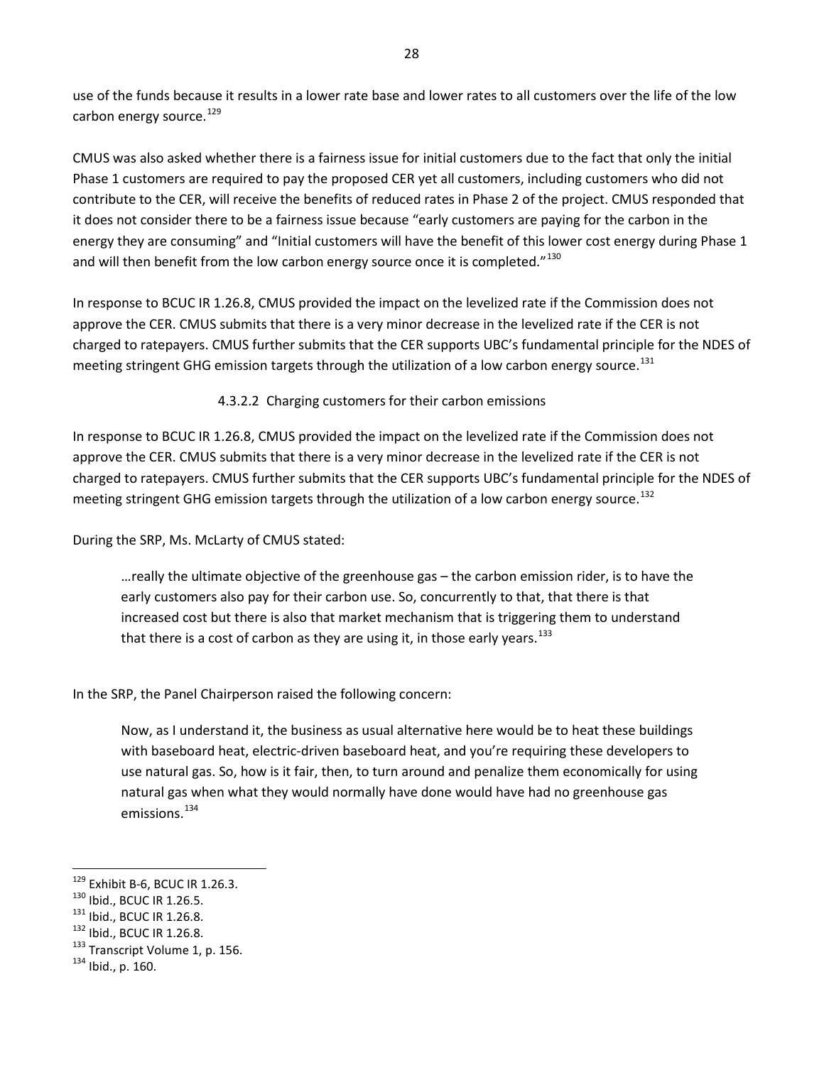use of the funds because it results in a lower rate base and lower rates to all customers over the life of the low carbon energy source.[129]

CMUS was also asked whether there is a fairness issue for initial customers due to the fact that only the initial Phase 1 customers are required to pay the proposed CER yet all customers, including customers who did not contribute to the CER, will receive the benefits of reduced rates in Phase 2 of the project. CMUS responded that it does not consider there to be a fairness issue because "early customers are paying for the carbon in the energy they are consuming" and "Initial customers will have the benefit of this lower cost energy during Phase 1 and will then benefit from the low carbon energy source once it is completed."[130]

In response to BCUC IR 1.26.8, CMUS provided the impact on the levelized rate if the Commission does not approve the CER. CMUS submits that there is a very minor decrease in the levelized rate if the CER is not charged to ratepayers. CMUS further submits that the CER supports UBC's fundamental principle for the NDES of meeting stringent GHG emission targets through the utilization of a low carbon energy source.[131]

#### 4.3.2.2 Charging customers for their carbon emissions

In response to BCUC IR 1.26.8, CMUS provided the impact on the levelized rate if the Commission does not approve the CER. CMUS submits that there is a very minor decrease in the levelized rate if the CER is not charged to ratepayers. CMUS further submits that the CER supports UBC's fundamental principle for the NDES of meeting stringent GHG emission targets through the utilization of a low carbon energy source.[132]

During the SRP, Ms. McLarty of CMUS stated:

> …really the ultimate objective of the greenhouse gas – the carbon emission rider, is to have the early customers also pay for their carbon use. So, concurrently to that, that there is that increased cost but there is also that market mechanism that is triggering them to understand that there is a cost of carbon as they are using it, in those early years.[133]

In the SRP, the Panel Chairperson raised the following concern:

> Now, as I understand it, the business as usual alternative here would be to heat these buildings with baseboard heat, electric-driven baseboard heat, and you're requiring these developers to use natural gas. So, how is it fair, then, to turn around and penalize them economically for using natural gas when what they would normally have done would have had no greenhouse gas emissions.[134]

---

[129] Exhibit B-6, BCUC IR 1.26.3.
[130] Ibid., BCUC IR 1.26.5.
[131] Ibid., BCUC IR 1.26.8.
[132] Ibid., BCUC IR 1.26.8.
[133] Transcript Volume 1, p. 156.
[134] Ibid., p. 160.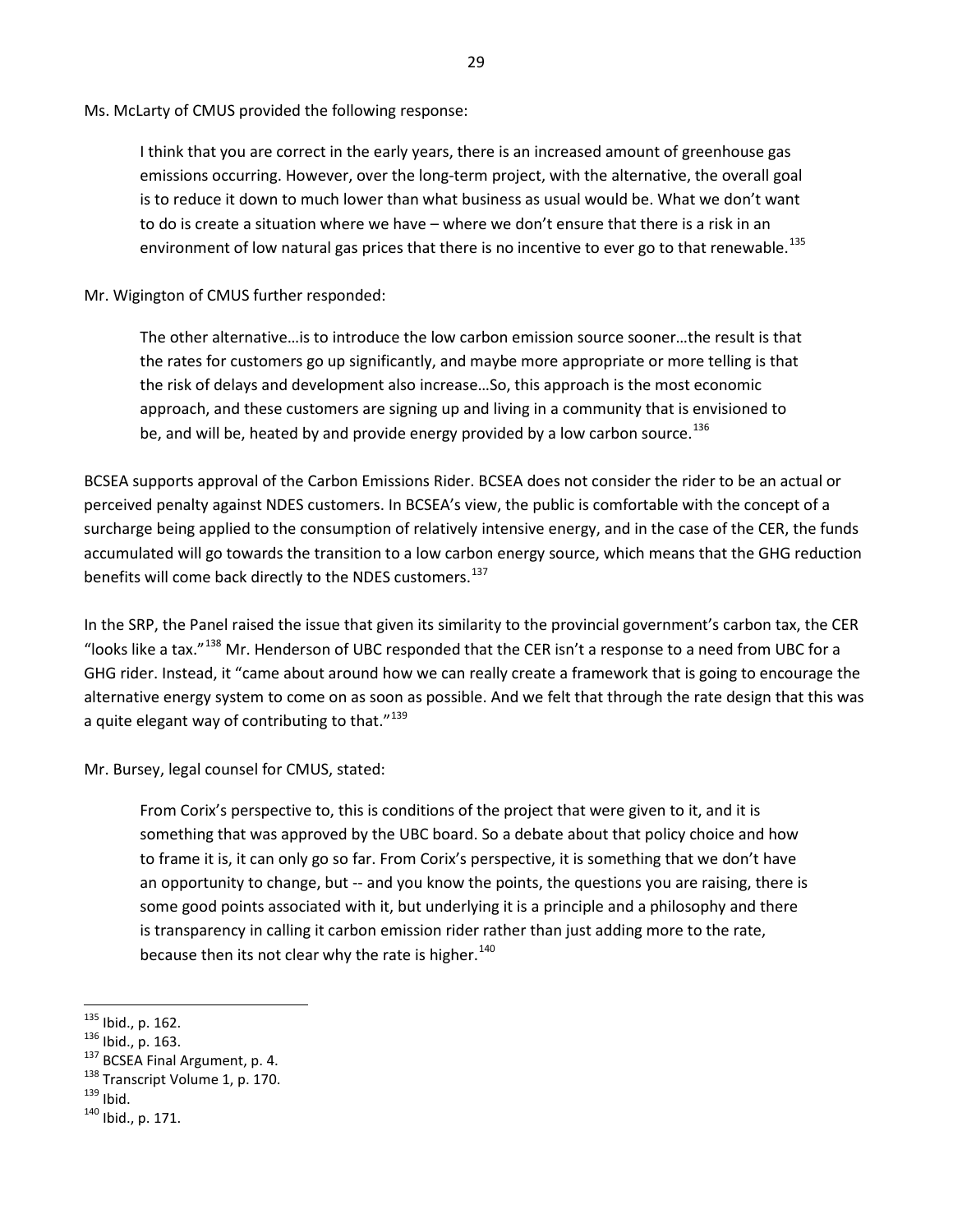Ms. McLarty of CMUS provided the following response:

> I think that you are correct in the early years, there is an increased amount of greenhouse gas emissions occurring. However, over the long-term project, with the alternative, the overall goal is to reduce it down to much lower than what business as usual would be. What we don't want to do is create a situation where we have – where we don't ensure that there is a risk in an environment of low natural gas prices that there is no incentive to ever go to that renewable.[135]

Mr. Wigington of CMUS further responded:

> The other alternative…is to introduce the low carbon emission source sooner…the result is that the rates for customers go up significantly, and maybe more appropriate or more telling is that the risk of delays and development also increase…So, this approach is the most economic approach, and these customers are signing up and living in a community that is envisioned to be, and will be, heated by and provide energy provided by a low carbon source.[136]

BCSEA supports approval of the Carbon Emissions Rider. BCSEA does not consider the rider to be an actual or perceived penalty against NDES customers. In BCSEA's view, the public is comfortable with the concept of a surcharge being applied to the consumption of relatively intensive energy, and in the case of the CER, the funds accumulated will go towards the transition to a low carbon energy source, which means that the GHG reduction benefits will come back directly to the NDES customers.[137]

In the SRP, the Panel raised the issue that given its similarity to the provincial government's carbon tax, the CER "looks like a tax."[138] Mr. Henderson of UBC responded that the CER isn't a response to a need from UBC for a GHG rider. Instead, it "came about around how we can really create a framework that is going to encourage the alternative energy system to come on as soon as possible. And we felt that through the rate design that this was a quite elegant way of contributing to that."[139]

Mr. Bursey, legal counsel for CMUS, stated:

> From Corix's perspective to, this is conditions of the project that were given to it, and it is something that was approved by the UBC board. So a debate about that policy choice and how to frame it is, it can only go so far. From Corix's perspective, it is something that we don't have an opportunity to change, but -- and you know the points, the questions you are raising, there is some good points associated with it, but underlying it is a principle and a philosophy and there is transparency in calling it carbon emission rider rather than just adding more to the rate, because then its not clear why the rate is higher.[140]

---

[135] Ibid., p. 162.
[136] Ibid., p. 163.
[137] BCSEA Final Argument, p. 4.
[138] Transcript Volume 1, p. 170.
[139] Ibid.
[140] Ibid., p. 171.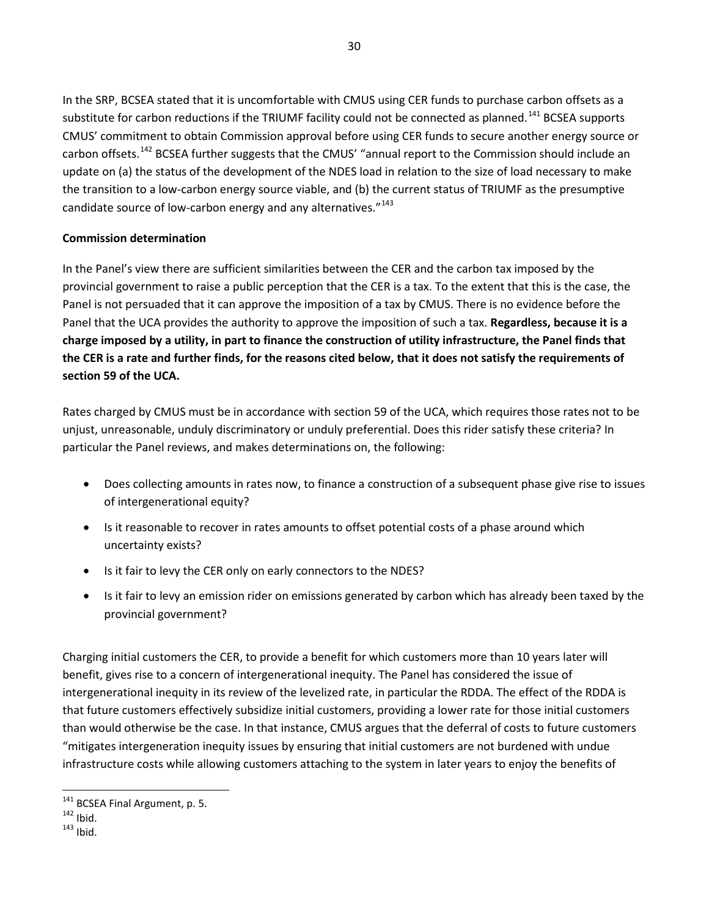In the SRP, BCSEA stated that it is uncomfortable with CMUS using CER funds to purchase carbon offsets as a substitute for carbon reductions if the TRIUMF facility could not be connected as planned.[141] BCSEA supports CMUS' commitment to obtain Commission approval before using CER funds to secure another energy source or carbon offsets.[142] BCSEA further suggests that the CMUS' "annual report to the Commission should include an update on (a) the status of the development of the NDES load in relation to the size of load necessary to make the transition to a low-carbon energy source viable, and (b) the current status of TRIUMF as the presumptive candidate source of low-carbon energy and any alternatives."[143]

**Commission determination**

In the Panel's view there are sufficient similarities between the CER and the carbon tax imposed by the provincial government to raise a public perception that the CER is a tax. To the extent that this is the case, the Panel is not persuaded that it can approve the imposition of a tax by CMUS. There is no evidence before the Panel that the UCA provides the authority to approve the imposition of such a tax. **Regardless, because it is a charge imposed by a utility, in part to finance the construction of utility infrastructure, the Panel finds that the CER is a rate and further finds, for the reasons cited below, that it does not satisfy the requirements of section 59 of the UCA.**

Rates charged by CMUS must be in accordance with section 59 of the UCA, which requires those rates not to be unjust, unreasonable, unduly discriminatory or unduly preferential. Does this rider satisfy these criteria? In particular the Panel reviews, and makes determinations on, the following:

- Does collecting amounts in rates now, to finance a construction of a subsequent phase give rise to issues of intergenerational equity?
- Is it reasonable to recover in rates amounts to offset potential costs of a phase around which uncertainty exists?
- Is it fair to levy the CER only on early connectors to the NDES?
- Is it fair to levy an emission rider on emissions generated by carbon which has already been taxed by the provincial government?

Charging initial customers the CER, to provide a benefit for which customers more than 10 years later will benefit, gives rise to a concern of intergenerational inequity. The Panel has considered the issue of intergenerational inequity in its review of the levelized rate, in particular the RDDA. The effect of the RDDA is that future customers effectively subsidize initial customers, providing a lower rate for those initial customers than would otherwise be the case. In that instance, CMUS argues that the deferral of costs to future customers "mitigates intergeneration inequity issues by ensuring that initial customers are not burdened with undue infrastructure costs while allowing customers attaching to the system in later years to enjoy the benefits of

[141] BCSEA Final Argument, p. 5.
[142] Ibid.
[143] Ibid.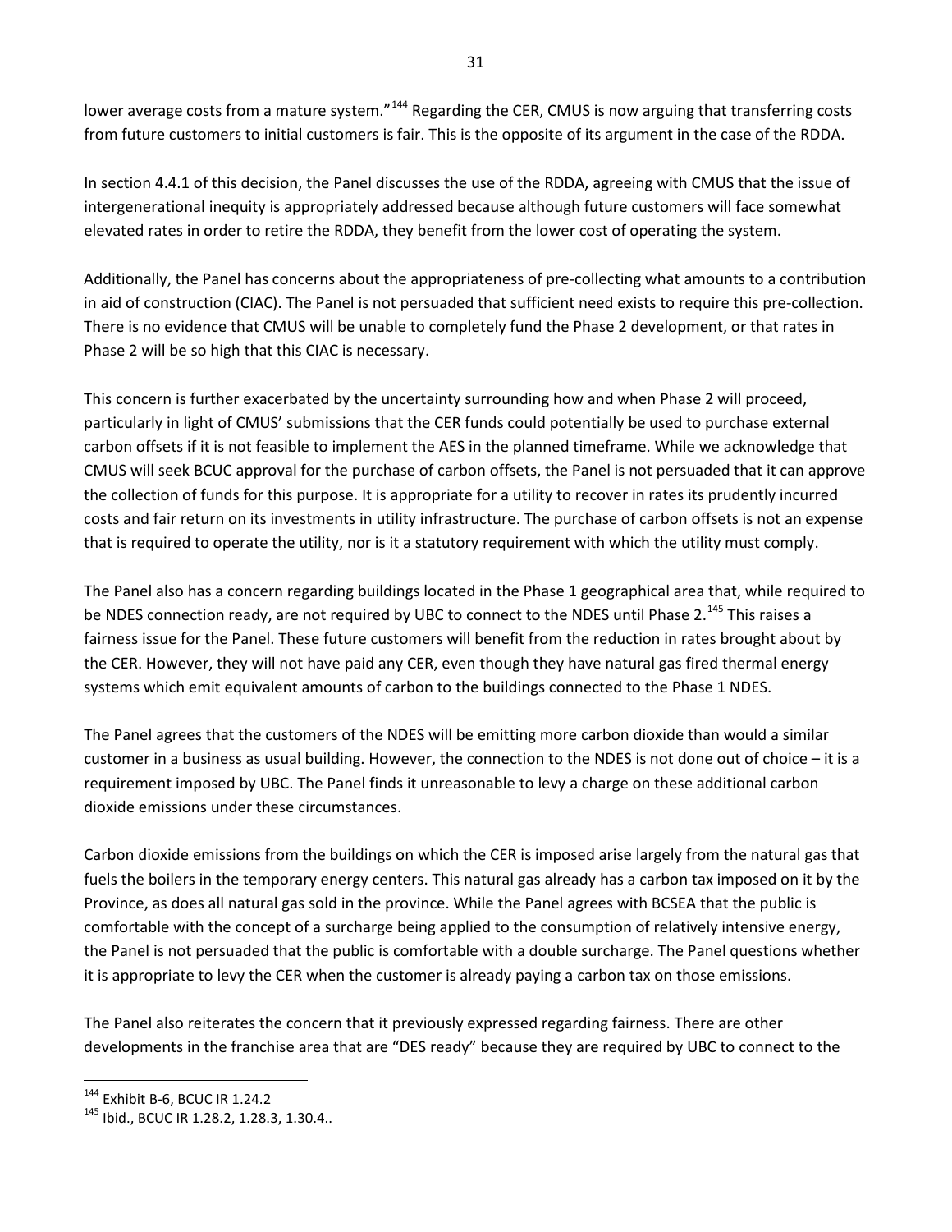lower average costs from a mature system."[144] Regarding the CER, CMUS is now arguing that transferring costs from future customers to initial customers is fair. This is the opposite of its argument in the case of the RDDA.

In section 4.4.1 of this decision, the Panel discusses the use of the RDDA, agreeing with CMUS that the issue of intergenerational inequity is appropriately addressed because although future customers will face somewhat elevated rates in order to retire the RDDA, they benefit from the lower cost of operating the system.

Additionally, the Panel has concerns about the appropriateness of pre-collecting what amounts to a contribution in aid of construction (CIAC). The Panel is not persuaded that sufficient need exists to require this pre-collection. There is no evidence that CMUS will be unable to completely fund the Phase 2 development, or that rates in Phase 2 will be so high that this CIAC is necessary.

This concern is further exacerbated by the uncertainty surrounding how and when Phase 2 will proceed, particularly in light of CMUS' submissions that the CER funds could potentially be used to purchase external carbon offsets if it is not feasible to implement the AES in the planned timeframe. While we acknowledge that CMUS will seek BCUC approval for the purchase of carbon offsets, the Panel is not persuaded that it can approve the collection of funds for this purpose. It is appropriate for a utility to recover in rates its prudently incurred costs and fair return on its investments in utility infrastructure. The purchase of carbon offsets is not an expense that is required to operate the utility, nor is it a statutory requirement with which the utility must comply.

The Panel also has a concern regarding buildings located in the Phase 1 geographical area that, while required to be NDES connection ready, are not required by UBC to connect to the NDES until Phase 2.[145] This raises a fairness issue for the Panel. These future customers will benefit from the reduction in rates brought about by the CER. However, they will not have paid any CER, even though they have natural gas fired thermal energy systems which emit equivalent amounts of carbon to the buildings connected to the Phase 1 NDES.

The Panel agrees that the customers of the NDES will be emitting more carbon dioxide than would a similar customer in a business as usual building. However, the connection to the NDES is not done out of choice – it is a requirement imposed by UBC. The Panel finds it unreasonable to levy a charge on these additional carbon dioxide emissions under these circumstances.

Carbon dioxide emissions from the buildings on which the CER is imposed arise largely from the natural gas that fuels the boilers in the temporary energy centers. This natural gas already has a carbon tax imposed on it by the Province, as does all natural gas sold in the province. While the Panel agrees with BCSEA that the public is comfortable with the concept of a surcharge being applied to the consumption of relatively intensive energy, the Panel is not persuaded that the public is comfortable with a double surcharge. The Panel questions whether it is appropriate to levy the CER when the customer is already paying a carbon tax on those emissions.

The Panel also reiterates the concern that it previously expressed regarding fairness. There are other developments in the franchise area that are "DES ready" because they are required by UBC to connect to the

[144] Exhibit B-6, BCUC IR 1.24.2

[145] Ibid., BCUC IR 1.28.2, 1.28.3, 1.30.4..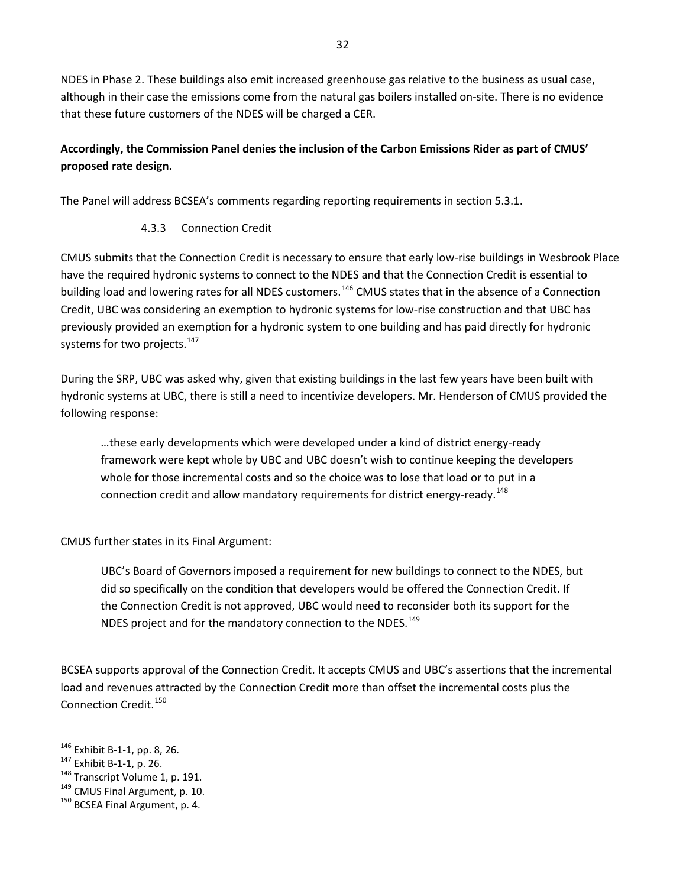NDES in Phase 2. These buildings also emit increased greenhouse gas relative to the business as usual case, although in their case the emissions come from the natural gas boilers installed on-site. There is no evidence that these future customers of the NDES will be charged a CER.

**Accordingly, the Commission Panel denies the inclusion of the Carbon Emissions Rider as part of CMUS' proposed rate design.**

The Panel will address BCSEA's comments regarding reporting requirements in section 5.3.1.

#### 4.3.3 Connection Credit

CMUS submits that the Connection Credit is necessary to ensure that early low-rise buildings in Wesbrook Place have the required hydronic systems to connect to the NDES and that the Connection Credit is essential to building load and lowering rates for all NDES customers.[146] CMUS states that in the absence of a Connection Credit, UBC was considering an exemption to hydronic systems for low-rise construction and that UBC has previously provided an exemption for a hydronic system to one building and has paid directly for hydronic systems for two projects.[147]

During the SRP, UBC was asked why, given that existing buildings in the last few years have been built with hydronic systems at UBC, there is still a need to incentivize developers. Mr. Henderson of CMUS provided the following response:

> …these early developments which were developed under a kind of district energy-ready framework were kept whole by UBC and UBC doesn't wish to continue keeping the developers whole for those incremental costs and so the choice was to lose that load or to put in a connection credit and allow mandatory requirements for district energy-ready.[148]

CMUS further states in its Final Argument:

> UBC's Board of Governors imposed a requirement for new buildings to connect to the NDES, but did so specifically on the condition that developers would be offered the Connection Credit. If the Connection Credit is not approved, UBC would need to reconsider both its support for the NDES project and for the mandatory connection to the NDES.[149]

BCSEA supports approval of the Connection Credit. It accepts CMUS and UBC's assertions that the incremental load and revenues attracted by the Connection Credit more than offset the incremental costs plus the Connection Credit.[150]

---

[146] Exhibit B-1-1, pp. 8, 26.
[147] Exhibit B-1-1, p. 26.
[148] Transcript Volume 1, p. 191.
[149] CMUS Final Argument, p. 10.
[150] BCSEA Final Argument, p. 4.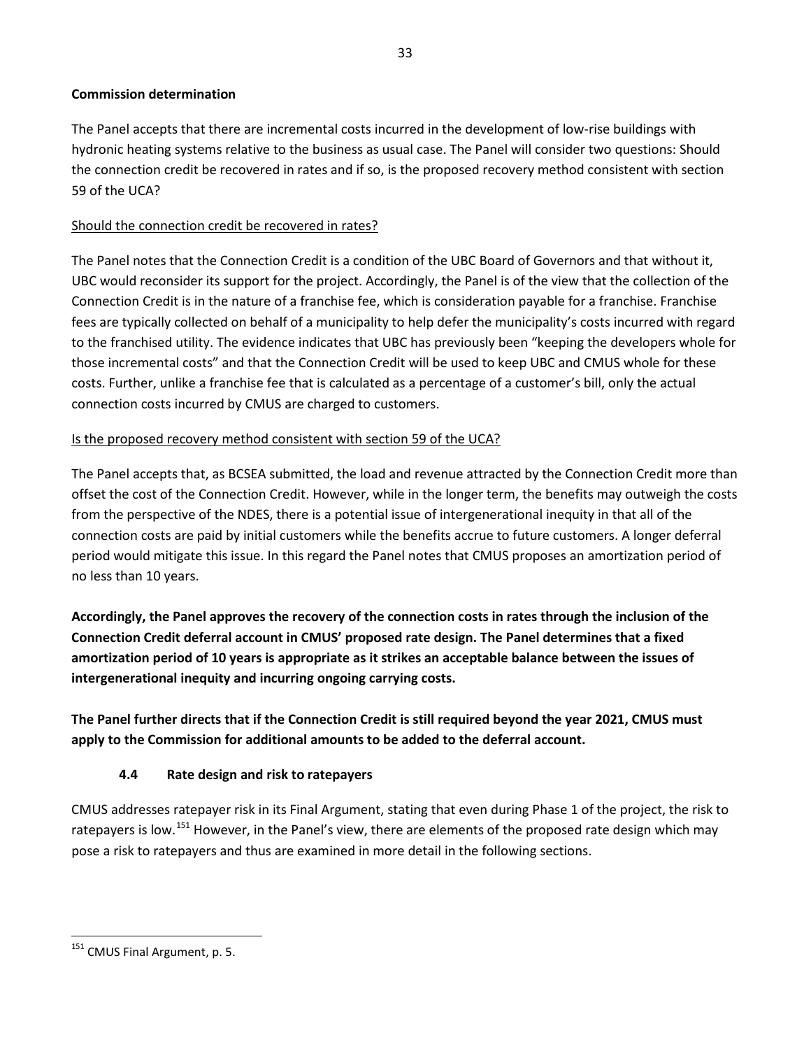**Commission determination**

The Panel accepts that there are incremental costs incurred in the development of low-rise buildings with hydronic heating systems relative to the business as usual case. The Panel will consider two questions: Should the connection credit be recovered in rates and if so, is the proposed recovery method consistent with section 59 of the UCA?

Should the connection credit be recovered in rates?

The Panel notes that the Connection Credit is a condition of the UBC Board of Governors and that without it, UBC would reconsider its support for the project. Accordingly, the Panel is of the view that the collection of the Connection Credit is in the nature of a franchise fee, which is consideration payable for a franchise. Franchise fees are typically collected on behalf of a municipality to help defer the municipality's costs incurred with regard to the franchised utility. The evidence indicates that UBC has previously been "keeping the developers whole for those incremental costs" and that the Connection Credit will be used to keep UBC and CMUS whole for these costs. Further, unlike a franchise fee that is calculated as a percentage of a customer's bill, only the actual connection costs incurred by CMUS are charged to customers.

Is the proposed recovery method consistent with section 59 of the UCA?

The Panel accepts that, as BCSEA submitted, the load and revenue attracted by the Connection Credit more than offset the cost of the Connection Credit. However, while in the longer term, the benefits may outweigh the costs from the perspective of the NDES, there is a potential issue of intergenerational inequity in that all of the connection costs are paid by initial customers while the benefits accrue to future customers. A longer deferral period would mitigate this issue. In this regard the Panel notes that CMUS proposes an amortization period of no less than 10 years.

**Accordingly, the Panel approves the recovery of the connection costs in rates through the inclusion of the Connection Credit deferral account in CMUS' proposed rate design. The Panel determines that a fixed amortization period of 10 years is appropriate as it strikes an acceptable balance between the issues of intergenerational inequity and incurring ongoing carrying costs.**

**The Panel further directs that if the Connection Credit is still required beyond the year 2021, CMUS must apply to the Commission for additional amounts to be added to the deferral account.**

### 4.4 Rate design and risk to ratepayers

CMUS addresses ratepayer risk in its Final Argument, stating that even during Phase 1 of the project, the risk to ratepayers is low.[151] However, in the Panel's view, there are elements of the proposed rate design which may pose a risk to ratepayers and thus are examined in more detail in the following sections.

[151] CMUS Final Argument, p. 5.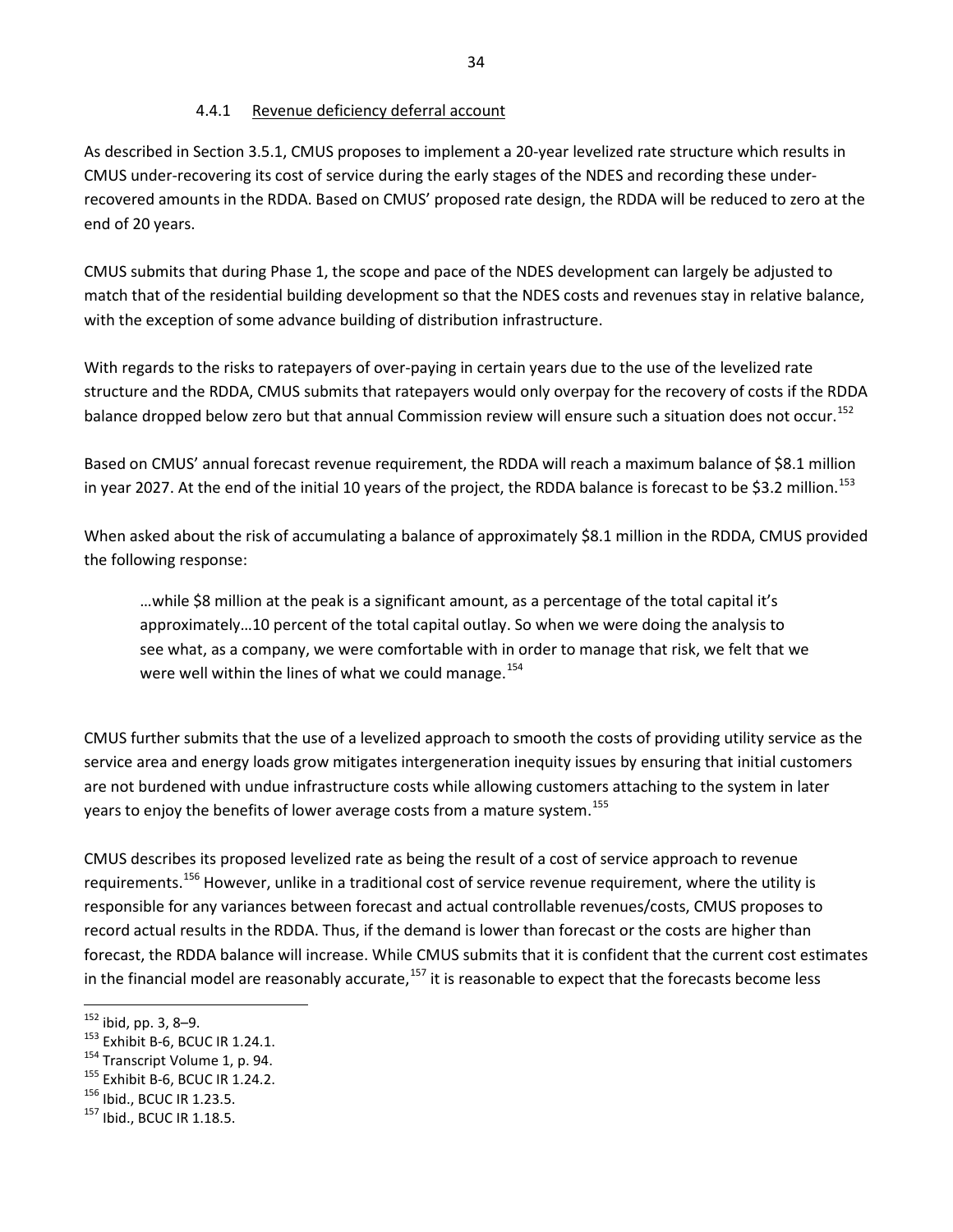#### 4.4.1 Revenue deficiency deferral account

As described in Section 3.5.1, CMUS proposes to implement a 20-year levelized rate structure which results in CMUS under-recovering its cost of service during the early stages of the NDES and recording these under-recovered amounts in the RDDA. Based on CMUS' proposed rate design, the RDDA will be reduced to zero at the end of 20 years.

CMUS submits that during Phase 1, the scope and pace of the NDES development can largely be adjusted to match that of the residential building development so that the NDES costs and revenues stay in relative balance, with the exception of some advance building of distribution infrastructure.

With regards to the risks to ratepayers of over-paying in certain years due to the use of the levelized rate structure and the RDDA, CMUS submits that ratepayers would only overpay for the recovery of costs if the RDDA balance dropped below zero but that annual Commission review will ensure such a situation does not occur.[152]

Based on CMUS' annual forecast revenue requirement, the RDDA will reach a maximum balance of $8.1 million in year 2027. At the end of the initial 10 years of the project, the RDDA balance is forecast to be $3.2 million.[153]

When asked about the risk of accumulating a balance of approximately $8.1 million in the RDDA, CMUS provided the following response:

> …while $8 million at the peak is a significant amount, as a percentage of the total capital it's approximately…10 percent of the total capital outlay. So when we were doing the analysis to see what, as a company, we were comfortable with in order to manage that risk, we felt that we were well within the lines of what we could manage.[154]

CMUS further submits that the use of a levelized approach to smooth the costs of providing utility service as the service area and energy loads grows mitigates intergeneration inequity issues by ensuring that initial customers are not burdened with undue infrastructure costs while allowing customers attaching to the system in later years to enjoy the benefits of lower average costs from a mature system.[155]

CMUS describes its proposed levelized rate as being the result of a cost of service approach to revenue requirements.[156] However, unlike in a traditional cost of service revenue requirement, where the utility is responsible for any variances between forecast and actual controllable revenues/costs, CMUS proposes to record actual results in the RDDA. Thus, if the demand is lower than forecast or the costs are higher than forecast, the RDDA balance will increase. While CMUS submits that it is confident that the current cost estimates in the financial model are reasonably accurate,[157] it is reasonable to expect that the forecasts become less

---

[152] ibid, pp. 3, 8–9.
[153] Exhibit B-6, BCUC IR 1.24.1.
[154] Transcript Volume 1, p. 94.
[155] Exhibit B-6, BCUC IR 1.24.2.
[156] Ibid., BCUC IR 1.23.5.
[157] Ibid., BCUC IR 1.18.5.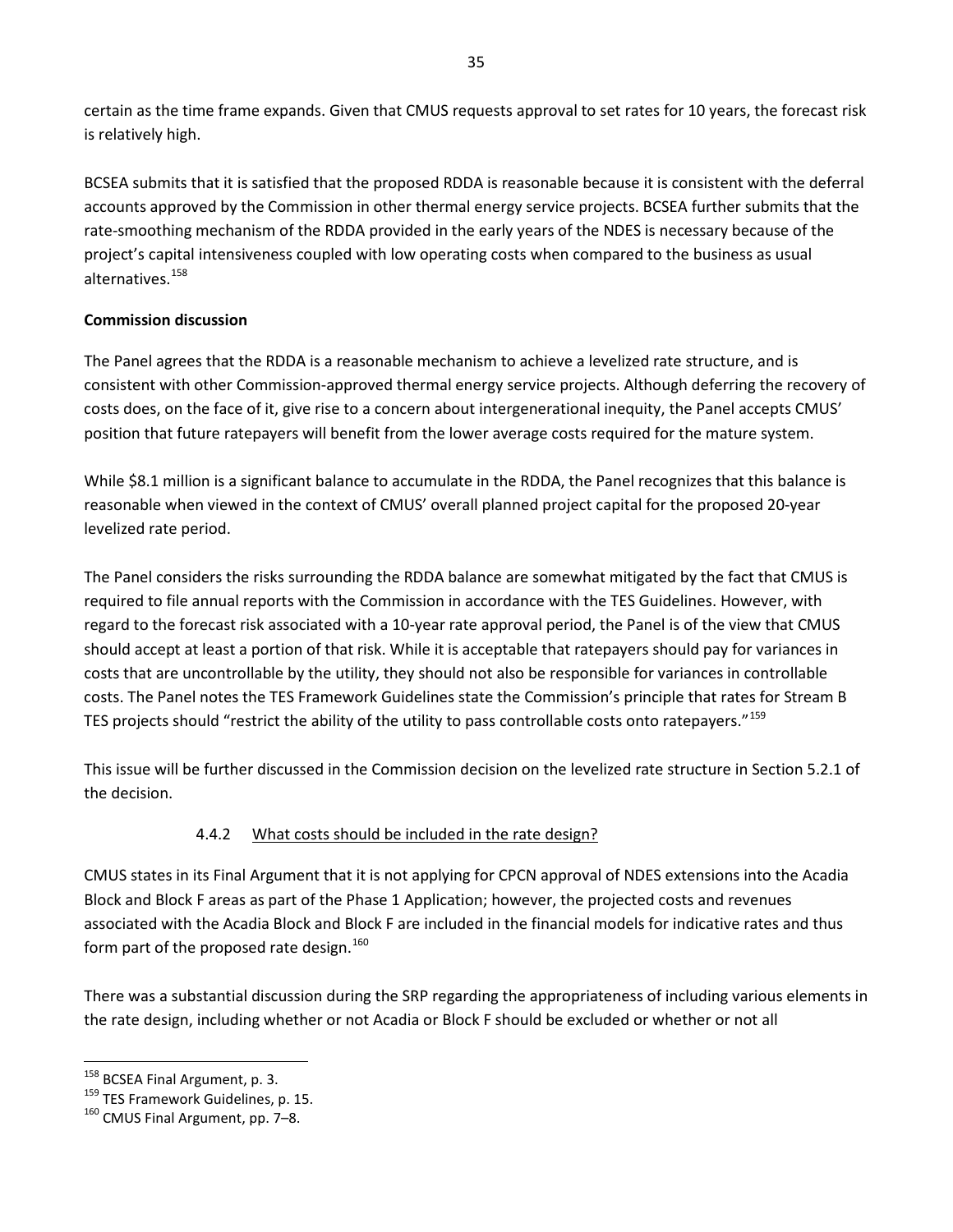certain as the time frame expands. Given that CMUS requests approval to set rates for 10 years, the forecast risk is relatively high.

BCSEA submits that it is satisfied that the proposed RDDA is reasonable because it is consistent with the deferral accounts approved by the Commission in other thermal energy service projects. BCSEA further submits that the rate-smoothing mechanism of the RDDA provided in the early years of the NDES is necessary because of the project's capital intensiveness coupled with low operating costs when compared to the business as usual alternatives.[158]

**Commission discussion**

The Panel agrees that the RDDA is a reasonable mechanism to achieve a levelized rate structure, and is consistent with other Commission-approved thermal energy service projects. Although deferring the recovery of costs does, on the face of it, give rise to a concern about intergenerational inequity, the Panel accepts CMUS' position that future ratepayers will benefit from the lower average costs required for the mature system.

While $8.1 million is a significant balance to accumulate in the RDDA, the Panel recognizes that this balance is reasonable when viewed in the context of CMUS' overall planned project capital for the proposed 20-year levelized rate period.

The Panel considers the risks surrounding the RDDA balance are somewhat mitigated by the fact that CMUS is required to file annual reports with the Commission in accordance with the TES Guidelines. However, with regard to the forecast risk associated with a 10-year rate approval period, the Panel is of the view that CMUS should accept at least a portion of that risk. While it is acceptable that ratepayers should pay for variances in costs that are uncontrollable by the utility, they should not also be responsible for variances in controllable costs. The Panel notes the TES Framework Guidelines state the Commission's principle that rates for Stream B TES projects should "restrict the ability of the utility to pass controllable costs onto ratepayers."[159]

This issue will be further discussed in the Commission decision on the levelized rate structure in Section 5.2.1 of the decision.

### 4.4.2 What costs should be included in the rate design?

CMUS states in its Final Argument that it is not applying for CPCN approval of NDES extensions into the Acadia Block and Block F areas as part of the Phase 1 Application; however, the projected costs and revenues associated with the Acadia Block and Block F are included in the financial models for indicative rates and thus form part of the proposed rate design.[160]

There was a substantial discussion during the SRP regarding the appropriateness of including various elements in the rate design, including whether or not Acadia or Block F should be excluded or whether or not all

---

[158] BCSEA Final Argument, p. 3.

[159] TES Framework Guidelines, p. 15.

[160] CMUS Final Argument, pp. 7–8.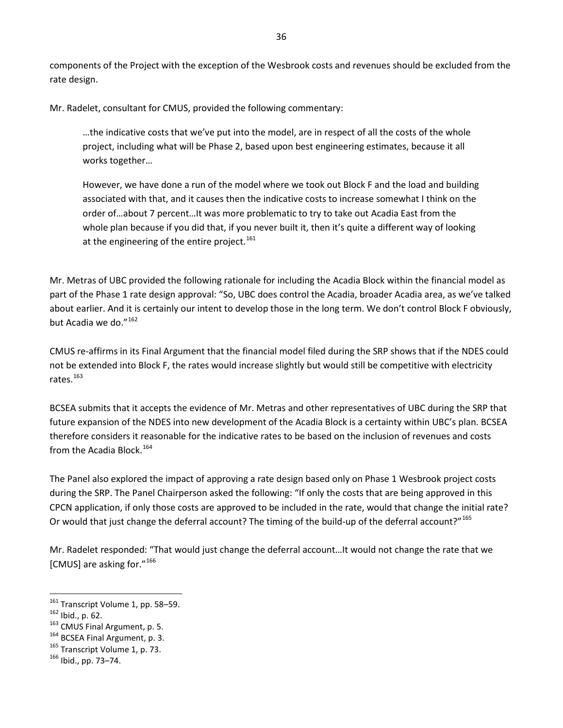components of the Project with the exception of the Wesbrook costs and revenues should be excluded from the rate design.

Mr. Radelet, consultant for CMUS, provided the following commentary:

> …the indicative costs that we've put into the model, are in respect of all the costs of the whole project, including what will be Phase 2, based upon best engineering estimates, because it all works together…
>
> However, we have done a run of the model where we took out Block F and the load and building associated with that, and it causes then the indicative costs to increase somewhat I think on the order of…about 7 percent…It was more problematic to try to take out Acadia East from the whole plan because if you did that, if you never built it, then it's quite a different way of looking at the engineering of the entire project.[161]

Mr. Metras of UBC provided the following rationale for including the Acadia Block within the financial model as part of the Phase 1 rate design approval: "So, UBC does control the Acadia, broader Acadia area, as we've talked about earlier. And it is certainly our intent to develop those in the long term. We don't control Block F obviously, but Acadia we do."[162]

CMUS re-affirms in its Final Argument that the financial model filed during the SRP shows that if the NDES could not be extended into Block F, the rates would increase slightly but would still be competitive with electricity rates.[163]

BCSEA submits that it accepts the evidence of Mr. Metras and other representatives of UBC during the SRP that future expansion of the NDES into new development of the Acadia Block is a certainty within UBC's plan. BCSEA therefore considers it reasonable for the indicative rates to be based on the inclusion of revenues and costs from the Acadia Block.[164]

The Panel also explored the impact of approving a rate design based only on Phase 1 Wesbrook project costs during the SRP. The Panel Chairperson asked the following: "If only the costs that are being approved in this CPCN application, if only those costs are approved to be included in the rate, would that change the initial rate? Or would that just change the deferral account? The timing of the build-up of the deferral account?"[165]

Mr. Radelet responded: "That would just change the deferral account…It would not change the rate that we [CMUS] are asking for."[166]

---

[161] Transcript Volume 1, pp. 58–59.
[162] Ibid., p. 62.
[163] CMUS Final Argument, p. 5.
[164] BCSEA Final Argument, p. 3.
[165] Transcript Volume 1, p. 73.
[166] Ibid., pp. 73–74.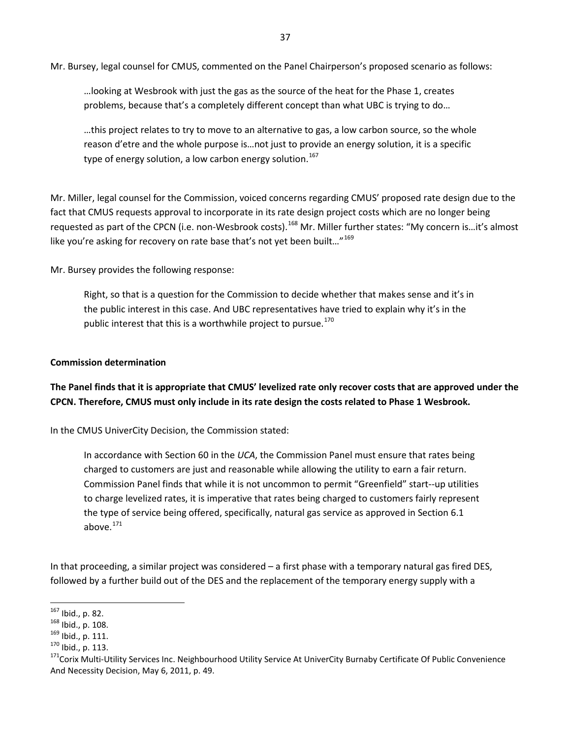Mr. Bursey, legal counsel for CMUS, commented on the Panel Chairperson's proposed scenario as follows:

> …looking at Wesbrook with just the gas as the source of the heat for the Phase 1, creates problems, because that's a completely different concept than what UBC is trying to do…
>
> …this project relates to try to move to an alternative to gas, a low carbon source, so the whole reason d'etre and the whole purpose is…not just to provide an energy solution, it is a specific type of energy solution, a low carbon energy solution.[167]

Mr. Miller, legal counsel for the Commission, voiced concerns regarding CMUS' proposed rate design due to the fact that CMUS requests approval to incorporate in its rate design project costs which are no longer being requested as part of the CPCN (i.e. non-Wesbrook costs).[168] Mr. Miller further states: "My concern is…it's almost like you're asking for recovery on rate base that's not yet been built…"[169]

Mr. Bursey provides the following response:

> Right, so that is a question for the Commission to decide whether that makes sense and it's in the public interest in this case. And UBC representatives have tried to explain why it's in the public interest that this is a worthwhile project to pursue.[170]

**Commission determination**

**The Panel finds that it is appropriate that CMUS' levelized rate only recover costs that are approved under the CPCN. Therefore, CMUS must only include in its rate design the costs related to Phase 1 Wesbrook.**

In the CMUS UniverCity Decision, the Commission stated:

> In accordance with Section 60 in the *UCA*, the Commission Panel must ensure that rates being charged to customers are just and reasonable while allowing the utility to earn a fair return. Commission Panel finds that while it is not uncommon to permit "Greenfield" start--up utilities to charge levelized rates, it is imperative that rates being charged to customers fairly represent the type of service being offered, specifically, natural gas service as approved in Section 6.1 above.[171]

In that proceeding, a similar project was considered – a first phase with a temporary natural gas fired DES, followed by a further build out of the DES and the replacement of the temporary energy supply with a

---

[167] Ibid., p. 82.

[168] Ibid., p. 108.

[169] Ibid., p. 111.

[170] Ibid., p. 113.

[171] Corix Multi-Utility Services Inc. Neighbourhood Utility Service At UniverCity Burnaby Certificate Of Public Convenience And Necessity Decision, May 6, 2011, p. 49.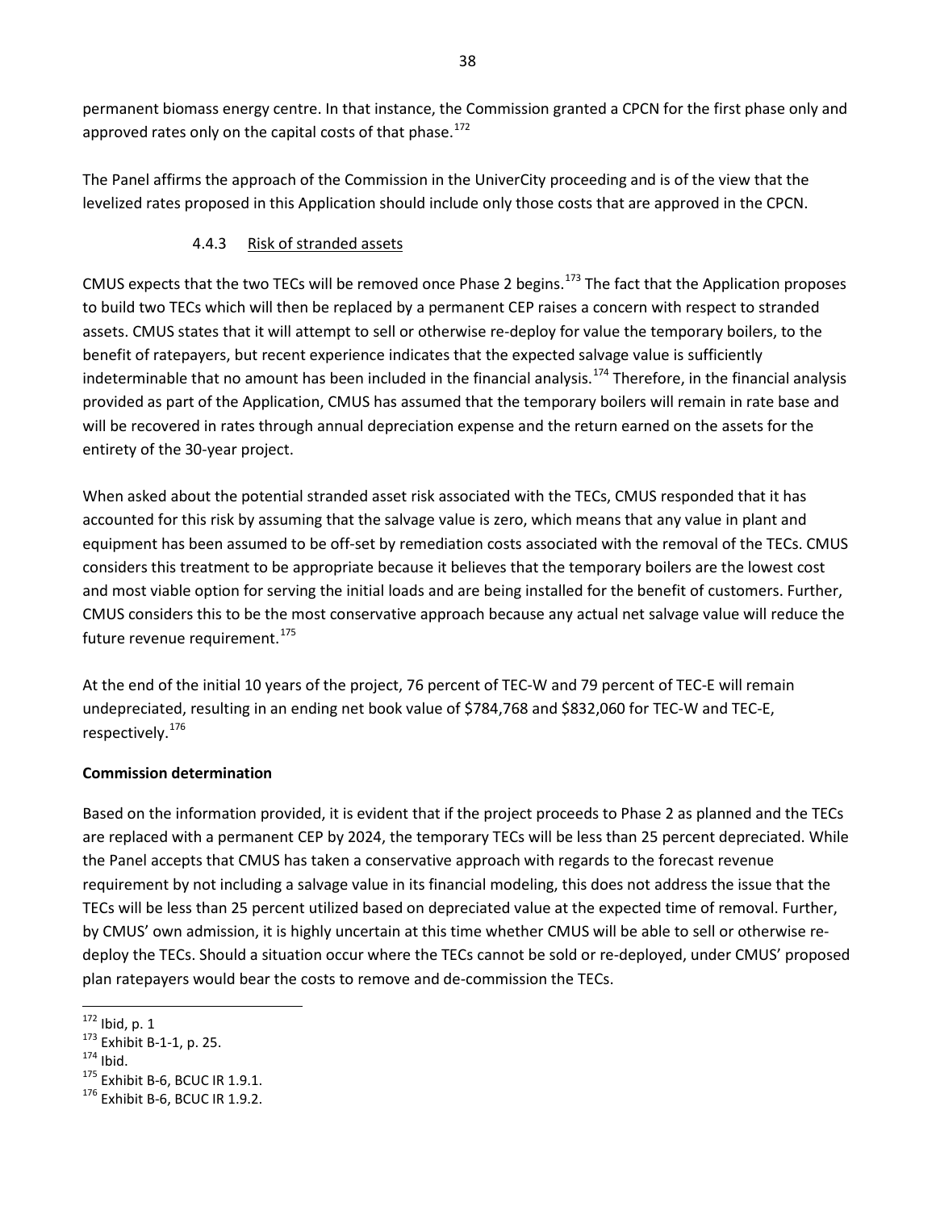permanent biomass energy centre. In that instance, the Commission granted a CPCN for the first phase only and approved rates only on the capital costs of that phase.[172]

The Panel affirms the approach of the Commission in the UniverCity proceeding and is of the view that the levelized rates proposed in this Application should include only those costs that are approved in the CPCN.

### 4.4.3 Risk of stranded assets

CMUS expects that the two TECs will be removed once Phase 2 begins.[173] The fact that the Application proposes to build two TECs which will then be replaced by a permanent CEP raises a concern with respect to stranded assets. CMUS states that it will attempt to sell or otherwise re-deploy for value the temporary boilers, to the benefit of ratepayers, but recent experience indicates that the expected salvage value is sufficiently indeterminable that no amount has been included in the financial analysis.[174] Therefore, in the financial analysis provided as part of the Application, CMUS has assumed that the temporary boilers will remain in rate base and will be recovered in rates through annual depreciation expense and the return earned on the assets for the entirety of the 30-year project.

When asked about the potential stranded asset risk associated with the TECs, CMUS responded that it has accounted for this risk by assuming that the salvage value is zero, which means that any value in plant and equipment has been assumed to be off-set by remediation costs associated with the removal of the TECs. CMUS considers this treatment to be appropriate because it believes that the temporary boilers are the lowest cost and most viable option for serving the initial loads and are being installed for the benefit of customers. Further, CMUS considers this to be the most conservative approach because any actual net salvage value will reduce the future revenue requirement.[175]

At the end of the initial 10 years of the project, 76 percent of TEC-W and 79 percent of TEC-E will remain undepreciated, resulting in an ending net book value of $784,768 and $832,060 for TEC-W and TEC-E, respectively.[176]

**Commission determination**

Based on the information provided, it is evident that if the project proceeds to Phase 2 as planned and the TECs are replaced with a permanent CEP by 2024, the temporary TECs will be less than 25 percent depreciated. While the Panel accepts that CMUS has taken a conservative approach with regards to the forecast revenue requirement by not including a salvage value in its financial modeling, this does not address the issue that the TECs will be less than 25 percent utilized based on depreciated value at the expected time of removal. Further, by CMUS' own admission, it is highly uncertain at this time whether CMUS will be able to sell or otherwise re-deploy the TECs. Should a situation occur where the TECs cannot be sold or re-deployed, under CMUS' proposed plan ratepayers would bear the costs to remove and de-commission the TECs.

---

[172] Ibid, p. 1
[173] Exhibit B-1-1, p. 25.
[174] Ibid.
[175] Exhibit B-6, BCUC IR 1.9.1.
[176] Exhibit B-6, BCUC IR 1.9.2.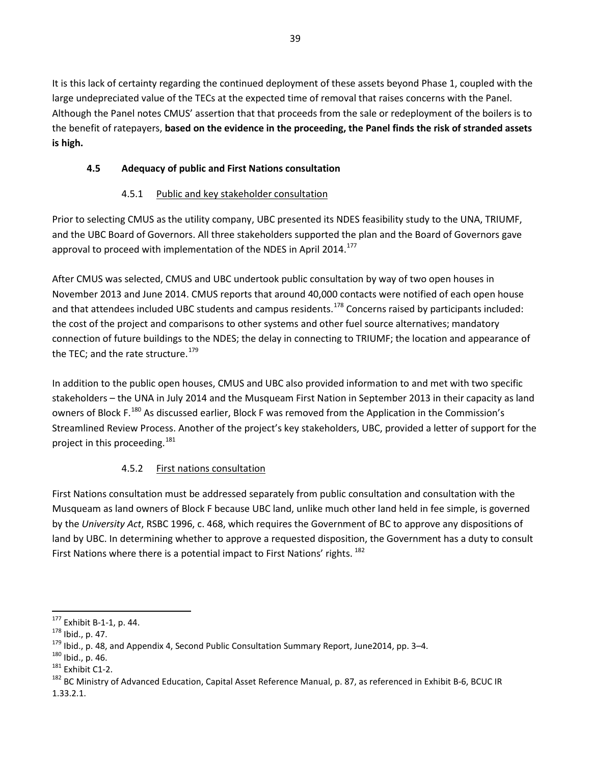It is this lack of certainty regarding the continued deployment of these assets beyond Phase 1, coupled with the large undepreciated value of the TECs at the expected time of removal that raises concerns with the Panel. Although the Panel notes CMUS' assertion that that proceeds from the sale or redeployment of the boilers is to the benefit of ratepayers, **based on the evidence in the proceeding, the Panel finds the risk of stranded assets is high.**

### 4.5 Adequacy of public and First Nations consultation

#### 4.5.1 Public and key stakeholder consultation

Prior to selecting CMUS as the utility company, UBC presented its NDES feasibility study to the UNA, TRIUMF, and the UBC Board of Governors. All three stakeholders supported the plan and the Board of Governors gave approval to proceed with implementation of the NDES in April 2014.[177]

After CMUS was selected, CMUS and UBC undertook public consultation by way of two open houses in November 2013 and June 2014. CMUS reports that around 40,000 contacts were notified of each open house and that attendees included UBC students and campus residents.[178] Concerns raised by participants included: the cost of the project and comparisons to other systems and other fuel source alternatives; mandatory connection of future buildings to the NDES; the delay in connecting to TRIUMF; the location and appearance of the TEC; and the rate structure.[179]

In addition to the public open houses, CMUS and UBC also provided information to and met with two specific stakeholders – the UNA in July 2014 and the Musqueam First Nation in September 2013 in their capacity as land owners of Block F.[180] As discussed earlier, Block F was removed from the Application in the Commission's Streamlined Review Process. Another of the project's key stakeholders, UBC, provided a letter of support for the project in this proceeding.[181]

#### 4.5.2 First nations consultation

First Nations consultation must be addressed separately from public consultation and consultation with the Musqueam as land owners of Block F because UBC land, unlike much other land held in fee simple, is governed by the *University Act*, RSBC 1996, c. 468, which requires the Government of BC to approve any dispositions of land by UBC. In determining whether to approve a requested disposition, the Government has a duty to consult First Nations where there is a potential impact to First Nations' rights. [182]

---

[177] Exhibit B-1-1, p. 44.

[178] Ibid., p. 47.

[179] Ibid., p. 48, and Appendix 4, Second Public Consultation Summary Report, June2014, pp. 3–4.

[180] Ibid., p. 46.

[181] Exhibit C1-2.

[182] BC Ministry of Advanced Education, Capital Asset Reference Manual, p. 87, as referenced in Exhibit B-6, BCUC IR 1.33.2.1.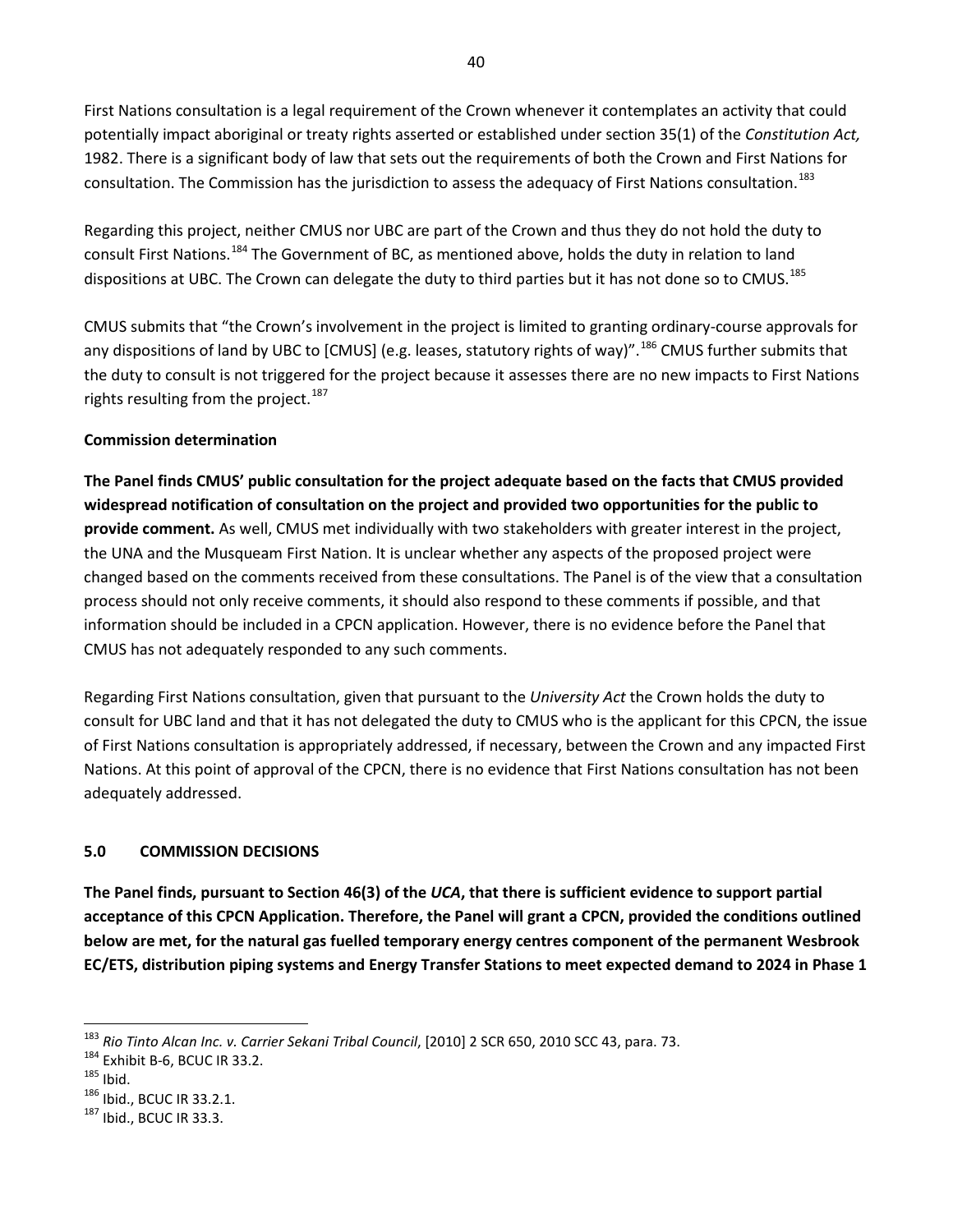First Nations consultation is a legal requirement of the Crown whenever it contemplates an activity that could potentially impact aboriginal or treaty rights asserted or established under section 35(1) of the *Constitution Act,* 1982. There is a significant body of law that sets out the requirements of both the Crown and First Nations for consultation. The Commission has the jurisdiction to assess the adequacy of First Nations consultation.[183]

Regarding this project, neither CMUS nor UBC are part of the Crown and thus they do not hold the duty to consult First Nations.[184] The Government of BC, as mentioned above, holds the duty in relation to land dispositions at UBC. The Crown can delegate the duty to third parties but it has not done so to CMUS.[185]

CMUS submits that "the Crown's involvement in the project is limited to granting ordinary-course approvals for any dispositions of land by UBC to [CMUS] (e.g. leases, statutory rights of way)".[186] CMUS further submits that the duty to consult is not triggered for the project because it assesses there are no new impacts to First Nations rights resulting from the project.[187]

**Commission determination**

**The Panel finds CMUS' public consultation for the project adequate based on the facts that CMUS provided widespread notification of consultation on the project and provided two opportunities for the public to provide comment.** As well, CMUS met individually with two stakeholders with greater interest in the project, the UNA and the Musqueam First Nation. It is unclear whether any aspects of the proposed project were changed based on the comments received from these consultations. The Panel is of the view that a consultation process should not only receive comments, it should also respond to these comments if possible, and that information should be included in a CPCN application. However, there is no evidence before the Panel that CMUS has not adequately responded to any such comments.

Regarding First Nations consultation, given that pursuant to the *University Act* the Crown holds the duty to consult for UBC land and that it has not delegated the duty to CMUS who is the applicant for this CPCN, the issue of First Nations consultation is appropriately addressed, if necessary, between the Crown and any impacted First Nations. At this point of approval of the CPCN, there is no evidence that First Nations consultation has not been adequately addressed.

## 5.0 COMMISSION DECISIONS

**The Panel finds, pursuant to Section 46(3) of the *UCA*, that there is sufficient evidence to support partial acceptance of this CPCN Application. Therefore, the Panel will grant a CPCN, provided the conditions outlined below are met, for the natural gas fuelled temporary energy centres component of the permanent Wesbrook EC/ETS, distribution piping systems and Energy Transfer Stations to meet expected demand to 2024 in Phase 1**

---

[183] *Rio Tinto Alcan Inc. v. Carrier Sekani Tribal Council*, [2010] 2 SCR 650, 2010 SCC 43, para. 73.

[184] Exhibit B-6, BCUC IR 33.2.

[185] Ibid.

[186] Ibid., BCUC IR 33.2.1.

[187] Ibid., BCUC IR 33.3.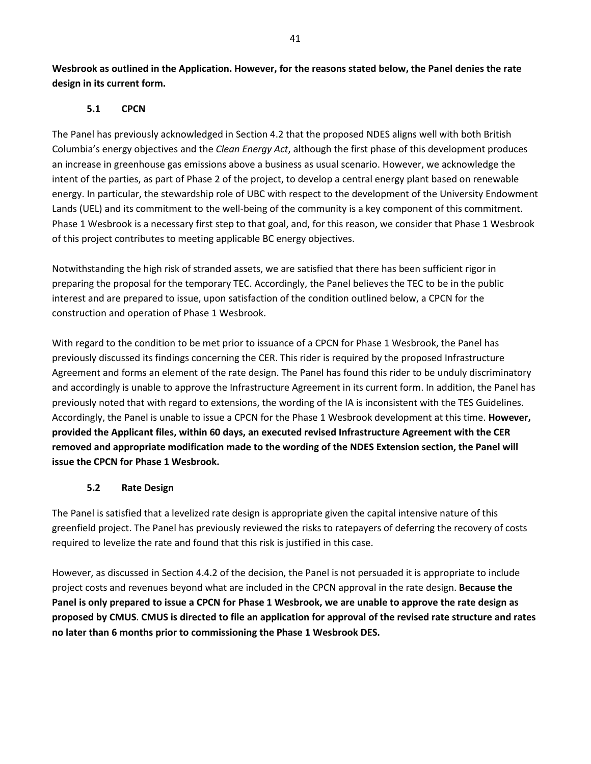**Wesbrook as outlined in the Application. However, for the reasons stated below, the Panel denies the rate design in its current form.**

### 5.1 CPCN

The Panel has previously acknowledged in Section 4.2 that the proposed NDES aligns well with both British Columbia's energy objectives and the *Clean Energy Act*, although the first phase of this development produces an increase in greenhouse gas emissions above a business as usual scenario. However, we acknowledge the intent of the parties, as part of Phase 2 of the project, to develop a central energy plant based on renewable energy. In particular, the stewardship role of UBC with respect to the development of the University Endowment Lands (UEL) and its commitment to the well-being of the community is a key component of this commitment. Phase 1 Wesbrook is a necessary first step to that goal, and, for this reason, we consider that Phase 1 Wesbrook of this project contributes to meeting applicable BC energy objectives.

Notwithstanding the high risk of stranded assets, we are satisfied that there has been sufficient rigor in preparing the proposal for the temporary TEC. Accordingly, the Panel believes the TEC to be in the public interest and are prepared to issue, upon satisfaction of the condition outlined below, a CPCN for the construction and operation of Phase 1 Wesbrook.

With regard to the condition to be met prior to issuance of a CPCN for Phase 1 Wesbrook, the Panel has previously discussed its findings concerning the CER. This rider is required by the proposed Infrastructure Agreement and forms an element of the rate design. The Panel has found this rider to be unduly discriminatory and accordingly is unable to approve the Infrastructure Agreement in its current form. In addition, the Panel has previously noted that with regard to extensions, the wording of the IA is inconsistent with the TES Guidelines. Accordingly, the Panel is unable to issue a CPCN for the Phase 1 Wesbrook development at this time. **However, provided the Applicant files, within 60 days, an executed revised Infrastructure Agreement with the CER removed and appropriate modification made to the wording of the NDES Extension section, the Panel will issue the CPCN for Phase 1 Wesbrook.**

### 5.2 Rate Design

The Panel is satisfied that a levelized rate design is appropriate given the capital intensive nature of this greenfield project. The Panel has previously reviewed the risks to ratepayers of deferring the recovery of costs required to levelize the rate and found that this risk is justified in this case.

However, as discussed in Section 4.4.2 of the decision, the Panel is not persuaded it is appropriate to include project costs and revenues beyond what are included in the CPCN approval in the rate design. **Because the Panel is only prepared to issue a CPCN for Phase 1 Wesbrook, we are unable to approve the rate design as proposed by CMUS**. **CMUS is directed to file an application for approval of the revised rate structure and rates no later than 6 months prior to commissioning the Phase 1 Wesbrook DES.**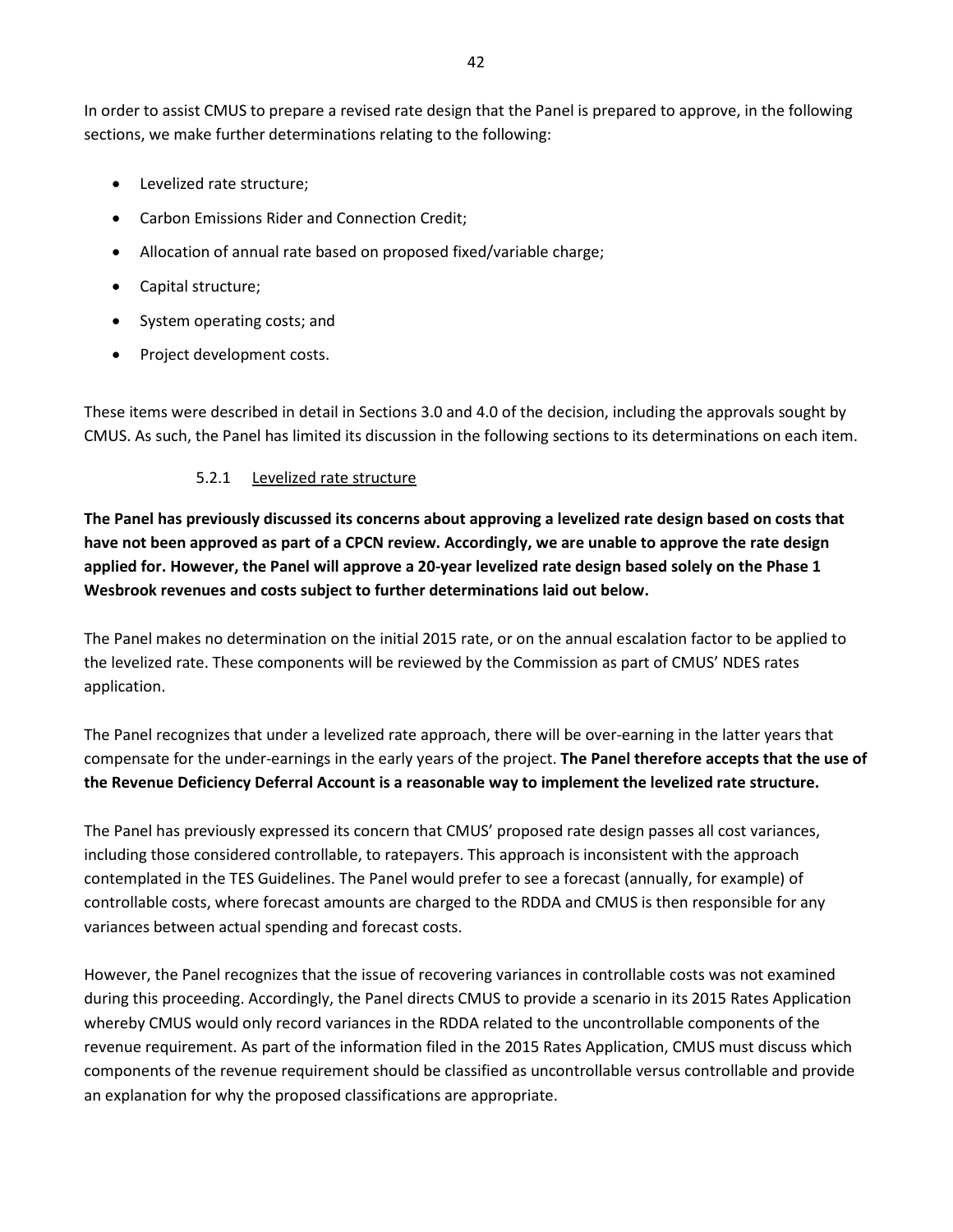In order to assist CMUS to prepare a revised rate design that the Panel is prepared to approve, in the following sections, we make further determinations relating to the following:

- Levelized rate structure;
- Carbon Emissions Rider and Connection Credit;
- Allocation of annual rate based on proposed fixed/variable charge;
- Capital structure;
- System operating costs; and
- Project development costs.

These items were described in detail in Sections 3.0 and 4.0 of the decision, including the approvals sought by CMUS. As such, the Panel has limited its discussion in the following sections to its determinations on each item.

### 5.2.1 Levelized rate structure

**The Panel has previously discussed its concerns about approving a levelized rate design based on costs that have not been approved as part of a CPCN review. Accordingly, we are unable to approve the rate design applied for. However, the Panel will approve a 20-year levelized rate design based solely on the Phase 1 Wesbrook revenues and costs subject to further determinations laid out below.**

The Panel makes no determination on the initial 2015 rate, or on the annual escalation factor to be applied to the levelized rate. These components will be reviewed by the Commission as part of CMUS' NDES rates application.

The Panel recognizes that under a levelized rate approach, there will be over-earning in the latter years that compensate for the under-earnings in the early years of the project. **The Panel therefore accepts that the use of the Revenue Deficiency Deferral Account is a reasonable way to implement the levelized rate structure.**

The Panel has previously expressed its concern that CMUS' proposed rate design passes all cost variances, including those considered controllable, to ratepayers. This approach is inconsistent with the approach contemplated in the TES Guidelines. The Panel would prefer to see a forecast (annually, for example) of controllable costs, where forecast amounts are charged to the RDDA and CMUS is then responsible for any variances between actual spending and forecast costs.

However, the Panel recognizes that the issue of recovering variances in controllable costs was not examined during this proceeding. Accordingly, the Panel directs CMUS to provide a scenario in its 2015 Rates Application whereby CMUS would only record variances in the RDDA related to the uncontrollable components of the revenue requirement. As part of the information filed in the 2015 Rates Application, CMUS must discuss which components of the revenue requirement should be classified as uncontrollable versus controllable and provide an explanation for why the proposed classifications are appropriate.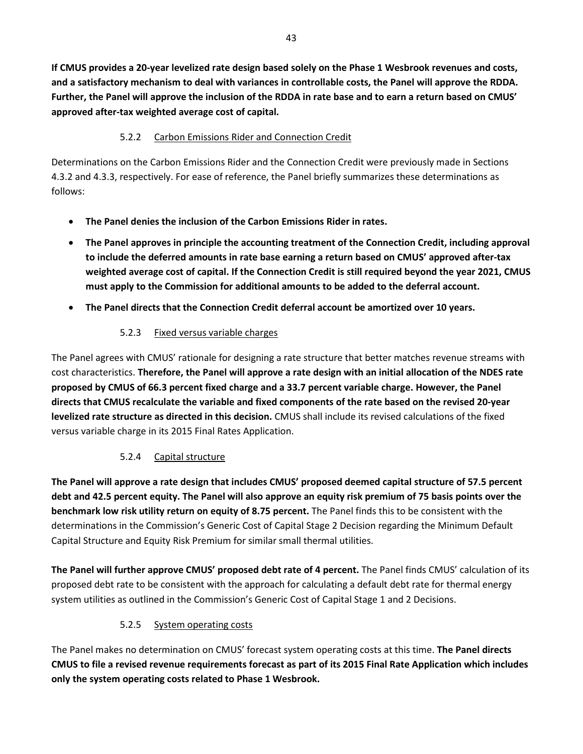**If CMUS provides a 20-year levelized rate design based solely on the Phase 1 Wesbrook revenues and costs, and a satisfactory mechanism to deal with variances in controllable costs, the Panel will approve the RDDA. Further, the Panel will approve the inclusion of the RDDA in rate base and to earn a return based on CMUS' approved after-tax weighted average cost of capital.**

#### 5.2.2 Carbon Emissions Rider and Connection Credit

Determinations on the Carbon Emissions Rider and the Connection Credit were previously made in Sections 4.3.2 and 4.3.3, respectively. For ease of reference, the Panel briefly summarizes these determinations as follows:

- **The Panel denies the inclusion of the Carbon Emissions Rider in rates.**
- **The Panel approves in principle the accounting treatment of the Connection Credit, including approval to include the deferred amounts in rate base earning a return based on CMUS' approved after-tax weighted average cost of capital. If the Connection Credit is still required beyond the year 2021, CMUS must apply to the Commission for additional amounts to be added to the deferral account.**
- **The Panel directs that the Connection Credit deferral account be amortized over 10 years.**

#### 5.2.3 Fixed versus variable charges

The Panel agrees with CMUS' rationale for designing a rate structure that better matches revenue streams with cost characteristics. **Therefore, the Panel will approve a rate design with an initial allocation of the NDES rate proposed by CMUS of 66.3 percent fixed charge and a 33.7 percent variable charge. However, the Panel directs that CMUS recalculate the variable and fixed components of the rate based on the revised 20-year levelized rate structure as directed in this decision.** CMUS shall include its revised calculations of the fixed versus variable charge in its 2015 Final Rates Application.

#### 5.2.4 Capital structure

**The Panel will approve a rate design that includes CMUS' proposed deemed capital structure of 57.5 percent debt and 42.5 percent equity. The Panel will also approve an equity risk premium of 75 basis points over the benchmark low risk utility return on equity of 8.75 percent.** The Panel finds this to be consistent with the determinations in the Commission's Generic Cost of Capital Stage 2 Decision regarding the Minimum Default Capital Structure and Equity Risk Premium for similar small thermal utilities.

**The Panel will further approve CMUS' proposed debt rate of 4 percent.** The Panel finds CMUS' calculation of its proposed debt rate to be consistent with the approach for calculating a default debt rate for thermal energy system utilities as outlined in the Commission's Generic Cost of Capital Stage 1 and 2 Decisions.

#### 5.2.5 System operating costs

The Panel makes no determination on CMUS' forecast system operating costs at this time. **The Panel directs CMUS to file a revised revenue requirements forecast as part of its 2015 Final Rate Application which includes only the system operating costs related to Phase 1 Wesbrook.**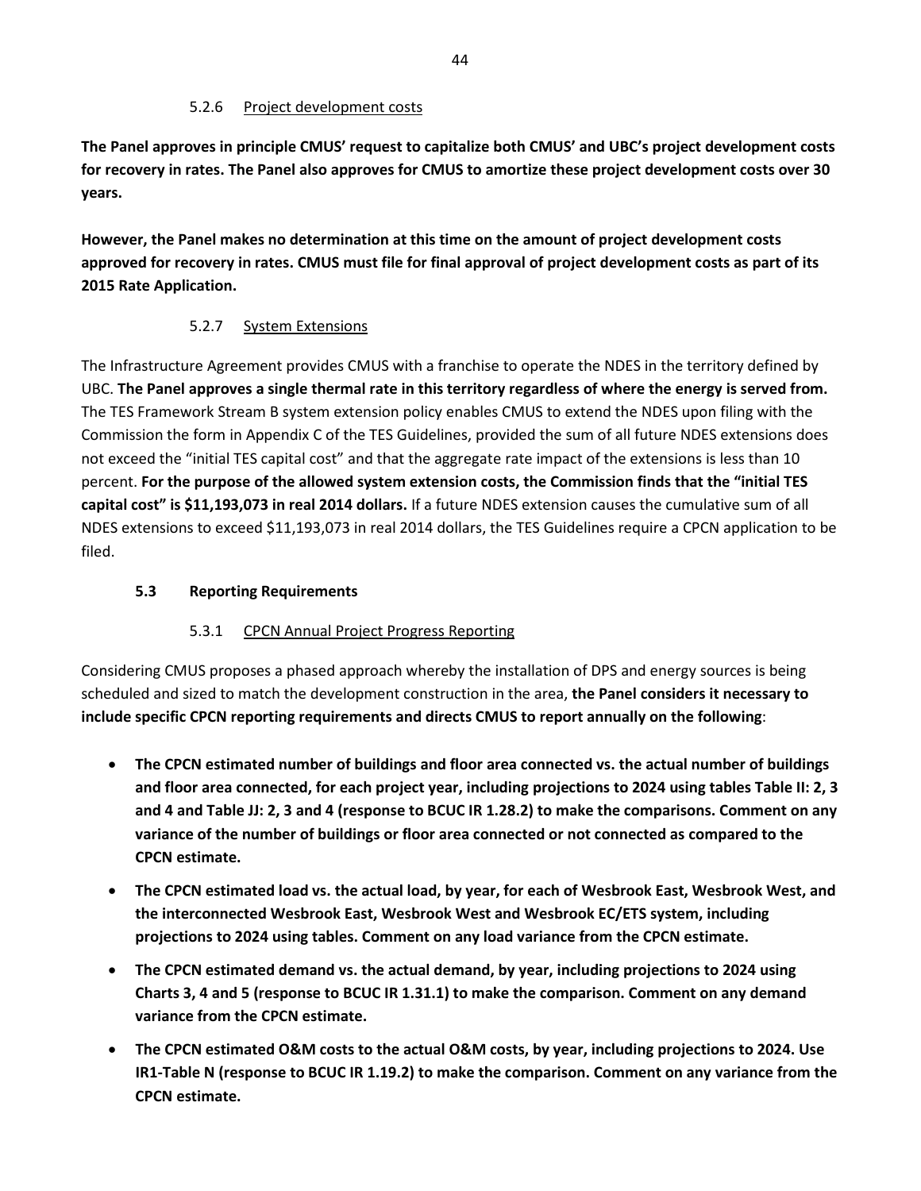#### 5.2.6 Project development costs

**The Panel approves in principle CMUS' request to capitalize both CMUS' and UBC's project development costs for recovery in rates. The Panel also approves for CMUS to amortize these project development costs over 30 years.**

**However, the Panel makes no determination at this time on the amount of project development costs approved for recovery in rates. CMUS must file for final approval of project development costs as part of its 2015 Rate Application.**

#### 5.2.7 System Extensions

The Infrastructure Agreement provides CMUS with a franchise to operate the NDES in the territory defined by UBC. **The Panel approves a single thermal rate in this territory regardless of where the energy is served from.** The TES Framework Stream B system extension policy enables CMUS to extend the NDES upon filing with the Commission the form in Appendix C of the TES Guidelines, provided the sum of all future NDES extensions does not exceed the "initial TES capital cost" and that the aggregate rate impact of the extensions is less than 10 percent. **For the purpose of the allowed system extension costs, the Commission finds that the "initial TES capital cost" is $11,193,073 in real 2014 dollars.** If a future NDES extension causes the cumulative sum of all NDES extensions to exceed $11,193,073 in real 2014 dollars, the TES Guidelines require a CPCN application to be filed.

### 5.3 Reporting Requirements

#### 5.3.1 CPCN Annual Project Progress Reporting

Considering CMUS proposes a phased approach whereby the installation of DPS and energy sources is being scheduled and sized to match the development construction in the area, **the Panel considers it necessary to include specific CPCN reporting requirements and directs CMUS to report annually on the following**:

- **The CPCN estimated number of buildings and floor area connected vs. the actual number of buildings and floor area connected, for each project year, including projections to 2024 using tables Table II: 2, 3 and 4 and Table JJ: 2, 3 and 4 (response to BCUC IR 1.28.2) to make the comparisons. Comment on any variance of the number of buildings or floor area connected or not connected as compared to the CPCN estimate.**
- **The CPCN estimated load vs. the actual load, by year, for each of Wesbrook East, Wesbrook West, and the interconnected Wesbrook East, Wesbrook West and Wesbrook EC/ETS system, including projections to 2024 using tables. Comment on any load variance from the CPCN estimate.**
- **The CPCN estimated demand vs. the actual demand, by year, including projections to 2024 using Charts 3, 4 and 5 (response to BCUC IR 1.31.1) to make the comparison. Comment on any demand variance from the CPCN estimate.**
- **The CPCN estimated O&M costs to the actual O&M costs, by year, including projections to 2024. Use IR1-Table N (response to BCUC IR 1.19.2) to make the comparison. Comment on any variance from the CPCN estimate.**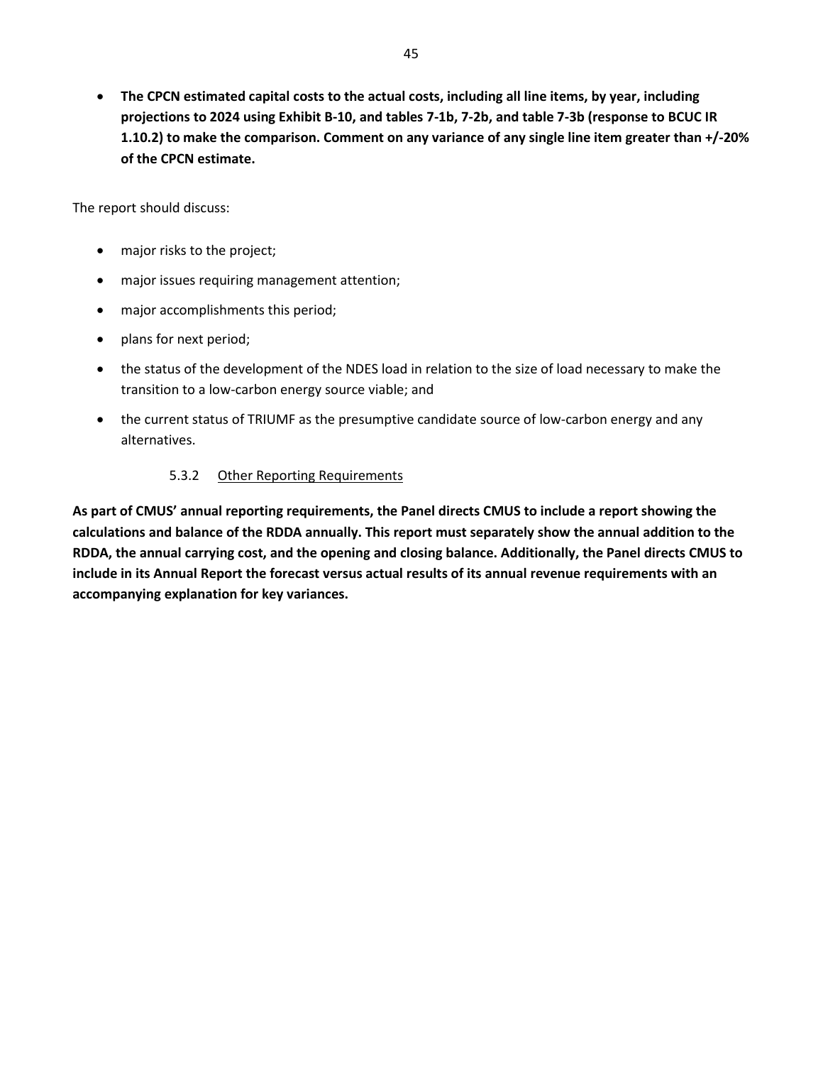- **The CPCN estimated capital costs to the actual costs, including all line items, by year, including projections to 2024 using Exhibit B-10, and tables 7-1b, 7-2b, and table 7-3b (response to BCUC IR 1.10.2) to make the comparison. Comment on any variance of any single line item greater than +/-20% of the CPCN estimate.**

The report should discuss:

- major risks to the project;
- major issues requiring management attention;
- major accomplishments this period;
- plans for next period;
- the status of the development of the NDES load in relation to the size of load necessary to make the transition to a low-carbon energy source viable; and
- the current status of TRIUMF as the presumptive candidate source of low-carbon energy and any alternatives.

#### 5.3.2 Other Reporting Requirements

**As part of CMUS' annual reporting requirements, the Panel directs CMUS to include a report showing the calculations and balance of the RDDA annually. This report must separately show the annual addition to the RDDA, the annual carrying cost, and the opening and closing balance. Additionally, the Panel directs CMUS to include in its Annual Report the forecast versus actual results of its annual revenue requirements with an accompanying explanation for key variances.**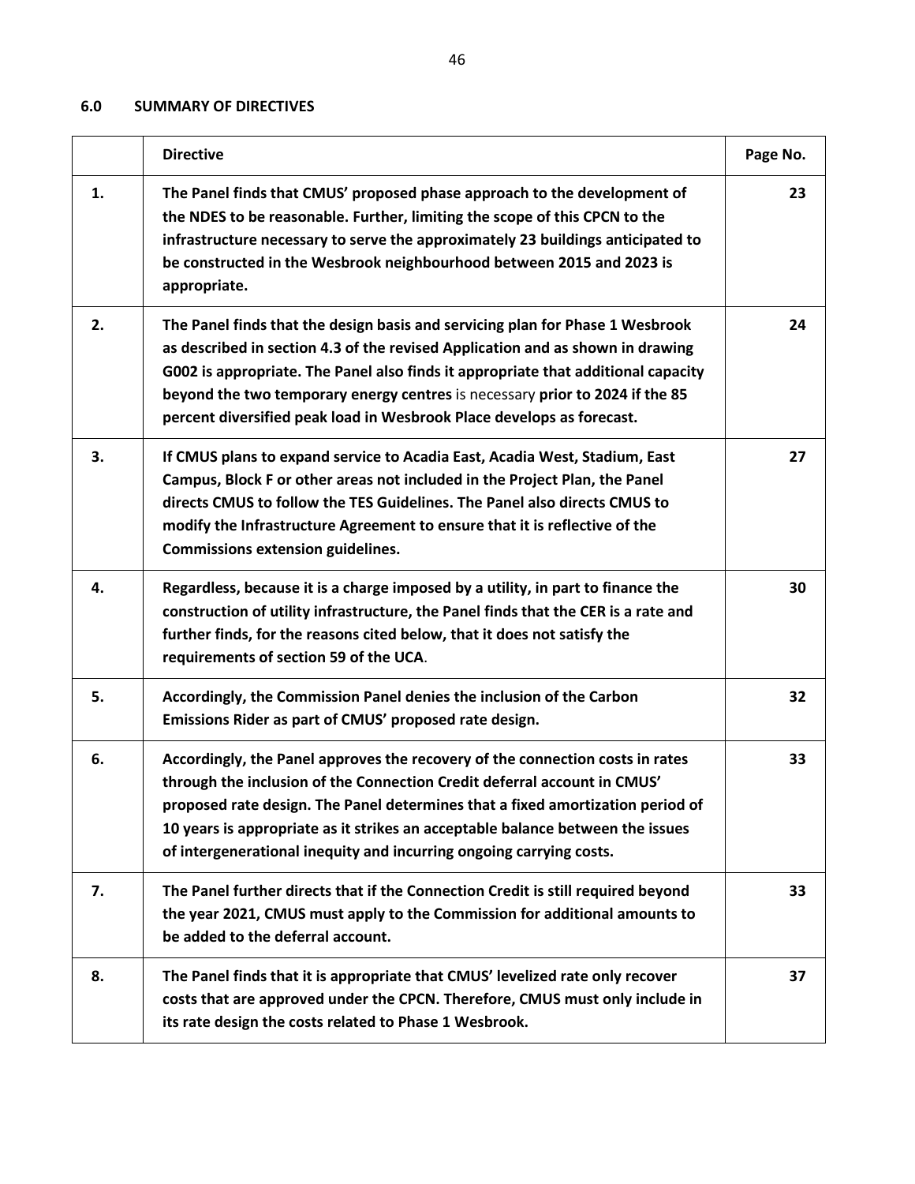## 6.0 SUMMARY OF DIRECTIVES

| | Directive | Page No. |
|---|---|---|
| 1. | **The Panel finds that CMUS' proposed phase approach to the development of the NDES to be reasonable. Further, limiting the scope of this CPCN to the infrastructure necessary to serve the approximately 23 buildings anticipated to be constructed in the Wesbrook neighbourhood between 2015 and 2023 is appropriate.** | 23 |
| 2. | **The Panel finds that the design basis and servicing plan for Phase 1 Wesbrook as described in section 4.3 of the revised Application and as shown in drawing G002 is appropriate. The Panel also finds it appropriate that additional capacity beyond the two temporary energy centres** is necessary **prior to 2024 if the 85 percent diversified peak load in Wesbrook Place develops as forecast.** | 24 |
| 3. | **If CMUS plans to expand service to Acadia East, Acadia West, Stadium, East Campus, Block F or other areas not included in the Project Plan, the Panel directs CMUS to follow the TES Guidelines. The Panel also directs CMUS to modify the Infrastructure Agreement to ensure that it is reflective of the Commissions extension guidelines.** | 27 |
| 4. | **Regardless, because it is a charge imposed by a utility, in part to finance the construction of utility infrastructure, the Panel finds that the CER is a rate and further finds, for the reasons cited below, that it does not satisfy the requirements of section 59 of the UCA**. | 30 |
| 5. | **Accordingly, the Commission Panel denies the inclusion of the Carbon Emissions Rider as part of CMUS' proposed rate design.** | 32 |
| 6. | **Accordingly, the Panel approves the recovery of the connection costs in rates through the inclusion of the Connection Credit deferral account in CMUS' proposed rate design. The Panel determines that a fixed amortization period of 10 years is appropriate as it strikes an acceptable balance between the issues of intergenerational inequity and incurring ongoing carrying costs.** | 33 |
| 7. | **The Panel further directs that if the Connection Credit is still required beyond the year 2021, CMUS must apply to the Commission for additional amounts to be added to the deferral account.** | 33 |
| 8. | **The Panel finds that it is appropriate that CMUS' levelized rate only recover costs that are approved under the CPCN. Therefore, CMUS must only include in its rate design the costs related to Phase 1 Wesbrook.** | 37 |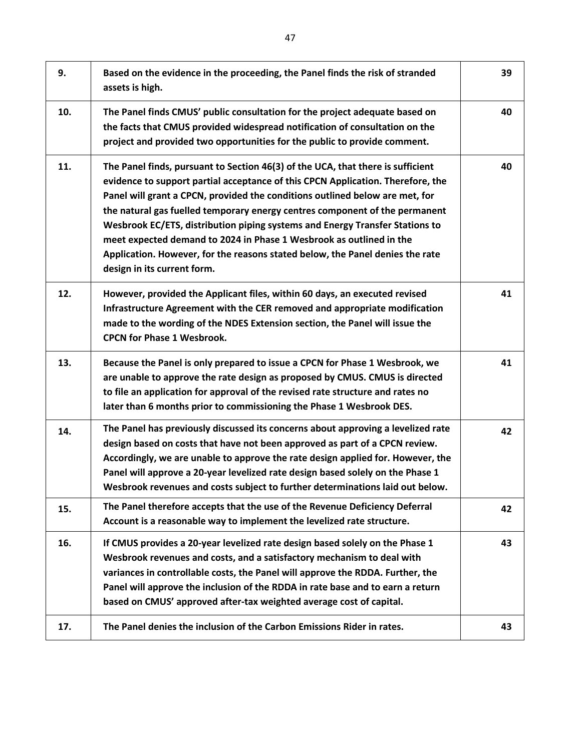| | | |
|---|---|---|
| 9. | **Based on the evidence in the proceeding, the Panel finds the risk of stranded assets is high.** | 39 |
| 10. | **The Panel finds CMUS' public consultation for the project adequate based on the facts that CMUS provided widespread notification of consultation on the project and provided two opportunities for the public to provide comment.** | 40 |
| 11. | **The Panel finds, pursuant to Section 46(3) of the UCA, that there is sufficient evidence to support partial acceptance of this CPCN Application. Therefore, the Panel will grant a CPCN, provided the conditions outlined below are met, for the natural gas fuelled temporary energy centres component of the permanent Wesbrook EC/ETS, distribution piping systems and Energy Transfer Stations to meet expected demand to 2024 in Phase 1 Wesbrook as outlined in the Application. However, for the reasons stated below, the Panel denies the rate design in its current form.** | 40 |
| 12. | **However, provided the Applicant files, within 60 days, an executed revised Infrastructure Agreement with the CER removed and appropriate modification made to the wording of the NDES Extension section, the Panel will issue the CPCN for Phase 1 Wesbrook.** | 41 |
| 13. | **Because the Panel is only prepared to issue a CPCN for Phase 1 Wesbrook, we are unable to approve the rate design as proposed by CMUS. CMUS is directed to file an application for approval of the revised rate structure and rates no later than 6 months prior to commissioning the Phase 1 Wesbrook DES.** | 41 |
| 14. | **The Panel has previously discussed its concerns about approving a levelized rate design based on costs that have not been approved as part of a CPCN review. Accordingly, we are unable to approve the rate design applied for. However, the Panel will approve a 20-year levelized rate design based solely on the Phase 1 Wesbrook revenues and costs subject to further determinations laid out below.** | 42 |
| 15. | **The Panel therefore accepts that the use of the Revenue Deficiency Deferral Account is a reasonable way to implement the levelized rate structure.** | 42 |
| 16. | **If CMUS provides a 20-year levelized rate design based solely on the Phase 1 Wesbrook revenues and costs, and a satisfactory mechanism to deal with variances in controllable costs, the Panel will approve the RDDA. Further, the Panel will approve the inclusion of the RDDA in rate base and to earn a return based on CMUS' approved after-tax weighted average cost of capital.** | 43 |
| 17. | **The Panel denies the inclusion of the Carbon Emissions Rider in rates.** | 43 |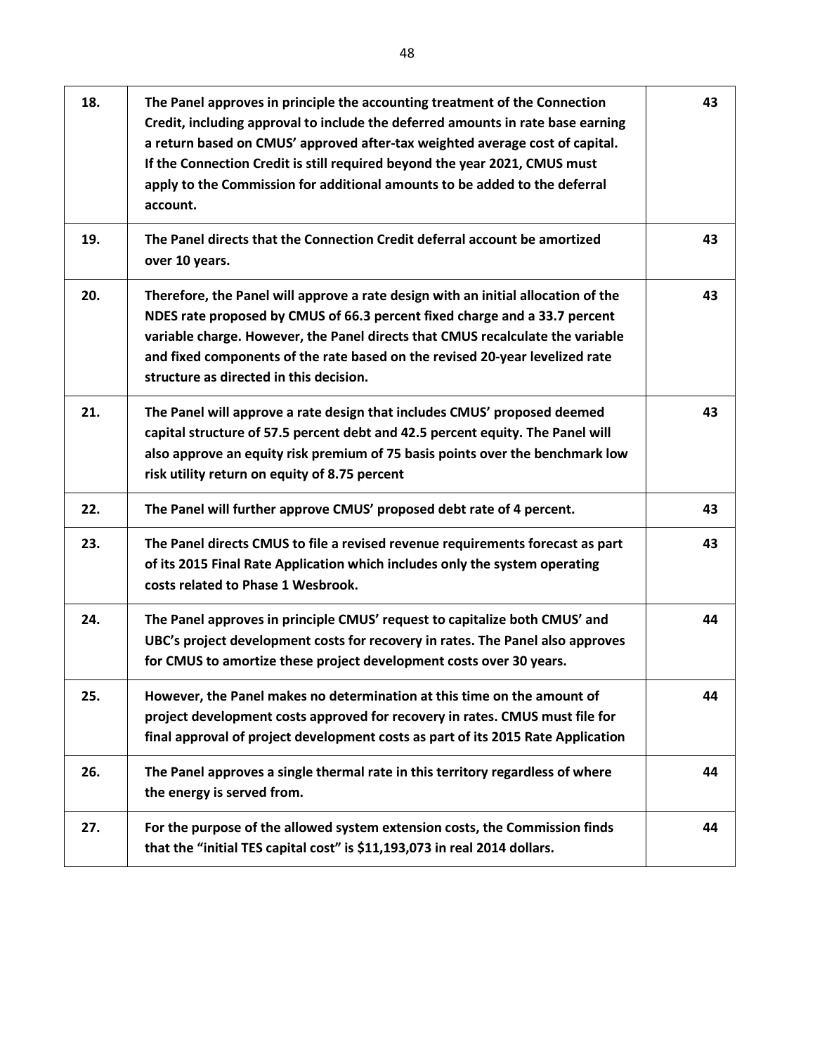| | | |
|---|---|---|
| **18.** | **The Panel approves in principle the accounting treatment of the Connection Credit, including approval to include the deferred amounts in rate base earning a return based on CMUS' approved after-tax weighted average cost of capital. If the Connection Credit is still required beyond the year 2021, CMUS must apply to the Commission for additional amounts to be added to the deferral account.** | **43** |
| **19.** | **The Panel directs that the Connection Credit deferral account be amortized over 10 years.** | **43** |
| **20.** | **Therefore, the Panel will approve a rate design with an initial allocation of the NDES rate proposed by CMUS of 66.3 percent fixed charge and a 33.7 percent variable charge. However, the Panel directs that CMUS recalculate the variable and fixed components of the rate based on the revised 20-year levelized rate structure as directed in this decision.** | **43** |
| **21.** | **The Panel will approve a rate design that includes CMUS' proposed deemed capital structure of 57.5 percent debt and 42.5 percent equity. The Panel will also approve an equity risk premium of 75 basis points over the benchmark low risk utility return on equity of 8.75 percent** | **43** |
| **22.** | **The Panel will further approve CMUS' proposed debt rate of 4 percent.** | **43** |
| **23.** | **The Panel directs CMUS to file a revised revenue requirements forecast as part of its 2015 Final Rate Application which includes only the system operating costs related to Phase 1 Wesbrook.** | **43** |
| **24.** | **The Panel approves in principle CMUS' request to capitalize both CMUS' and UBC's project development costs for recovery in rates. The Panel also approves for CMUS to amortize these project development costs over 30 years.** | **44** |
| **25.** | **However, the Panel makes no determination at this time on the amount of project development costs approved for recovery in rates. CMUS must file for final approval of project development costs as part of its 2015 Rate Application** | **44** |
| **26.** | **The Panel approves a single thermal rate in this territory regardless of where the energy is served from.** | **44** |
| **27.** | **For the purpose of the allowed system extension costs, the Commission finds that the "initial TES capital cost" is $11,193,073 in real 2014 dollars.** | **44** |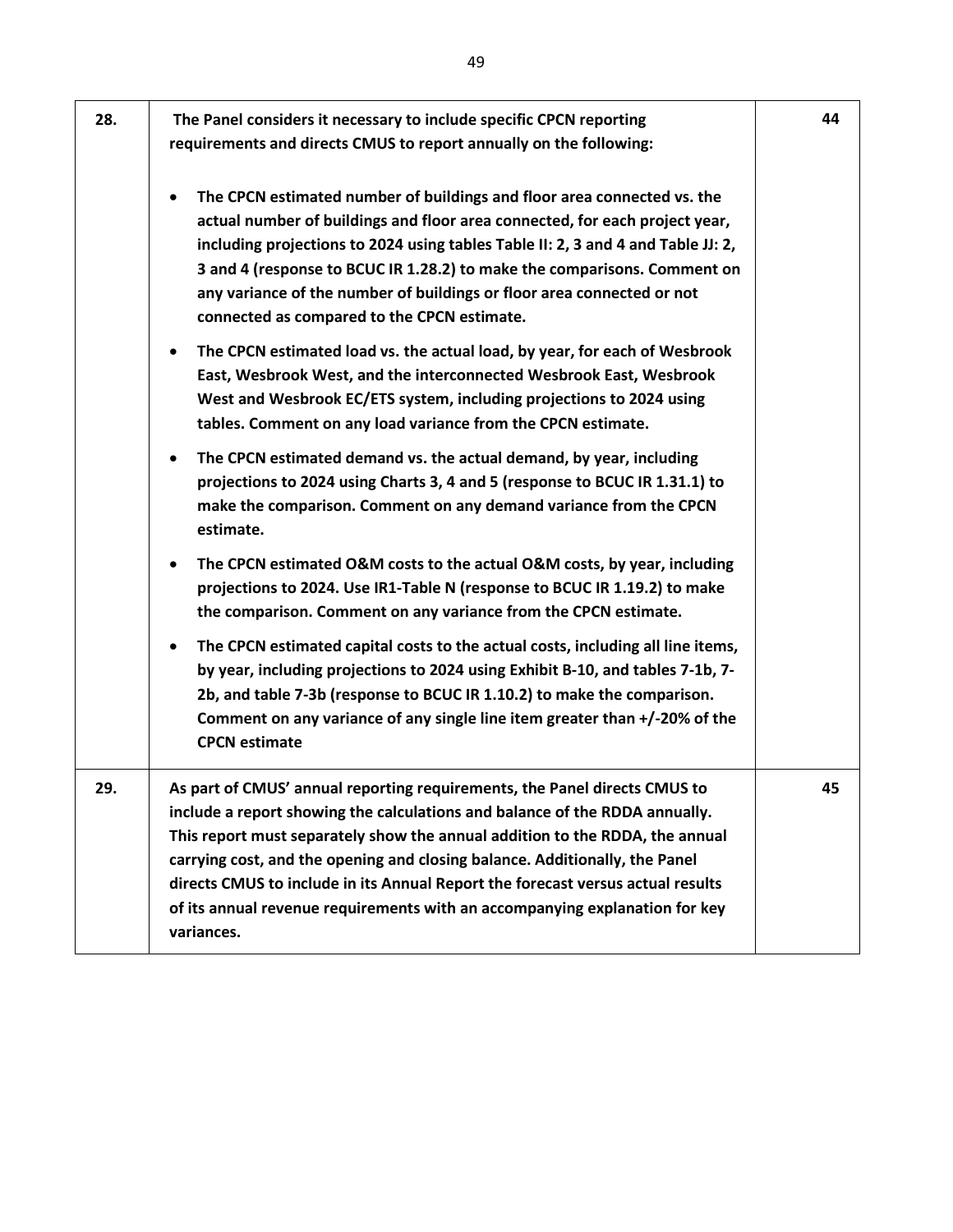| | | |
|---|---|---|
| 28. | **The Panel considers it necessary to include specific CPCN reporting requirements and directs CMUS to report annually on the following:**<br><br>• **The CPCN estimated number of buildings and floor area connected vs. the actual number of buildings and floor area connected, for each project year, including projections to 2024 using tables Table II: 2, 3 and 4 and Table JJ: 2, 3 and 4 (response to BCUC IR 1.28.2) to make the comparisons. Comment on any variance of the number of buildings or floor area connected or not connected as compared to the CPCN estimate.**<br><br>• **The CPCN estimated load vs. the actual load, by year, for each of Wesbrook East, Wesbrook West, and the interconnected Wesbrook East, Wesbrook West and Wesbrook EC/ETS system, including projections to 2024 using tables. Comment on any load variance from the CPCN estimate.**<br><br>• **The CPCN estimated demand vs. the actual demand, by year, including projections to 2024 using Charts 3, 4 and 5 (response to BCUC IR 1.31.1) to make the comparison. Comment on any demand variance from the CPCN estimate.**<br><br>• **The CPCN estimated O&M costs to the actual O&M costs, by year, including projections to 2024. Use IR1-Table N (response to BCUC IR 1.19.2) to make the comparison. Comment on any variance from the CPCN estimate.**<br><br>• **The CPCN estimated capital costs to the actual costs, including all line items, by year, including projections to 2024 using Exhibit B-10, and tables 7-1b, 7-2b, and table 7-3b (response to BCUC IR 1.10.2) to make the comparison. Comment on any variance of any single line item greater than +/-20% of the CPCN estimate** | **44** |
| 29. | **As part of CMUS' annual reporting requirements, the Panel directs CMUS to include a report showing the calculations and balance of the RDDA annually. This report must separately show the annual addition to the RDDA, the annual carrying cost, and the opening and closing balance. Additionally, the Panel directs CMUS to include in its Annual Report the forecast versus actual results of its annual revenue requirements with an accompanying explanation for key variances.** | **45** |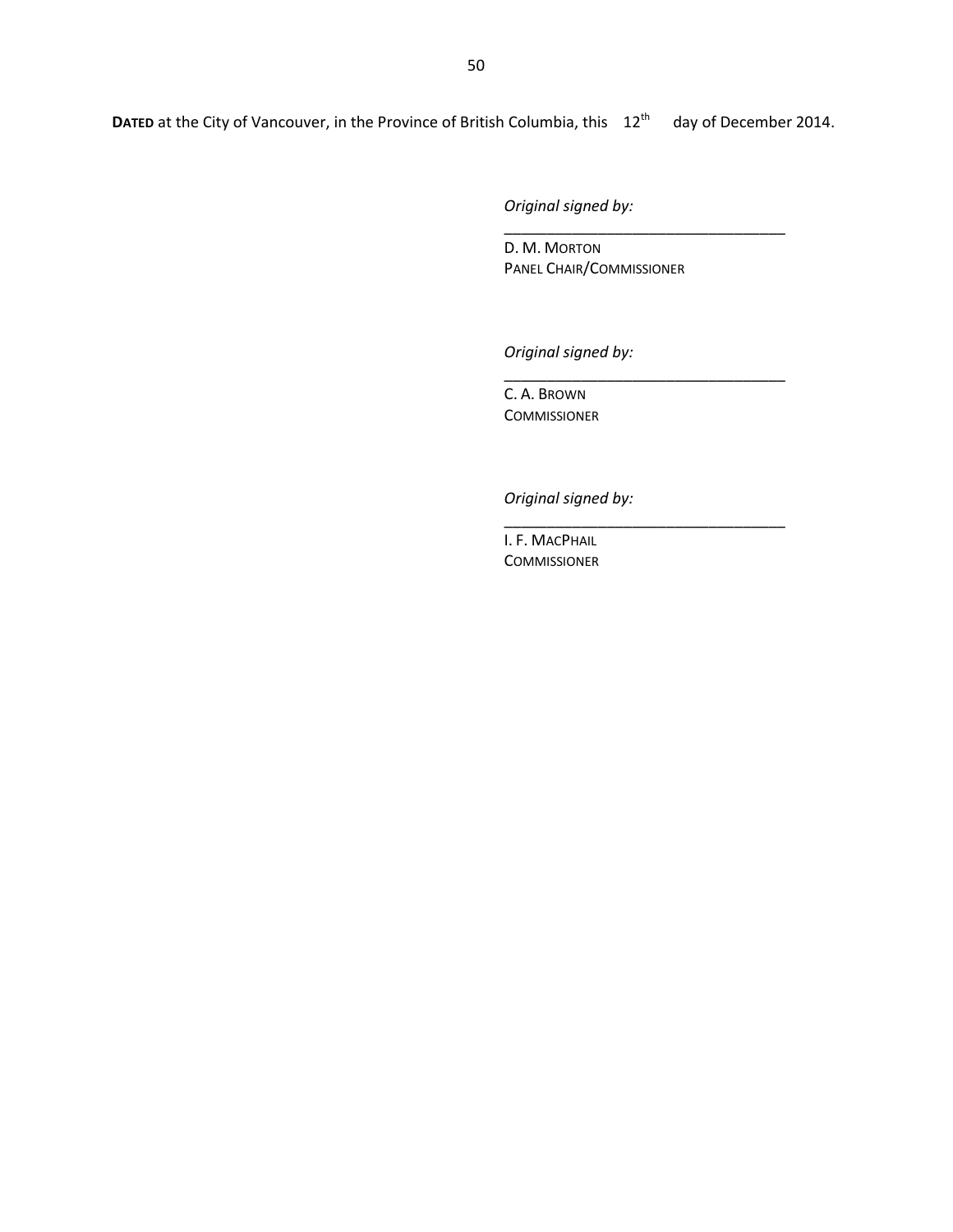**DATED** at the City of Vancouver, in the Province of British Columbia, this 12th day of December 2014.

*Original signed by:*

\_\_\_\_\_\_\_\_\_\_\_\_\_\_\_\_\_\_\_\_\_\_\_\_\_\_\_\_\_\_\_\_\_\_\_\_

D. M. MORTON
PANEL CHAIR/COMMISSIONER

*Original signed by:*

\_\_\_\_\_\_\_\_\_\_\_\_\_\_\_\_\_\_\_\_\_\_\_\_\_\_\_\_\_\_\_\_\_\_\_\_

C. A. BROWN
COMMISSIONER

*Original signed by:*

\_\_\_\_\_\_\_\_\_\_\_\_\_\_\_\_\_\_\_\_\_\_\_\_\_\_\_\_\_\_\_\_\_\_\_\_

I. F. MACPHAIL
COMMISSIONER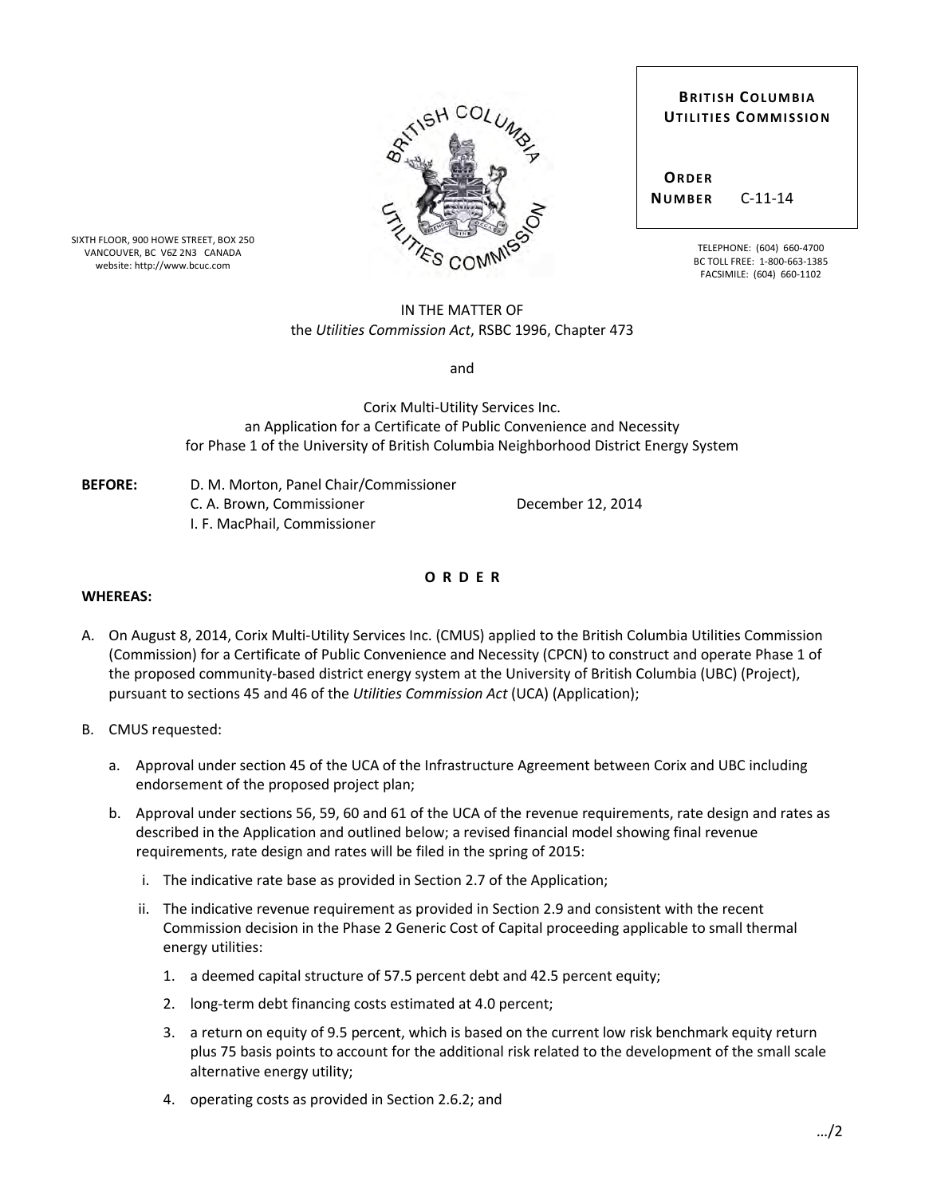SIXTH FLOOR, 900 HOWE STREET, BOX 250
VANCOUVER, BC V6Z 2N3 CANADA
website: http://www.bcuc.com

**BRITISH COLUMBIA UTILITIES COMMISSION**

**ORDER NUMBER** C-11-14

TELEPHONE: (604) 660-4700
BC TOLL FREE: 1-800-663-1385
FACSIMILE: (604) 660-1102

IN THE MATTER OF
the *Utilities Commission Act*, RSBC 1996, Chapter 473

and

Corix Multi-Utility Services Inc.
an Application for a Certificate of Public Convenience and Necessity
for Phase 1 of the University of British Columbia Neighborhood District Energy System

**BEFORE:** D. M. Morton, Panel Chair/Commissioner
C. A. Brown, Commissioner
I. F. MacPhail, Commissioner

December 12, 2014

**O R D E R**

**WHEREAS:**

A. On August 8, 2014, Corix Multi-Utility Services Inc. (CMUS) applied to the British Columbia Utilities Commission (Commission) for a Certificate of Public Convenience and Necessity (CPCN) to construct and operate Phase 1 of the proposed community-based district energy system at the University of British Columbia (UBC) (Project), pursuant to sections 45 and 46 of the *Utilities Commission Act* (UCA) (Application);

B. CMUS requested:

   a. Approval under section 45 of the UCA of the Infrastructure Agreement between Corix and UBC including endorsement of the proposed project plan;

   b. Approval under sections 56, 59, 60 and 61 of the UCA of the revenue requirements, rate design and rates as described in the Application and outlined below; a revised financial model showing final revenue requirements, rate design and rates will be filed in the spring of 2015:

      i. The indicative rate base as provided in Section 2.7 of the Application;

      ii. The indicative revenue requirement as provided in Section 2.9 and consistent with the recent Commission decision in the Phase 2 Generic Cost of Capital proceeding applicable to small thermal energy utilities:

         1. a deemed capital structure of 57.5 percent debt and 42.5 percent equity;

         2. long-term debt financing costs estimated at 4.0 percent;

         3. a return on equity of 9.5 percent, which is based on the current low risk benchmark equity return plus 75 basis points to account for the additional risk related to the development of the small scale alternative energy utility;

         4. operating costs as provided in Section 2.6.2; and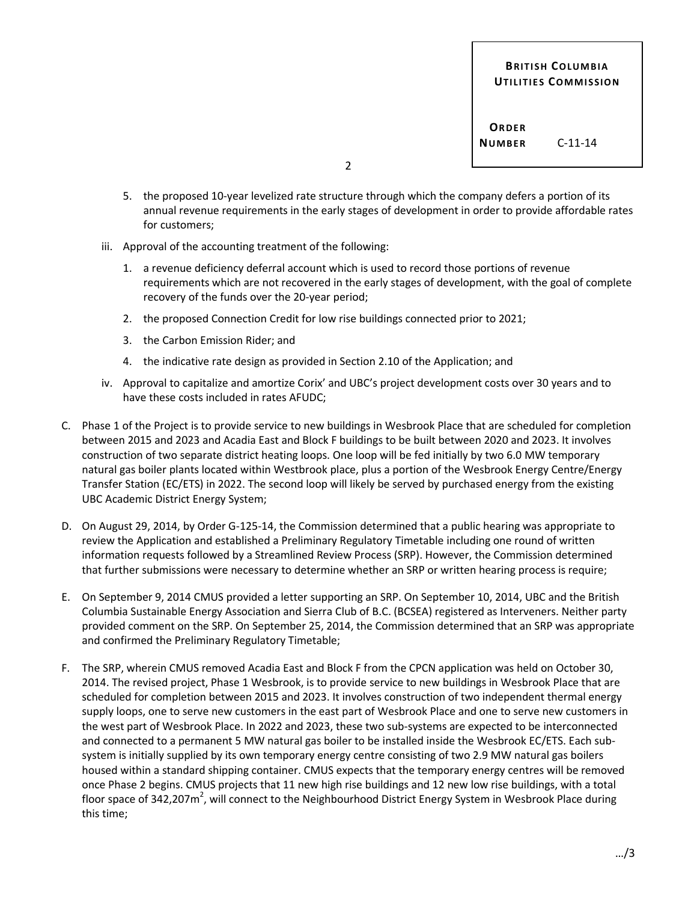5. the proposed 10-year levelized rate structure through which the company defers a portion of its annual revenue requirements in the early stages of development in order to provide affordable rates for customers;

iii. Approval of the accounting treatment of the following:

1. a revenue deficiency deferral account which is used to record those portions of revenue requirements which are not recovered in the early stages of development, with the goal of complete recovery of the funds over the 20-year period;
2. the proposed Connection Credit for low rise buildings connected prior to 2021;
3. the Carbon Emission Rider; and
4. the indicative rate design as provided in Section 2.10 of the Application; and

iv. Approval to capitalize and amortize Corix' and UBC's project development costs over 30 years and to have these costs included in rates AFUDC;

C. Phase 1 of the Project is to provide service to new buildings in Wesbrook Place that are scheduled for completion between 2015 and 2023 and Acadia East and Block F buildings to be built between 2020 and 2023. It involves construction of two separate district heating loops. One loop will be fed initially by two 6.0 MW temporary natural gas boiler plants located within Westbrook place, plus a portion of the Wesbrook Energy Centre/Energy Transfer Station (EC/ETS) in 2022. The second loop will likely be served by purchased energy from the existing UBC Academic District Energy System;

D. On August 29, 2014, by Order G-125-14, the Commission determined that a public hearing was appropriate to review the Application and established a Preliminary Regulatory Timetable including one round of written information requests followed by a Streamlined Review Process (SRP). However, the Commission determined that further submissions were necessary to determine whether an SRP or written hearing process is require;

E. On September 9, 2014 CMUS provided a letter supporting an SRP. On September 10, 2014, UBC and the British Columbia Sustainable Energy Association and Sierra Club of B.C. (BCSEA) registered as Interveners. Neither party provided comment on the SRP. On September 25, 2014, the Commission determined that an SRP was appropriate and confirmed the Preliminary Regulatory Timetable;

F. The SRP, wherein CMUS removed Acadia East and Block F from the CPCN application was held on October 30, 2014. The revised project, Phase 1 Wesbrook, is to provide service to new buildings in Wesbrook Place that are scheduled for completion between 2015 and 2023. It involves construction of two independent thermal energy supply loops, one to serve new customers in the east part of Wesbrook Place and one to serve new customers in the west part of Wesbrook Place. In 2022 and 2023, these two sub-systems are expected to be interconnected and connected to a permanent 5 MW natural gas boiler to be installed inside the Wesbrook EC/ETS. Each sub-system is initially supplied by its own temporary energy centre consisting of two 2.9 MW natural gas boilers housed within a standard shipping container. CMUS expects that the temporary energy centres will be removed once Phase 2 begins. CMUS projects that 11 new high rise buildings and 12 new low rise buildings, with a total floor space of 342,207m$^2$, will connect to the Neighbourhood District Energy System in Wesbrook Place during this time;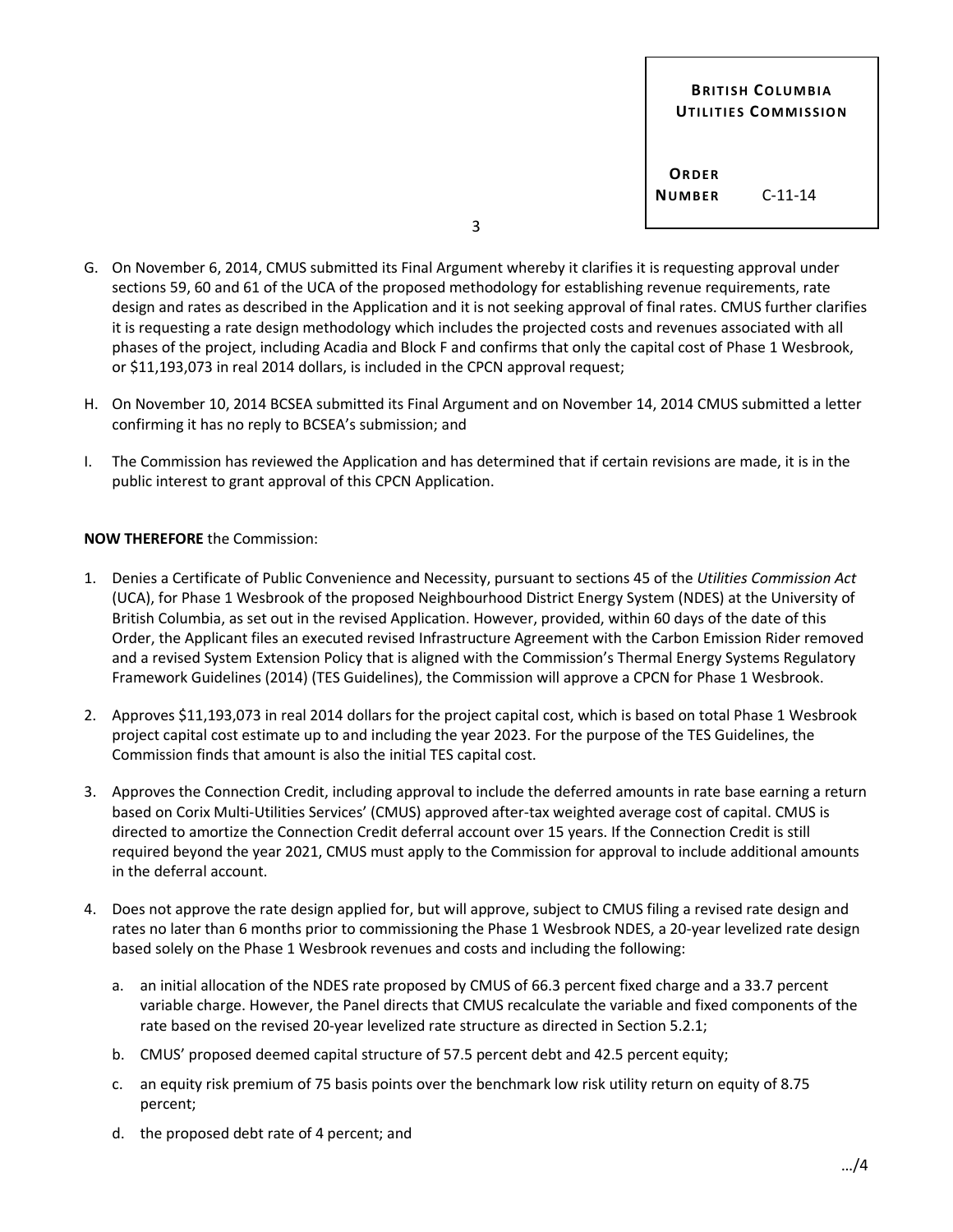G. On November 6, 2014, CMUS submitted its Final Argument whereby it clarifies it is requesting approval under sections 59, 60 and 61 of the UCA of the proposed methodology for establishing revenue requirements, rate design and rates as described in the Application and it is not seeking approval of final rates. CMUS further clarifies it is requesting a rate design methodology which includes the projected costs and revenues associated with all phases of the project, including Acadia and Block F and confirms that only the capital cost of Phase 1 Wesbrook, or $11,193,073 in real 2014 dollars, is included in the CPCN approval request;

H. On November 10, 2014 BCSEA submitted its Final Argument and on November 14, 2014 CMUS submitted a letter confirming it has no reply to BCSEA's submission; and

I. The Commission has reviewed the Application and has determined that if certain revisions are made, it is in the public interest to grant approval of this CPCN Application.

**NOW THEREFORE** the Commission:

1. Denies a Certificate of Public Convenience and Necessity, pursuant to sections 45 of the *Utilities Commission Act* (UCA), for Phase 1 Wesbrook of the proposed Neighbourhood District Energy System (NDES) at the University of British Columbia, as set out in the revised Application. However, provided, within 60 days of the date of this Order, the Applicant files an executed revised Infrastructure Agreement with the Carbon Emission Rider removed and a revised System Extension Policy that is aligned with the Commission's Thermal Energy Systems Regulatory Framework Guidelines (2014) (TES Guidelines), the Commission will approve a CPCN for Phase 1 Wesbrook.

2. Approves $11,193,073 in real 2014 dollars for the project capital cost, which is based on total Phase 1 Wesbrook project capital cost estimate up to and including the year 2023. For the purpose of the TES Guidelines, the Commission finds that amount is also the initial TES capital cost.

3. Approves the Connection Credit, including approval to include the deferred amounts in rate base earning a return based on Corix Multi-Utilities Services' (CMUS) approved after-tax weighted average cost of capital. CMUS is directed to amortize the Connection Credit deferral account over 15 years. If the Connection Credit is still required beyond the year 2021, CMUS must apply to the Commission for approval to include additional amounts in the deferral account.

4. Does not approve the rate design applied for, but will approve, subject to CMUS filing a revised rate design and rates no later than 6 months prior to commissioning the Phase 1 Wesbrook NDES, a 20-year levelized rate design based solely on the Phase 1 Wesbrook revenues and costs and including the following:

   a. an initial allocation of the NDES rate proposed by CMUS of 66.3 percent fixed charge and a 33.7 percent variable charge. However, the Panel directs that CMUS recalculate the variable and fixed components of the rate based on the revised 20-year levelized rate structure as directed in Section 5.2.1;

   b. CMUS' proposed deemed capital structure of 57.5 percent debt and 42.5 percent equity;

   c. an equity risk premium of 75 basis points over the benchmark low risk utility return on equity of 8.75 percent;

   d. the proposed debt rate of 4 percent; and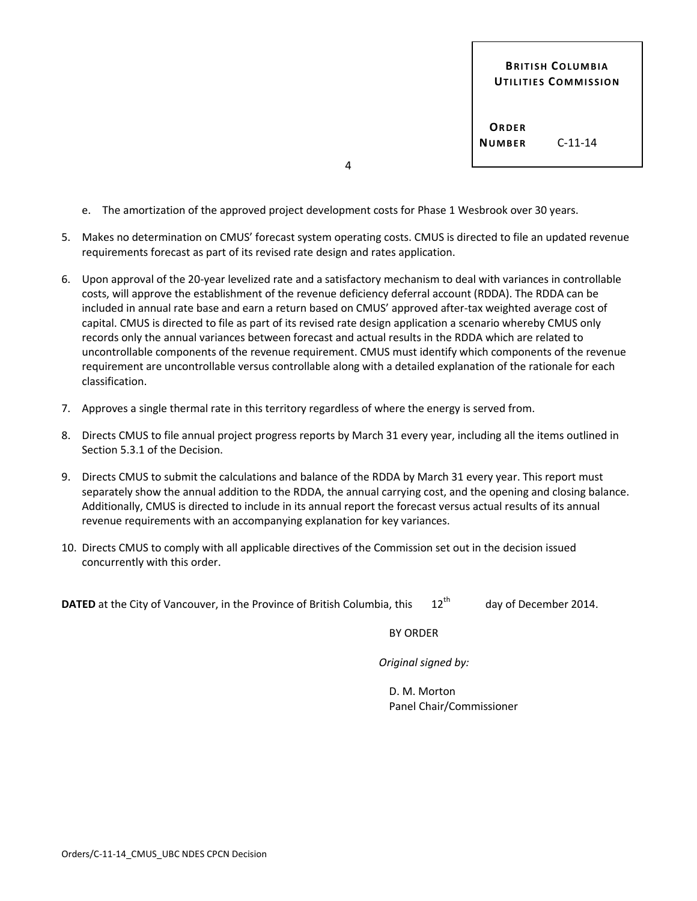e. The amortization of the approved project development costs for Phase 1 Wesbrook over 30 years.

5. Makes no determination on CMUS' forecast system operating costs. CMUS is directed to file an updated revenue requirements forecast as part of its revised rate design and rates application.

6. Upon approval of the 20-year levelized rate and a satisfactory mechanism to deal with variances in controllable costs, will approve the establishment of the revenue deficiency deferral account (RDDA). The RDDA can be included in annual rate base and earn a return based on CMUS' approved after-tax weighted average cost of capital. CMUS is directed to file as part of its revised rate design application a scenario whereby CMUS only records only the annual variances between forecast and actual results in the RDDA which are related to uncontrollable components of the revenue requirement. CMUS must identify which components of the revenue requirement are uncontrollable versus controllable along with a detailed explanation of the rationale for each classification.

7. Approves a single thermal rate in this territory regardless of where the energy is served from.

8. Directs CMUS to file annual project progress reports by March 31 every year, including all the items outlined in Section 5.3.1 of the Decision.

9. Directs CMUS to submit the calculations and balance of the RDDA by March 31 every year. This report must separately show the annual addition to the RDDA, the annual carrying cost, and the opening and closing balance. Additionally, CMUS is directed to include in its annual report the forecast versus actual results of its annual revenue requirements with an accompanying explanation for key variances.

10. Directs CMUS to comply with all applicable directives of the Commission set out in the decision issued concurrently with this order.

**DATED** at the City of Vancouver, in the Province of British Columbia, this 12th day of December 2014.

BY ORDER

*Original signed by:*

D. M. Morton
Panel Chair/Commissioner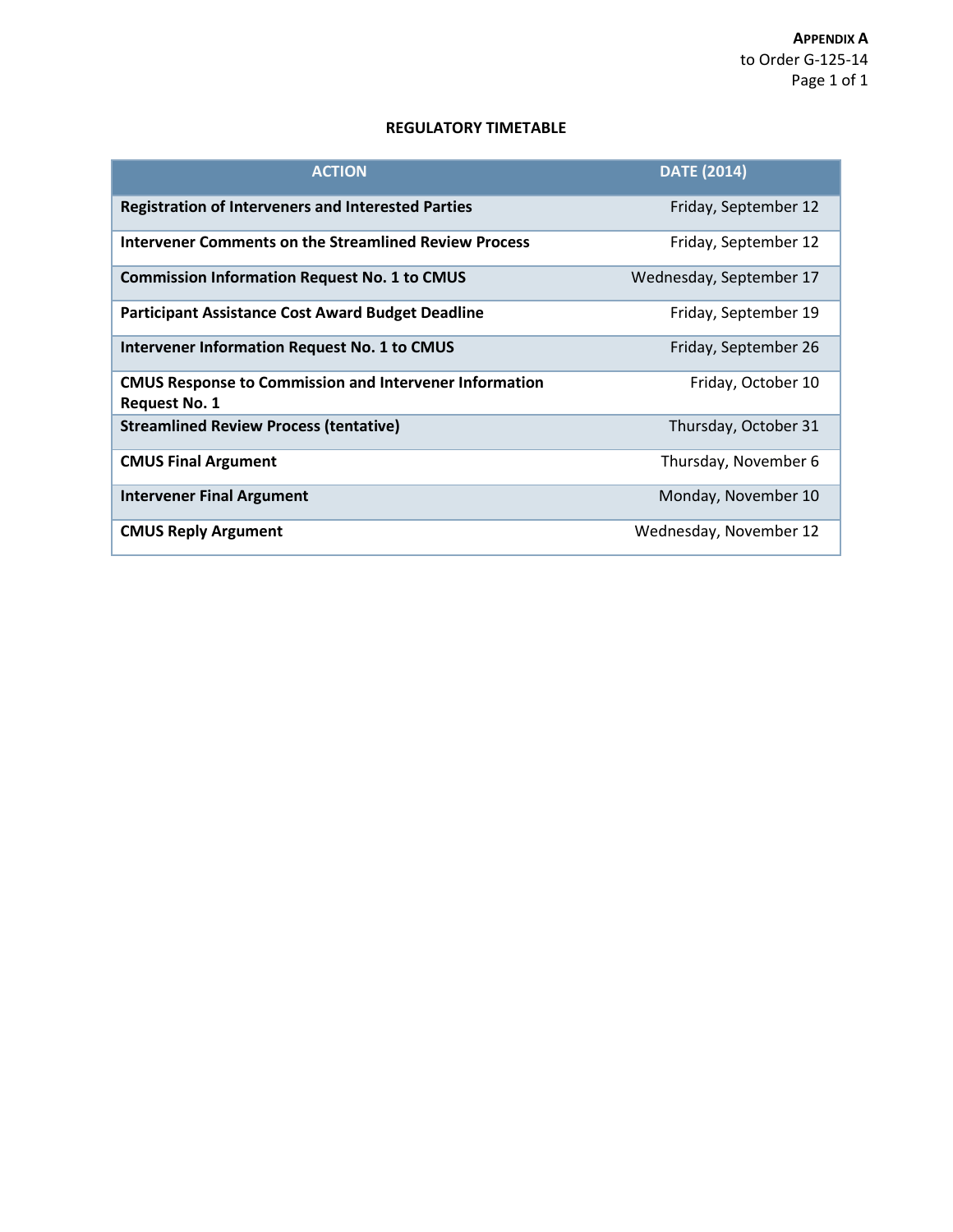**APPENDIX A**
to Order G-125-14

## REGULATORY TIMETABLE

| ACTION | DATE (2014) |
|---|---|
| **Registration of Interveners and Interested Parties** | Friday, September 12 |
| **Intervener Comments on the Streamlined Review Process** | Friday, September 12 |
| **Commission Information Request No. 1 to CMUS** | Wednesday, September 17 |
| **Participant Assistance Cost Award Budget Deadline** | Friday, September 19 |
| **Intervener Information Request No. 1 to CMUS** | Friday, September 26 |
| **CMUS Response to Commission and Intervener Information Request No. 1** | Friday, October 10 |
| **Streamlined Review Process (tentative)** | Thursday, October 31 |
| **CMUS Final Argument** | Thursday, November 6 |
| **Intervener Final Argument** | Monday, November 10 |
| **CMUS Reply Argument** | Wednesday, November 12 |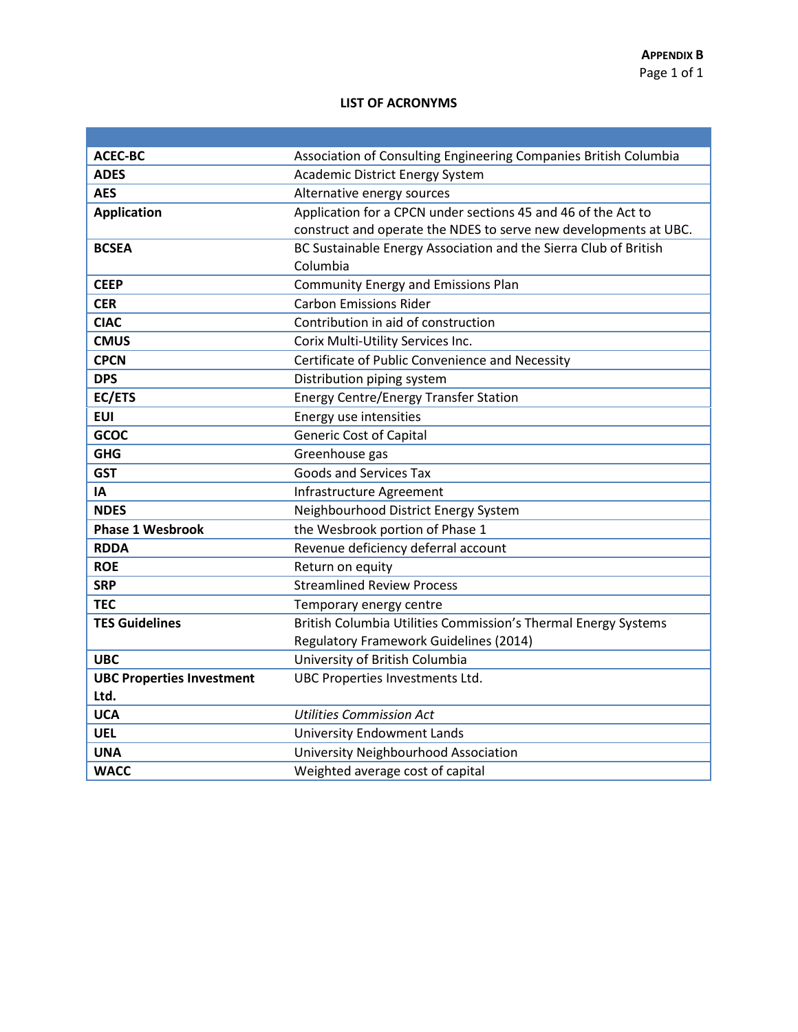**APPENDIX B**

## LIST OF ACRONYMS

| | |
|---|---|
| **ACEC-BC** | Association of Consulting Engineering Companies British Columbia |
| **ADES** | Academic District Energy System |
| **AES** | Alternative energy sources |
| **Application** | Application for a CPCN under sections 45 and 46 of the Act to construct and operate the NDES to serve new developments at UBC. |
| **BCSEA** | BC Sustainable Energy Association and the Sierra Club of British Columbia |
| **CEEP** | Community Energy and Emissions Plan |
| **CER** | Carbon Emissions Rider |
| **CIAC** | Contribution in aid of construction |
| **CMUS** | Corix Multi-Utility Services Inc. |
| **CPCN** | Certificate of Public Convenience and Necessity |
| **DPS** | Distribution piping system |
| **EC/ETS** | Energy Centre/Energy Transfer Station |
| **EUI** | Energy use intensities |
| **GCOC** | Generic Cost of Capital |
| **GHG** | Greenhouse gas |
| **GST** | Goods and Services Tax |
| **IA** | Infrastructure Agreement |
| **NDES** | Neighbourhood District Energy System |
| **Phase 1 Wesbrook** | the Wesbrook portion of Phase 1 |
| **RDDA** | Revenue deficiency deferral account |
| **ROE** | Return on equity |
| **SRP** | Streamlined Review Process |
| **TEC** | Temporary energy centre |
| **TES Guidelines** | British Columbia Utilities Commission's Thermal Energy Systems Regulatory Framework Guidelines (2014) |
| **UBC** | University of British Columbia |
| **UBC Properties Investment Ltd.** | UBC Properties Investments Ltd. |
| **UCA** | *Utilities Commission Act* |
| **UEL** | University Endowment Lands |
| **UNA** | University Neighbourhood Association |
| **WACC** | Weighted average cost of capital |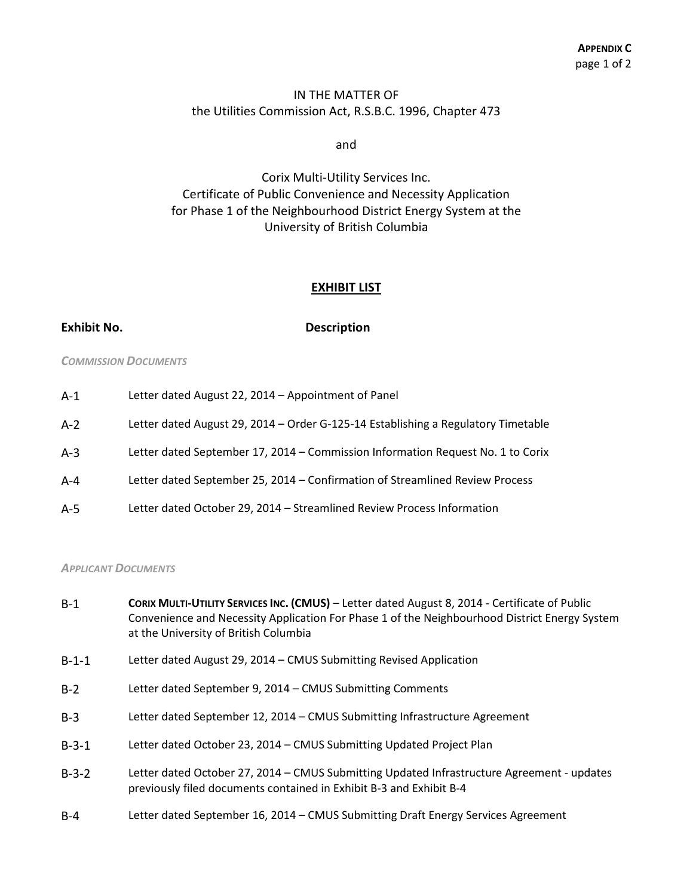**APPENDIX C**

IN THE MATTER OF
the Utilities Commission Act, R.S.B.C. 1996, Chapter 473

and

Corix Multi-Utility Services Inc.
Certificate of Public Convenience and Necessity Application
for Phase 1 of the Neighbourhood District Energy System at the
University of British Columbia

## EXHIBIT LIST

| Exhibit No. | Description |
|---|---|
| *COMMISSION DOCUMENTS* | |
| A-1 | Letter dated August 22, 2014 – Appointment of Panel |
| A-2 | Letter dated August 29, 2014 – Order G-125-14 Establishing a Regulatory Timetable |
| A-3 | Letter dated September 17, 2014 – Commission Information Request No. 1 to Corix |
| A-4 | Letter dated September 25, 2014 – Confirmation of Streamlined Review Process |
| A-5 | Letter dated October 29, 2014 – Streamlined Review Process Information |
| *APPLICANT DOCUMENTS* | |
| B-1 | **CORIX MULTI-UTILITY SERVICES INC. (CMUS)** – Letter dated August 8, 2014 - Certificate of Public Convenience and Necessity Application For Phase 1 of the Neighbourhood District Energy System at the University of British Columbia |
| B-1-1 | Letter dated August 29, 2014 – CMUS Submitting Revised Application |
| B-2 | Letter dated September 9, 2014 – CMUS Submitting Comments |
| B-3 | Letter dated September 12, 2014 – CMUS Submitting Infrastructure Agreement |
| B-3-1 | Letter dated October 23, 2014 – CMUS Submitting Updated Project Plan |
| B-3-2 | Letter dated October 27, 2014 – CMUS Submitting Updated Infrastructure Agreement - updates previously filed documents contained in Exhibit B-3 and Exhibit B-4 |
| B-4 | Letter dated September 16, 2014 – CMUS Submitting Draft Energy Services Agreement |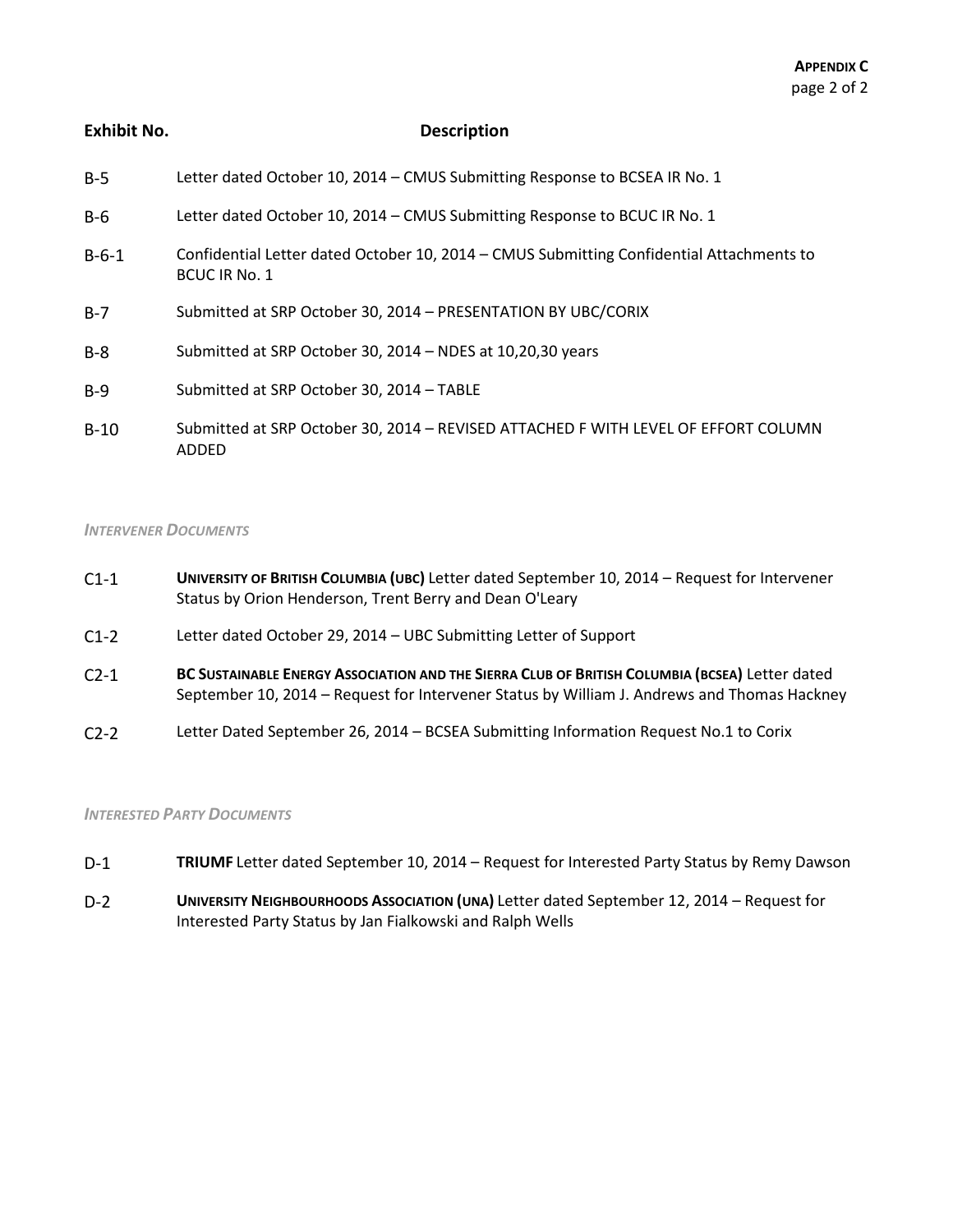**APPENDIX C**

| Exhibit No. | Description |
| --- | --- |
| B-5 | Letter dated October 10, 2014 – CMUS Submitting Response to BCSEA IR No. 1 |
| B-6 | Letter dated October 10, 2014 – CMUS Submitting Response to BCUC IR No. 1 |
| B-6-1 | Confidential Letter dated October 10, 2014 – CMUS Submitting Confidential Attachments to BCUC IR No. 1 |
| B-7 | Submitted at SRP October 30, 2014 – PRESENTATION BY UBC/CORIX |
| B-8 | Submitted at SRP October 30, 2014 – NDES at 10,20,30 years |
| B-9 | Submitted at SRP October 30, 2014 – TABLE |
| B-10 | Submitted at SRP October 30, 2014 – REVISED ATTACHED F WITH LEVEL OF EFFORT COLUMN ADDED |

***INTERVENER DOCUMENTS***

| | |
| --- | --- |
| C1-1 | **UNIVERSITY OF BRITISH COLUMBIA (UBC)** Letter dated September 10, 2014 – Request for Intervener Status by Orion Henderson, Trent Berry and Dean O'Leary |
| C1-2 | Letter dated October 29, 2014 – UBC Submitting Letter of Support |
| C2-1 | **BC SUSTAINABLE ENERGY ASSOCIATION AND THE SIERRA CLUB OF BRITISH COLUMBIA (BCSEA)** Letter dated September 10, 2014 – Request for Intervener Status by William J. Andrews and Thomas Hackney |
| C2-2 | Letter Dated September 26, 2014 – BCSEA Submitting Information Request No.1 to Corix |

***INTERESTED PARTY DOCUMENTS***

| | |
| --- | --- |
| D-1 | **TRIUMF** Letter dated September 10, 2014 – Request for Interested Party Status by Remy Dawson |
| D-2 | **UNIVERSITY NEIGHBOURHOODS ASSOCIATION (UNA)** Letter dated September 12, 2014 – Request for Interested Party Status by Jan Fialkowski and Ralph Wells |